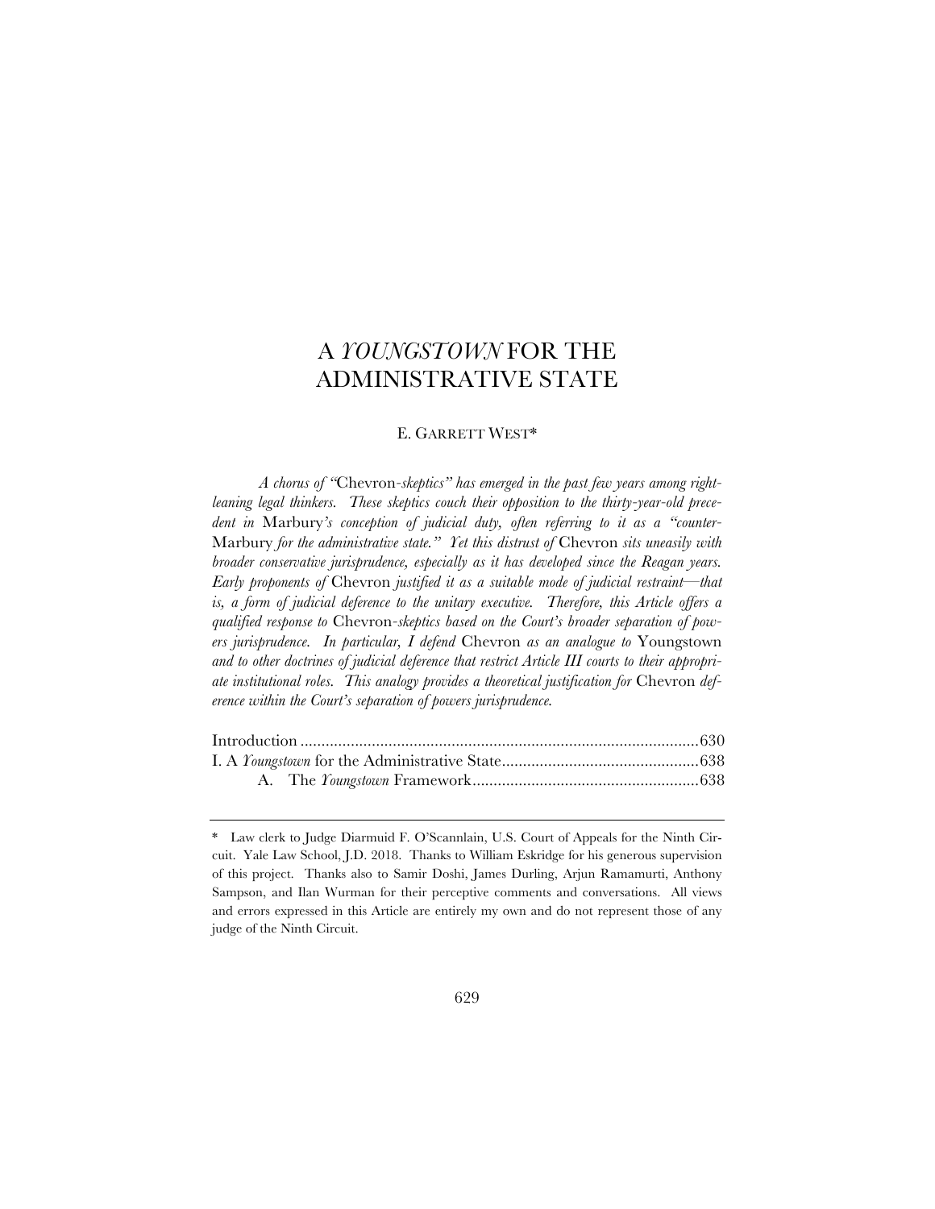# A *YOUNGSTOWN* FOR THE ADMINISTRATIVE STATE

E. GARRETT WEST*

*A chorus of "*Chevron*-skeptics" has emerged in the past few years among right-leaning legal thinkers. These skeptics couch their opposition to the thirty-year-old precedent in* Marbury*'s conception of judicial duty, often referring to it as a "counter-*Marbury *for the administrative state." Yet this distrust of* Chevron *sits uneasily with broader conservative jurisprudence, especially as it has developed since the Reagan years. Early proponents of* Chevron *justified it as a suitable mode of judicial restraint—that is, a form of judicial deference to the unitary executive. Therefore, this Article offers a qualified response to* Chevron*-skeptics based on the Court's broader separation of powers jurisprudence. In particular, I defend* Chevron *as an analogue to* Youngstown *and to other doctrines of judicial deference that restrict Article III courts to their appropriate institutional roles. This analogy provides a theoretical justification for* Chevron *deference within the Court's separation of powers jurisprudence.*

Introduction ............................................................................................630
I. A *Youngstown* for the Administrative State...............................................638
    A. The *Youngstown* Framework......................................................638

---

\* Law clerk to Judge Diarmuid F. O'Scannlain, U.S. Court of Appeals for the Ninth Circuit. Yale Law School, J.D. 2018. Thanks to William Eskridge for his generous supervision of this project. Thanks also to Samir Doshi, James Durling, Arjun Ramamurti, Anthony Sampson, and Ilan Wurman for their perceptive comments and conversations. All views and errors expressed in this Article are entirely my own and do not represent those of any judge of the Ninth Circuit.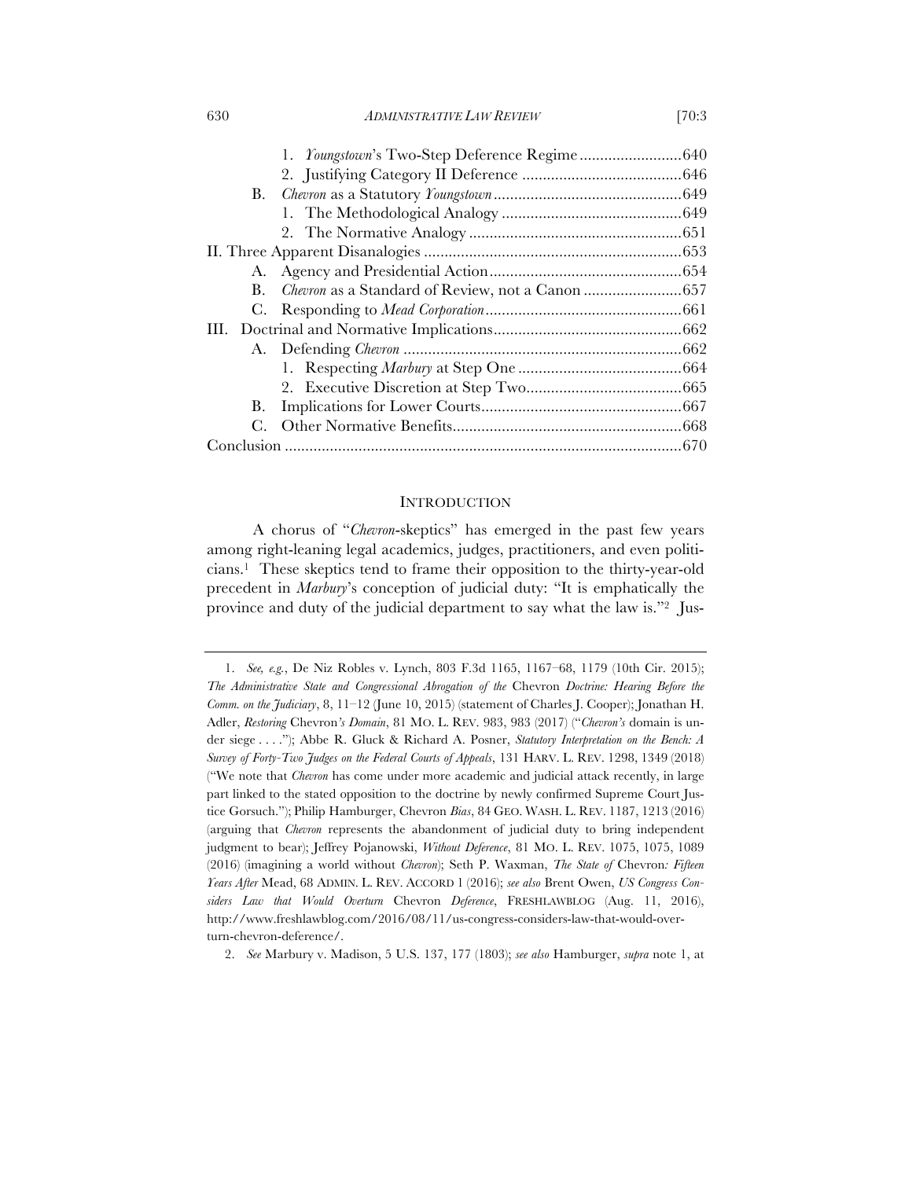1. *Youngstown*'s Two-Step Deference Regime .........................640
2. Justifying Category II Deference .......................................646

B. *Chevron* as a Statutory *Youngstown* .............................................649
1. The Methodological Analogy ............................................649
2. The Normative Analogy ....................................................651

II. Three Apparent Disanalogies ...............................................................653

A. Agency and Presidential Action...............................................654
B. *Chevron* as a Standard of Review, not a Canon ........................657
C. Responding to *Mead Corporation* ................................................661

III. Doctrinal and Normative Implications..............................................662

A. Defending *Chevron* ....................................................................662
1. Respecting *Marbury* at Step One ........................................664
2. Executive Discretion at Step Two......................................665

B. Implications for Lower Courts.................................................667
C. Other Normative Benefits........................................................668

Conclusion ...............................................................................................670

## INTRODUCTION

A chorus of "*Chevron*-skeptics" has emerged in the past few years among right-leaning legal academics, judges, practitioners, and even politicians.[1] These skeptics tend to frame their opposition to the thirty-year-old precedent in *Marbury*'s conception of judicial duty: "It is emphatically the province and duty of the judicial department to say what the law is."[2] Jus-

---

1. *See, e.g.*, De Niz Robles v. Lynch, 803 F.3d 1165, 1167–68, 1179 (10th Cir. 2015); *The Administrative State and Congressional Abrogation of the* Chevron *Doctrine: Hearing Before the Comm. on the Judiciary*, 8, 11–12 (June 10, 2015) (statement of Charles J. Cooper); Jonathan H. Adler, *Restoring* Chevron*'s Domain*, 81 MO. L. REV. 983, 983 (2017) ("*Chevron's* domain is under siege . . . ."); Abbe R. Gluck & Richard A. Posner, *Statutory Interpretation on the Bench: A Survey of Forty-Two Judges on the Federal Courts of Appeals*, 131 HARV. L. REV. 1298, 1349 (2018) ("We note that *Chevron* has come under more academic and judicial attack recently, in large part linked to the stated opposition to the doctrine by newly confirmed Supreme Court Justice Gorsuch."); Philip Hamburger, Chevron *Bias*, 84 GEO. WASH. L. REV. 1187, 1213 (2016) (arguing that *Chevron* represents the abandonment of judicial duty to bring independent judgment to bear); Jeffrey Pojanowski, *Without Deference*, 81 MO. L. REV. 1075, 1075, 1089 (2016) (imagining a world without *Chevron*); Seth P. Waxman, *The State of* Chevron*: Fifteen Years After* Mead, 68 ADMIN. L. REV. ACCORD 1 (2016); *see also* Brent Owen, *US Congress Considers Law that Would Overturn* Chevron *Deference*, FRESHLAWBLOG (Aug. 11, 2016), http://www.freshlawblog.com/2016/08/11/us-congress-considers-law-that-would-overturn-chevron-deference/.

2. *See* Marbury v. Madison, 5 U.S. 137, 177 (1803); *see also* Hamburger, *supra* note 1, at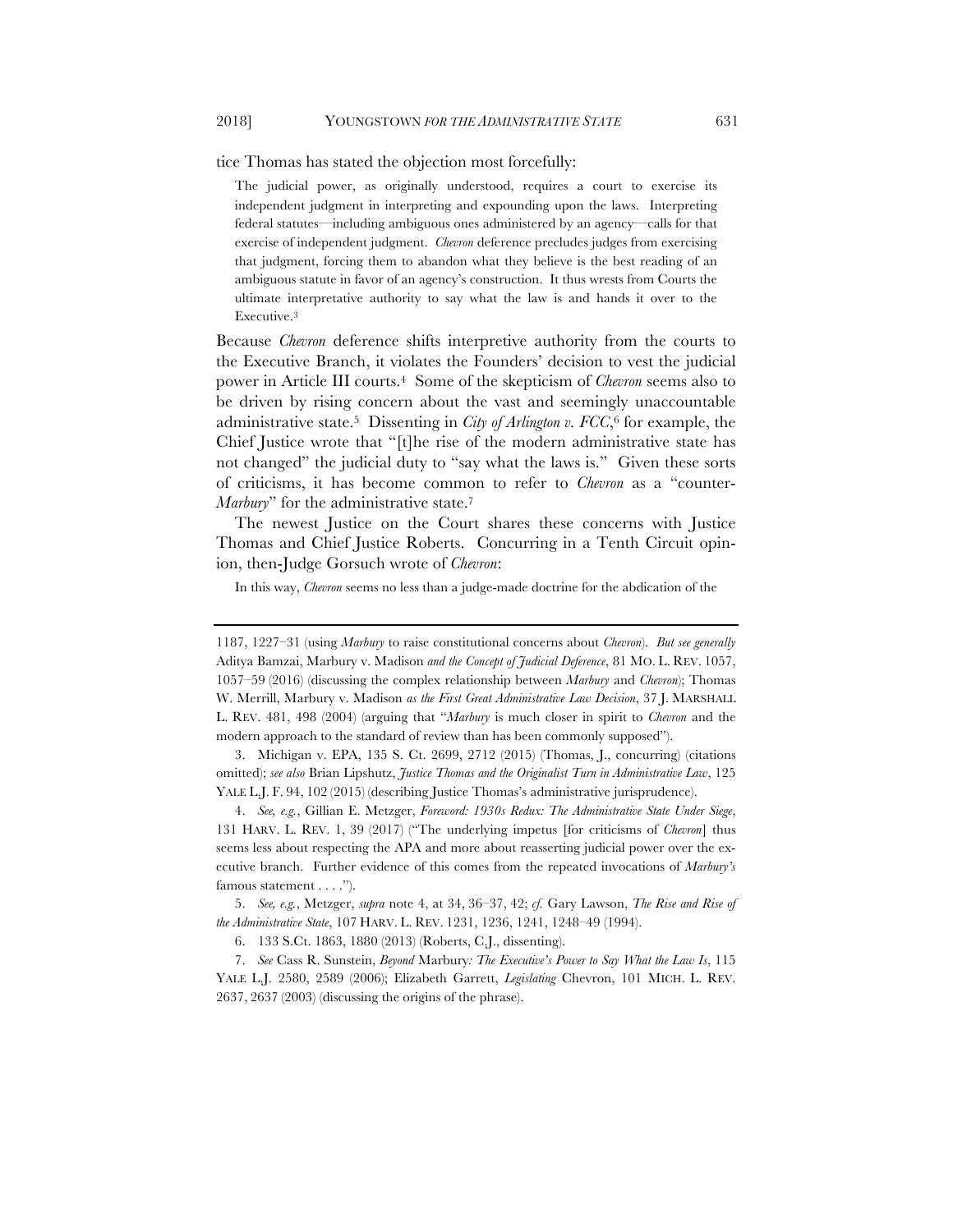tice Thomas has stated the objection most forcefully:

> The judicial power, as originally understood, requires a court to exercise its independent judgment in interpreting and expounding upon the laws. Interpreting federal statutes—including ambiguous ones administered by an agency—calls for that exercise of independent judgment. *Chevron* deference precludes judges from exercising that judgment, forcing them to abandon what they believe is the best reading of an ambiguous statute in favor of an agency's construction. It thus wrests from Courts the ultimate interpretative authority to say what the law is and hands it over to the Executive.[3]

Because *Chevron* deference shifts interpretive authority from the courts to the Executive Branch, it violates the Founders' decision to vest the judicial power in Article III courts.[4] Some of the skepticism of *Chevron* seems also to be driven by rising concern about the vast and seemingly unaccountable administrative state.[5] Dissenting in *City of Arlington v. FCC*,[6] for example, the Chief Justice wrote that "[t]he rise of the modern administrative state has not changed" the judicial duty to "say what the laws is." Given these sorts of criticisms, it has become common to refer to *Chevron* as a "counter-*Marbury*" for the administrative state.[7]

The newest Justice on the Court shares these concerns with Justice Thomas and Chief Justice Roberts. Concurring in a Tenth Circuit opinion, then-Judge Gorsuch wrote of *Chevron*:

> In this way, *Chevron* seems no less than a judge-made doctrine for the abdication of the

---

1187, 1227–31 (using *Marbury* to raise constitutional concerns about *Chevron*). *But see generally* Aditya Bamzai, Marbury v. Madison *and the Concept of Judicial Deference*, 81 MO. L. REV. 1057, 1057–59 (2016) (discussing the complex relationship between *Marbury* and *Chevron*); Thomas W. Merrill, Marbury v. Madison *as the First Great Administrative Law Decision*, 37 J. MARSHALL L. REV. 481, 498 (2004) (arguing that "*Marbury* is much closer in spirit to *Chevron* and the modern approach to the standard of review than has been commonly supposed").

3. Michigan v. EPA, 135 S. Ct. 2699, 2712 (2015) (Thomas, J., concurring) (citations omitted); *see also* Brian Lipshutz, *Justice Thomas and the Originalist Turn in Administrative Law*, 125 YALE L.J. F. 94, 102 (2015) (describing Justice Thomas's administrative jurisprudence).

4. *See, e.g.*, Gillian E. Metzger, *Foreword: 1930s Redux: The Administrative State Under Siege*, 131 HARV. L. REV. 1, 39 (2017) ("The underlying impetus [for criticisms of *Chevron*] thus seems less about respecting the APA and more about reasserting judicial power over the executive branch. Further evidence of this comes from the repeated invocations of *Marbury's* famous statement . . . .").

5. *See, e.g.*, Metzger, *supra* note 4, at 34, 36–37, 42; *cf.* Gary Lawson, *The Rise and Rise of the Administrative State*, 107 HARV. L. REV. 1231, 1236, 1241, 1248–49 (1994).

6. 133 S.Ct. 1863, 1880 (2013) (Roberts, C.J., dissenting).

7. *See* Cass R. Sunstein, *Beyond* Marbury*: The Executive's Power to Say What the Law Is*, 115 YALE L.J. 2580, 2589 (2006); Elizabeth Garrett, *Legislating* Chevron, 101 MICH. L. REV. 2637, 2637 (2003) (discussing the origins of the phrase).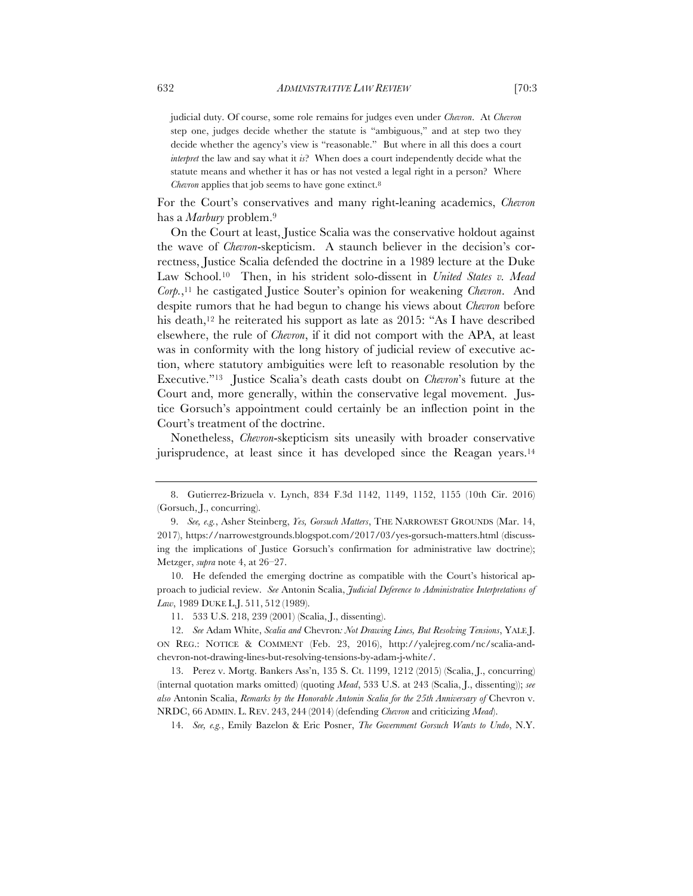judicial duty. Of course, some role remains for judges even under *Chevron*. At *Chevron* step one, judges decide whether the statute is "ambiguous," and at step two they decide whether the agency's view is "reasonable." But where in all this does a court *interpret* the law and say what it *is*? When does a court independently decide what the statute means and whether it has or has not vested a legal right in a person? Where *Chevron* applies that job seems to have gone extinct.[8]

For the Court's conservatives and many right-leaning academics, *Chevron* has a *Marbury* problem.[9]

On the Court at least, Justice Scalia was the conservative holdout against the wave of *Chevron*-skepticism. A staunch believer in the decision's correctness, Justice Scalia defended the doctrine in a 1989 lecture at the Duke Law School.[10] Then, in his strident solo-dissent in *United States v. Mead Corp.*,[11] he castigated Justice Souter's opinion for weakening *Chevron*. And despite rumors that he had begun to change his views about *Chevron* before his death,[12] he reiterated his support as late as 2015: "As I have described elsewhere, the rule of *Chevron*, if it did not comport with the APA, at least was in conformity with the long history of judicial review of executive action, where statutory ambiguities were left to reasonable resolution by the Executive."[13] Justice Scalia's death casts doubt on *Chevron*'s future at the Court and, more generally, within the conservative legal movement. Justice Gorsuch's appointment could certainly be an inflection point in the Court's treatment of the doctrine.

Nonetheless, *Chevron*-skepticism sits uneasily with broader conservative jurisprudence, at least since it has developed since the Reagan years.[14]

---

8. Gutierrez-Brizuela v. Lynch, 834 F.3d 1142, 1149, 1152, 1155 (10th Cir. 2016) (Gorsuch, J., concurring).

9. *See, e.g.*, Asher Steinberg, *Yes, Gorsuch Matters*, THE NARROWEST GROUNDS (Mar. 14, 2017), https://narrowestgrounds.blogspot.com/2017/03/yes-gorsuch-matters.html (discussing the implications of Justice Gorsuch's confirmation for administrative law doctrine); Metzger, *supra* note 4, at 26–27.

10. He defended the emerging doctrine as compatible with the Court's historical approach to judicial review. *See* Antonin Scalia, *Judicial Deference to Administrative Interpretations of Law*, 1989 DUKE L.J. 511, 512 (1989).

11. 533 U.S. 218, 239 (2001) (Scalia, J., dissenting).

12. *See* Adam White, *Scalia and* Chevron*: Not Drawing Lines, But Resolving Tensions*, YALE J. ON REG.: NOTICE & COMMENT (Feb. 23, 2016), http://yalejreg.com/nc/scalia-and-chevron-not-drawing-lines-but-resolving-tensions-by-adam-j-white/.

13. Perez v. Mortg. Bankers Ass'n, 135 S. Ct. 1199, 1212 (2015) (Scalia, J., concurring) (internal quotation marks omitted) (quoting *Mead*, 533 U.S. at 243 (Scalia, J., dissenting)); *see also* Antonin Scalia, *Remarks by the Honorable Antonin Scalia for the 25th Anniversary of* Chevron v. NRDC, 66 ADMIN. L. REV. 243, 244 (2014) (defending *Chevron* and criticizing *Mead*).

14. *See, e.g.*, Emily Bazelon & Eric Posner, *The Government Gorsuch Wants to Undo*, N.Y.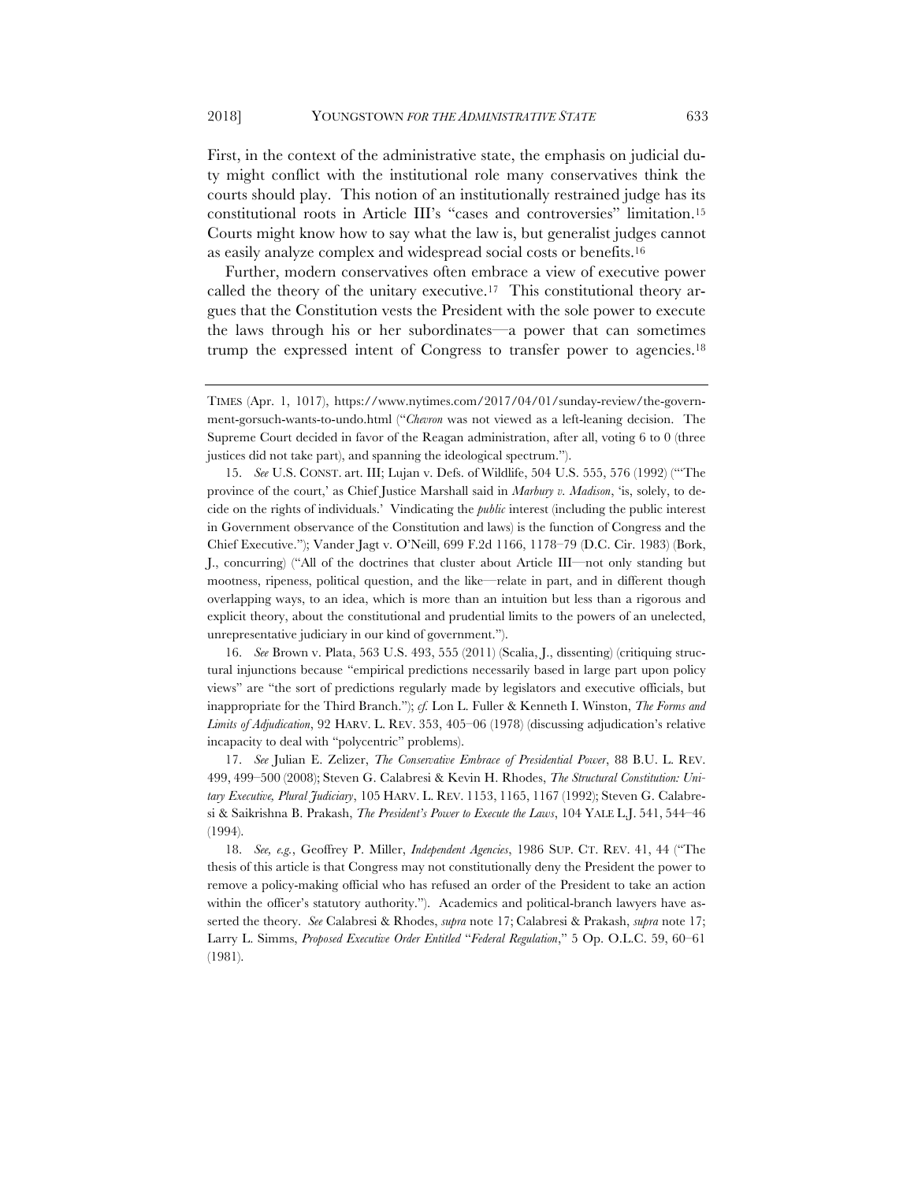First, in the context of the administrative state, the emphasis on judicial duty might conflict with the institutional role many conservatives think the courts should play. This notion of an institutionally restrained judge has its constitutional roots in Article III's "cases and controversies" limitation.[15] Courts might know how to say what the law is, but generalist judges cannot as easily analyze complex and widespread social costs or benefits.[16]

Further, modern conservatives often embrace a view of executive power called the theory of the unitary executive.[17] This constitutional theory argues that the Constitution vests the President with the sole power to execute the laws through his or her subordinates—a power that can sometimes trump the expressed intent of Congress to transfer power to agencies.[18]

---

TIMES (Apr. 1, 1017), https://www.nytimes.com/2017/04/01/sunday-review/the-government-gorsuch-wants-to-undo.html ("*Chevron* was not viewed as a left-leaning decision. The Supreme Court decided in favor of the Reagan administration, after all, voting 6 to 0 (three justices did not take part), and spanning the ideological spectrum.").

15. *See* U.S. CONST. art. III; Lujan v. Defs. of Wildlife, 504 U.S. 555, 576 (1992) ("'The province of the court,' as Chief Justice Marshall said in *Marbury v. Madison*, 'is, solely, to decide on the rights of individuals.' Vindicating the *public* interest (including the public interest in Government observance of the Constitution and laws) is the function of Congress and the Chief Executive."); Vander Jagt v. O'Neill, 699 F.2d 1166, 1178–79 (D.C. Cir. 1983) (Bork, J., concurring) ("All of the doctrines that cluster about Article III—not only standing but mootness, ripeness, political question, and the like—relate in part, and in different though overlapping ways, to an idea, which is more than an intuition but less than a rigorous and explicit theory, about the constitutional and prudential limits to the powers of an unelected, unrepresentative judiciary in our kind of government.").

16. *See* Brown v. Plata, 563 U.S. 493, 555 (2011) (Scalia, J., dissenting) (critiquing structural injunctions because "empirical predictions necessarily based in large part upon policy views" are "the sort of predictions regularly made by legislators and executive officials, but inappropriate for the Third Branch."); *cf.* Lon L. Fuller & Kenneth I. Winston, *The Forms and Limits of Adjudication*, 92 HARV. L. REV. 353, 405–06 (1978) (discussing adjudication's relative incapacity to deal with "polycentric" problems).

17. *See* Julian E. Zelizer, *The Conservative Embrace of Presidential Power*, 88 B.U. L. REV. 499, 499–500 (2008); Steven G. Calabresi & Kevin H. Rhodes, *The Structural Constitution: Unitary Executive, Plural Judiciary*, 105 HARV. L. REV. 1153, 1165, 1167 (1992); Steven G. Calabresi & Saikrishna B. Prakash, *The President's Power to Execute the Laws*, 104 YALE L.J. 541, 544–46 (1994).

18. *See, e.g.*, Geoffrey P. Miller, *Independent Agencies*, 1986 SUP. CT. REV. 41, 44 ("The thesis of this article is that Congress may not constitutionally deny the President the power to remove a policy-making official who has refused an order of the President to take an action within the officer's statutory authority."). Academics and political-branch lawyers have asserted the theory. *See* Calabresi & Rhodes, *supra* note 17; Calabresi & Prakash, *supra* note 17; Larry L. Simms, *Proposed Executive Order Entitled "Federal Regulation*," 5 Op. O.L.C. 59, 60–61 (1981).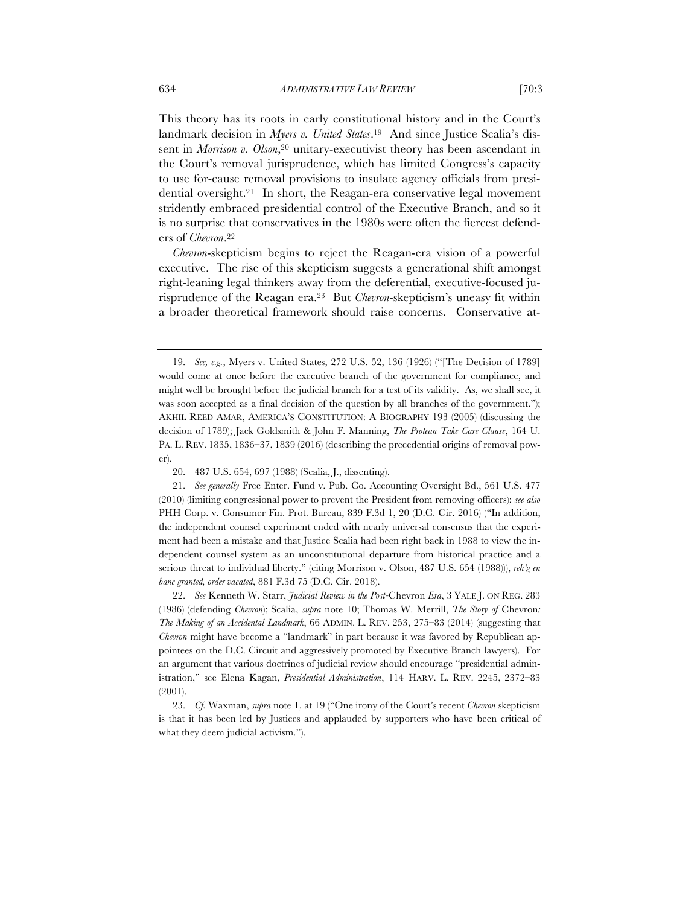This theory has its roots in early constitutional history and in the Court's landmark decision in *Myers v. United States*.[19] And since Justice Scalia's dissent in *Morrison v. Olson*,[20] unitary-executivist theory has been ascendant in the Court's removal jurisprudence, which has limited Congress's capacity to use for-cause removal provisions to insulate agency officials from presidential oversight.[21] In short, the Reagan-era conservative legal movement stridently embraced presidential control of the Executive Branch, and so it is no surprise that conservatives in the 1980s were often the fiercest defenders of *Chevron*.[22]

*Chevron*-skepticism begins to reject the Reagan-era vision of a powerful executive. The rise of this skepticism suggests a generational shift amongst right-leaning legal thinkers away from the deferential, executive-focused jurisprudence of the Reagan era.[23] But *Chevron*-skepticism's uneasy fit within a broader theoretical framework should raise concerns. Conservative at-

---

19. *See, e.g.*, Myers v. United States, 272 U.S. 52, 136 (1926) ("[The Decision of 1789] would come at once before the executive branch of the government for compliance, and might well be brought before the judicial branch for a test of its validity. As, we shall see, it was soon accepted as a final decision of the question by all branches of the government."); AKHIL REED AMAR, AMERICA'S CONSTITUTION: A BIOGRAPHY 193 (2005) (discussing the decision of 1789); Jack Goldsmith & John F. Manning, *The Protean Take Care Clause*, 164 U. PA. L. REV. 1835, 1836–37, 1839 (2016) (describing the precedential origins of removal power).

20. 487 U.S. 654, 697 (1988) (Scalia, J., dissenting).

21. *See generally* Free Enter. Fund v. Pub. Co. Accounting Oversight Bd., 561 U.S. 477 (2010) (limiting congressional power to prevent the President from removing officers); *see also* PHH Corp. v. Consumer Fin. Prot. Bureau, 839 F.3d 1, 20 (D.C. Cir. 2016) ("In addition, the independent counsel experiment ended with nearly universal consensus that the experiment had been a mistake and that Justice Scalia had been right back in 1988 to view the independent counsel system as an unconstitutional departure from historical practice and a serious threat to individual liberty." (citing Morrison v. Olson, 487 U.S. 654 (1988))), *reh'g en banc granted, order vacated*, 881 F.3d 75 (D.C. Cir. 2018).

22. *See* Kenneth W. Starr, *Judicial Review in the Post-*Chevron *Era*, 3 YALE J. ON REG. 283 (1986) (defending *Chevron*); Scalia, *supra* note 10; Thomas W. Merrill, *The Story of* Chevron*: The Making of an Accidental Landmark*, 66 ADMIN. L. REV. 253, 275–83 (2014) (suggesting that *Chevron* might have become a "landmark" in part because it was favored by Republican appointees on the D.C. Circuit and aggressively promoted by Executive Branch lawyers). For an argument that various doctrines of judicial review should encourage "presidential administration," see Elena Kagan, *Presidential Administration*, 114 HARV. L. REV. 2245, 2372–83 (2001).

23. *Cf.* Waxman, *supra* note 1, at 19 ("One irony of the Court's recent *Chevron* skepticism is that it has been led by Justices and applauded by supporters who have been critical of what they deem judicial activism.").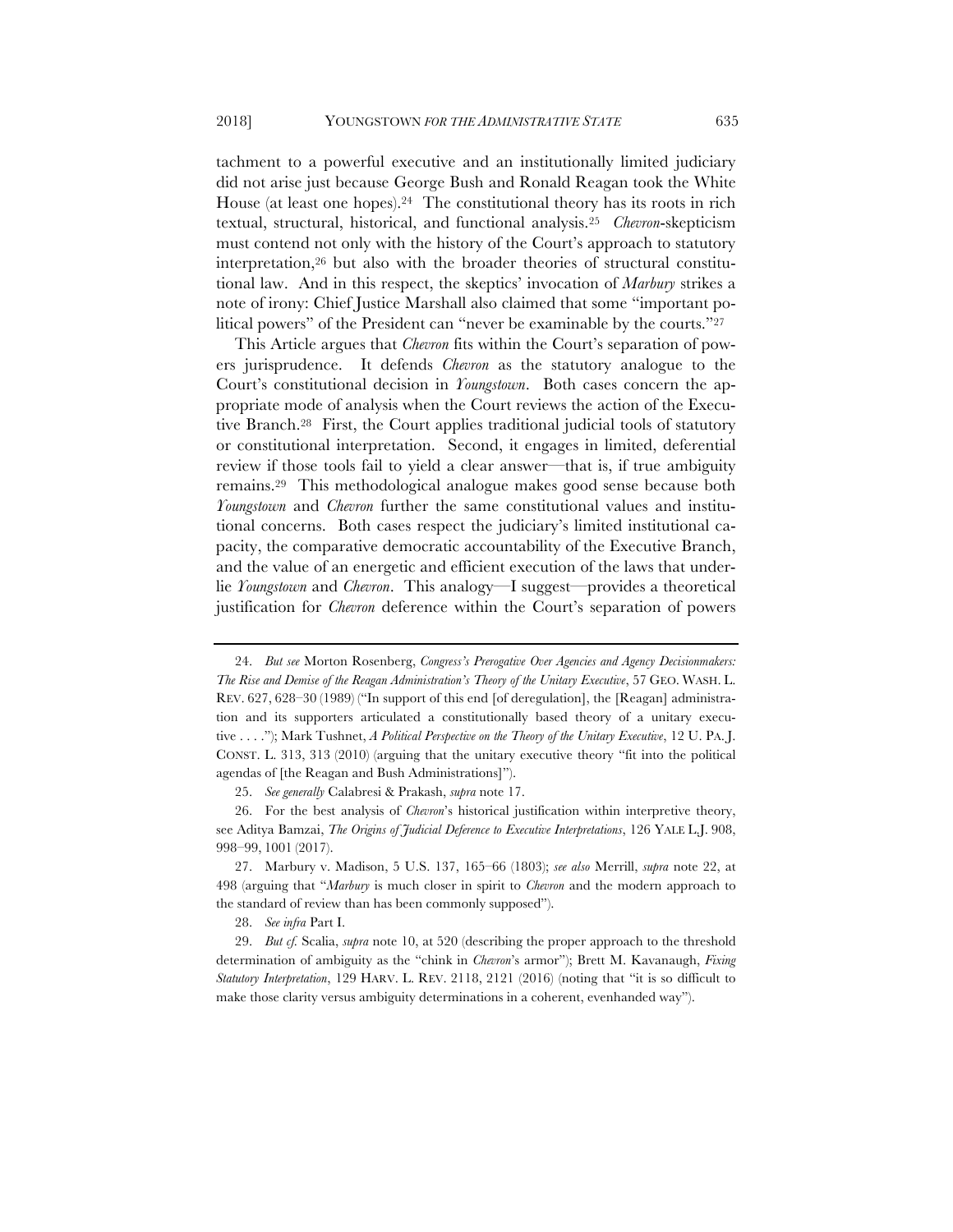tachment to a powerful executive and an institutionally limited judiciary did not arise just because George Bush and Ronald Reagan took the White House (at least one hopes).[24] The constitutional theory has its roots in rich textual, structural, historical, and functional analysis.[25] *Chevron*-skepticism must contend not only with the history of the Court's approach to statutory interpretation,[26] but also with the broader theories of structural constitutional law. And in this respect, the skeptics' invocation of *Marbury* strikes a note of irony: Chief Justice Marshall also claimed that some "important political powers" of the President can "never be examinable by the courts."[27]

This Article argues that *Chevron* fits within the Court's separation of powers jurisprudence. It defends *Chevron* as the statutory analogue to the Court's constitutional decision in *Youngstown*. Both cases concern the appropriate mode of analysis when the Court reviews the action of the Executive Branch.[28] First, the Court applies traditional judicial tools of statutory or constitutional interpretation. Second, it engages in limited, deferential review if those tools fail to yield a clear answer—that is, if true ambiguity remains.[29] This methodological analogue makes good sense because both *Youngstown* and *Chevron* further the same constitutional values and institutional concerns. Both cases respect the judiciary's limited institutional capacity, the comparative democratic accountability of the Executive Branch, and the value of an energetic and efficient execution of the laws that underlie *Youngstown* and *Chevron*. This analogy—I suggest—provides a theoretical justification for *Chevron* deference within the Court's separation of powers

---

24. *But see* Morton Rosenberg, *Congress's Prerogative Over Agencies and Agency Decisionmakers: The Rise and Demise of the Reagan Administration's Theory of the Unitary Executive*, 57 GEO. WASH. L. REV. 627, 628–30 (1989) ("In support of this end [of deregulation], the [Reagan] administration and its supporters articulated a constitutionally based theory of a unitary executive . . . ."); Mark Tushnet, *A Political Perspective on the Theory of the Unitary Executive*, 12 U. PA. J. CONST. L. 313, 313 (2010) (arguing that the unitary executive theory "fit into the political agendas of [the Reagan and Bush Administrations]").

25. *See generally* Calabresi & Prakash, *supra* note 17.

26. For the best analysis of *Chevron*'s historical justification within interpretive theory, see Aditya Bamzai, *The Origins of Judicial Deference to Executive Interpretations*, 126 YALE L.J. 908, 998–99, 1001 (2017).

27. Marbury v. Madison, 5 U.S. 137, 165–66 (1803); *see also* Merrill, *supra* note 22, at 498 (arguing that "*Marbury* is much closer in spirit to *Chevron* and the modern approach to the standard of review than has been commonly supposed").

28. *See infra* Part I.

29. *But cf.* Scalia, *supra* note 10, at 520 (describing the proper approach to the threshold determination of ambiguity as the "chink in *Chevron*'s armor"); Brett M. Kavanaugh, *Fixing Statutory Interpretation*, 129 HARV. L. REV. 2118, 2121 (2016) (noting that "it is so difficult to make those clarity versus ambiguity determinations in a coherent, evenhanded way").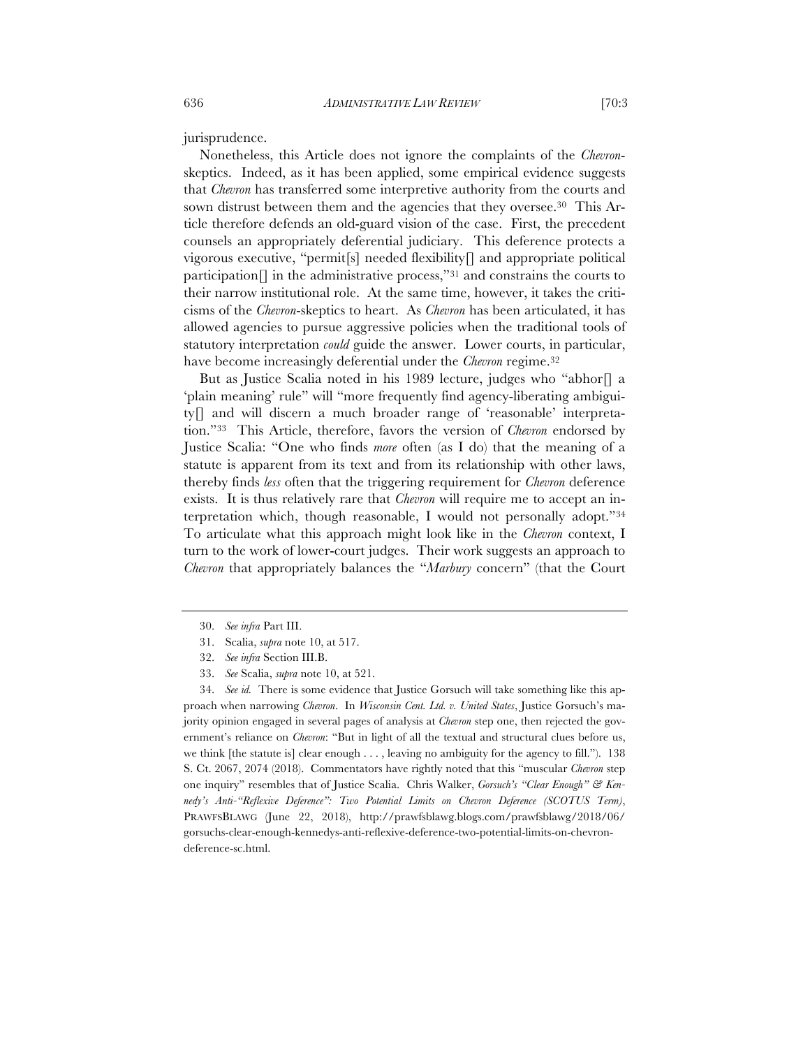jurisprudence.

Nonetheless, this Article does not ignore the complaints of the *Chevron*-skeptics. Indeed, as it has been applied, some empirical evidence suggests that *Chevron* has transferred some interpretive authority from the courts and sown distrust between them and the agencies that they oversee.[30] This Article therefore defends an old-guard vision of the case. First, the precedent counsels an appropriately deferential judiciary. This deference protects a vigorous executive, "permit[s] needed flexibility[] and appropriate political participation[] in the administrative process,"[31] and constrains the courts to their narrow institutional role. At the same time, however, it takes the criticisms of the *Chevron*-skeptics to heart. As *Chevron* has been articulated, it has allowed agencies to pursue aggressive policies when the traditional tools of statutory interpretation *could* guide the answer. Lower courts, in particular, have become increasingly deferential under the *Chevron* regime.[32]

But as Justice Scalia noted in his 1989 lecture, judges who "abhor[] a 'plain meaning' rule" will "more frequently find agency-liberating ambiguity[] and will discern a much broader range of 'reasonable' interpretation."[33] This Article, therefore, favors the version of *Chevron* endorsed by Justice Scalia: "One who finds *more* often (as I do) that the meaning of a statute is apparent from its text and from its relationship with other laws, thereby finds *less* often that the triggering requirement for *Chevron* deference exists. It is thus relatively rare that *Chevron* will require me to accept an interpretation which, though reasonable, I would not personally adopt."[34] To articulate what this approach might look like in the *Chevron* context, I turn to the work of lower-court judges. Their work suggests an approach to *Chevron* that appropriately balances the "*Marbury* concern" (that the Court

---

30. *See infra* Part III.

31. Scalia, *supra* note 10, at 517.

32. *See infra* Section III.B.

33. *See* Scalia, *supra* note 10, at 521.

34. *See id.* There is some evidence that Justice Gorsuch will take something like this approach when narrowing *Chevron*. In *Wisconsin Cent. Ltd. v. United States*, Justice Gorsuch's majority opinion engaged in several pages of analysis at *Chevron* step one, then rejected the government's reliance on *Chevron*: "But in light of all the textual and structural clues before us, we think [the statute is] clear enough . . . , leaving no ambiguity for the agency to fill."). 138 S. Ct. 2067, 2074 (2018). Commentators have rightly noted that this "muscular *Chevron* step one inquiry" resembles that of Justice Scalia. Chris Walker, *Gorsuch's "Clear Enough" & Kennedy's Anti-"Reflexive Deference": Two Potential Limits on Chevron Deference (SCOTUS Term)*, PRAWFSBLAWG (June 22, 2018), http://prawfsblawg.blogs.com/prawfsblawg/2018/06/gorsuchs-clear-enough-kennedys-anti-reflexive-deference-two-potential-limits-on-chevron-deference-sc.html.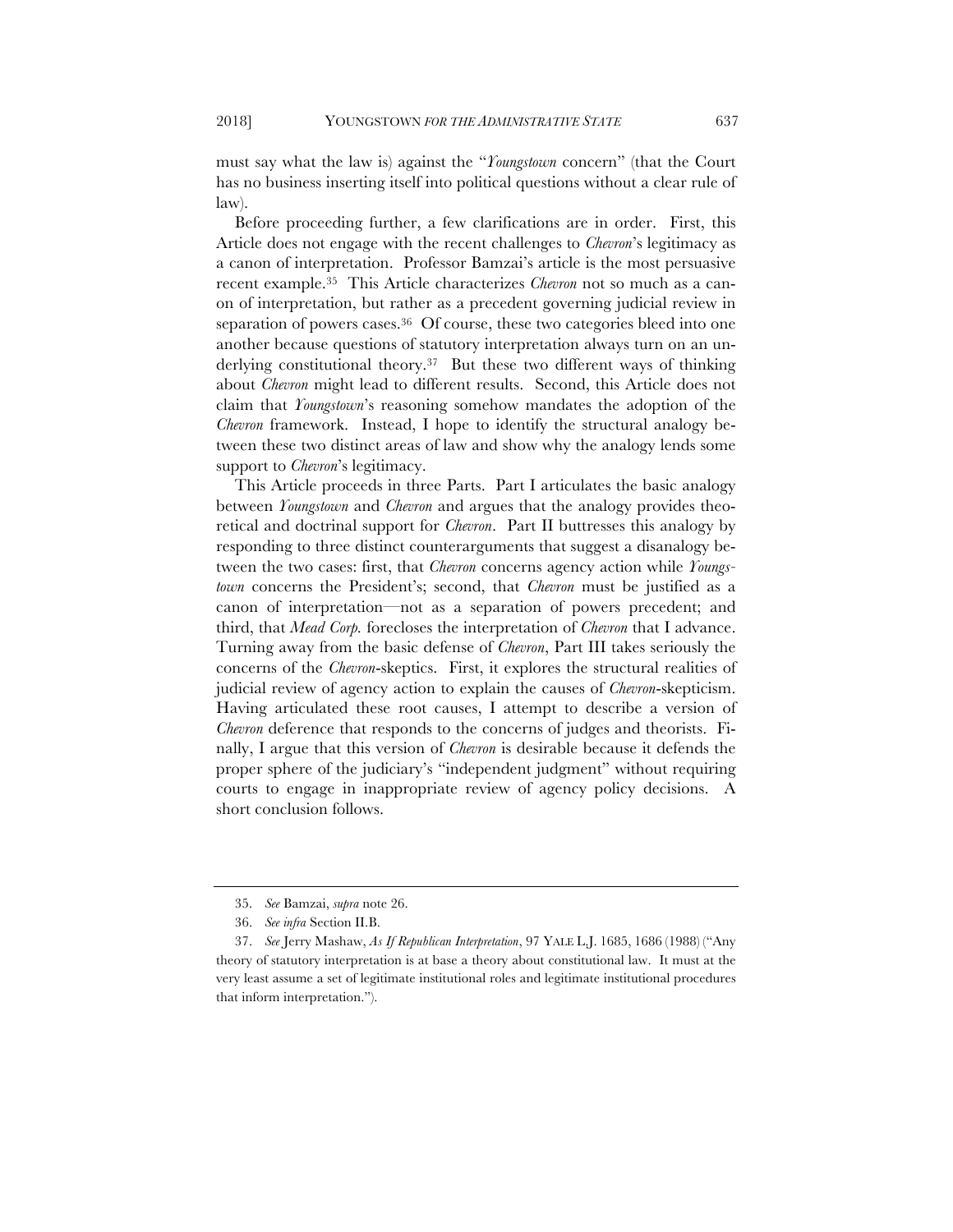must say what the law is) against the "*Youngstown* concern" (that the Court has no business inserting itself into political questions without a clear rule of law).

Before proceeding further, a few clarifications are in order. First, this Article does not engage with the recent challenges to *Chevron*'s legitimacy as a canon of interpretation. Professor Bamzai's article is the most persuasive recent example.[35] This Article characterizes *Chevron* not so much as a canon of interpretation, but rather as a precedent governing judicial review in separation of powers cases.[36] Of course, these two categories bleed into one another because questions of statutory interpretation always turn on an underlying constitutional theory.[37] But these two different ways of thinking about *Chevron* might lead to different results. Second, this Article does not claim that *Youngstown*'s reasoning somehow mandates the adoption of the *Chevron* framework. Instead, I hope to identify the structural analogy between these two distinct areas of law and show why the analogy lends some support to *Chevron*'s legitimacy.

This Article proceeds in three Parts. Part I articulates the basic analogy between *Youngstown* and *Chevron* and argues that the analogy provides theoretical and doctrinal support for *Chevron*. Part II buttresses this analogy by responding to three distinct counterarguments that suggest a disanalogy between the two cases: first, that *Chevron* concerns agency action while *Youngstown* concerns the President's; second, that *Chevron* must be justified as a canon of interpretation—not as a separation of powers precedent; and third, that *Mead Corp.* forecloses the interpretation of *Chevron* that I advance. Turning away from the basic defense of *Chevron*, Part III takes seriously the concerns of the *Chevron*-skeptics. First, it explores the structural realities of judicial review of agency action to explain the causes of *Chevron*-skepticism. Having articulated these root causes, I attempt to describe a version of *Chevron* deference that responds to the concerns of judges and theorists. Finally, I argue that this version of *Chevron* is desirable because it defends the proper sphere of the judiciary's "independent judgment" without requiring courts to engage in inappropriate review of agency policy decisions. A short conclusion follows.

---

35. *See* Bamzai, *supra* note 26.

36. *See infra* Section II.B.

37. *See* Jerry Mashaw, *As If Republican Interpretation*, 97 YALE L.J. 1685, 1686 (1988) ("Any theory of statutory interpretation is at base a theory about constitutional law. It must at the very least assume a set of legitimate institutional roles and legitimate institutional procedures that inform interpretation.").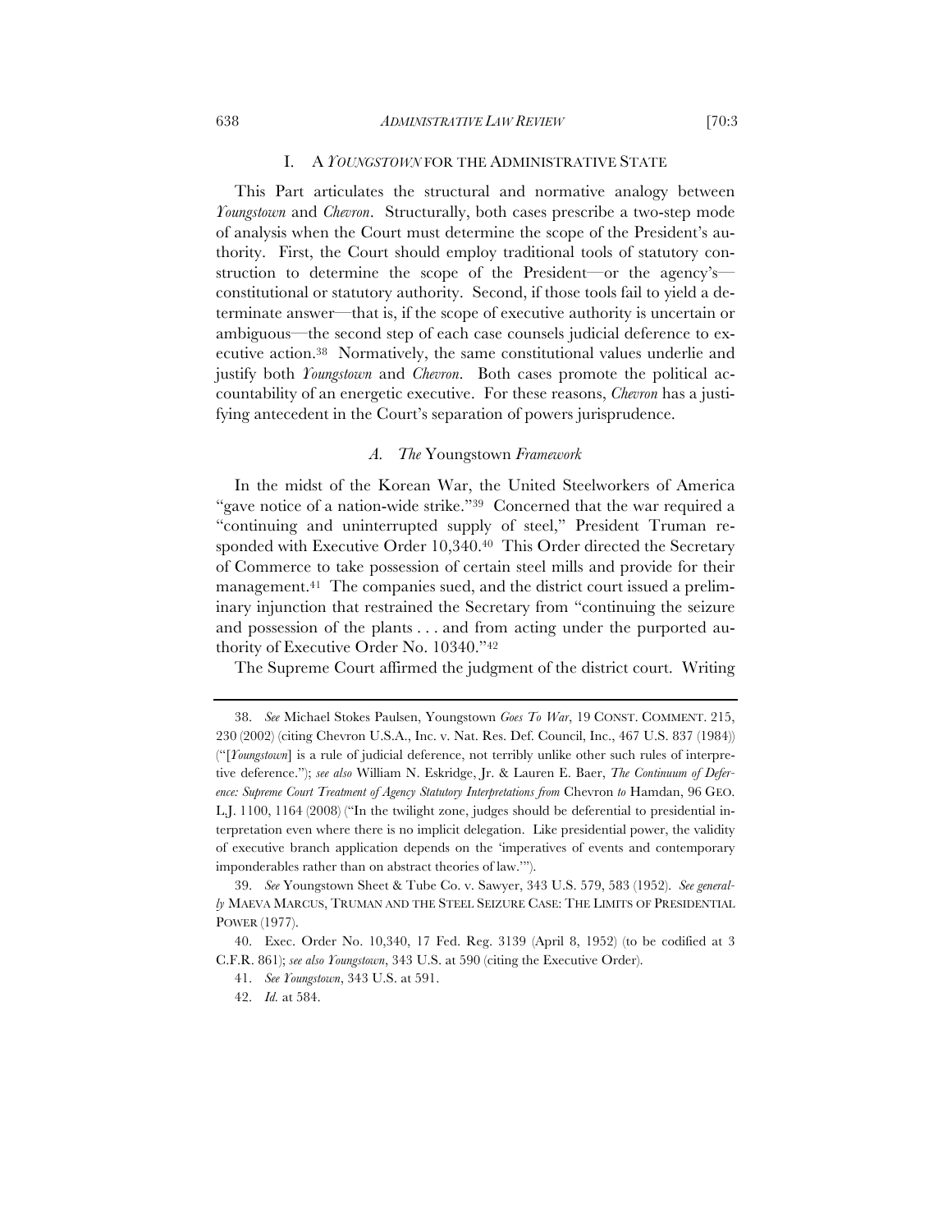## I. A *YOUNGSTOWN* FOR THE ADMINISTRATIVE STATE

This Part articulates the structural and normative analogy between *Youngstown* and *Chevron*. Structurally, both cases prescribe a two-step mode of analysis when the Court must determine the scope of the President's authority. First, the Court should employ traditional tools of statutory construction to determine the scope of the President—or the agency's—constitutional or statutory authority. Second, if those tools fail to yield a determinate answer—that is, if the scope of executive authority is uncertain or ambiguous—the second step of each case counsels judicial deference to executive action.[38] Normatively, the same constitutional values underlie and justify both *Youngstown* and *Chevron*. Both cases promote the political accountability of an energetic executive. For these reasons, *Chevron* has a justifying antecedent in the Court's separation of powers jurisprudence.

### A. *The* Youngstown *Framework*

In the midst of the Korean War, the United Steelworkers of America "gave notice of a nation-wide strike."[39] Concerned that the war required a "continuing and uninterrupted supply of steel," President Truman responded with Executive Order 10,340.[40] This Order directed the Secretary of Commerce to take possession of certain steel mills and provide for their management.[41] The companies sued, and the district court issued a preliminary injunction that restrained the Secretary from "continuing the seizure and possession of the plants . . . and from acting under the purported authority of Executive Order No. 10340."[42]

The Supreme Court affirmed the judgment of the district court. Writing

---

38. *See* Michael Stokes Paulsen, Youngstown *Goes To War*, 19 CONST. COMMENT. 215, 230 (2002) (citing Chevron U.S.A., Inc. v. Nat. Res. Def. Council, Inc., 467 U.S. 837 (1984)) ("[*Youngstown*] is a rule of judicial deference, not terribly unlike other such rules of interpretive deference."); *see also* William N. Eskridge, Jr. & Lauren E. Baer, *The Continuum of Deference: Supreme Court Treatment of Agency Statutory Interpretations from* Chevron *to* Hamdan, 96 GEO. L.J. 1100, 1164 (2008) ("In the twilight zone, judges should be deferential to presidential interpretation even where there is no implicit delegation. Like presidential power, the validity of executive branch application depends on the 'imperatives of events and contemporary imponderables rather than on abstract theories of law.'").

39. *See* Youngstown Sheet & Tube Co. v. Sawyer, 343 U.S. 579, 583 (1952). *See generally* MAEVA MARCUS, TRUMAN AND THE STEEL SEIZURE CASE: THE LIMITS OF PRESIDENTIAL POWER (1977).

40. Exec. Order No. 10,340, 17 Fed. Reg. 3139 (April 8, 1952) (to be codified at 3 C.F.R. 861); *see also Youngstown*, 343 U.S. at 590 (citing the Executive Order).

41. *See Youngstown*, 343 U.S. at 591.

42. *Id.* at 584.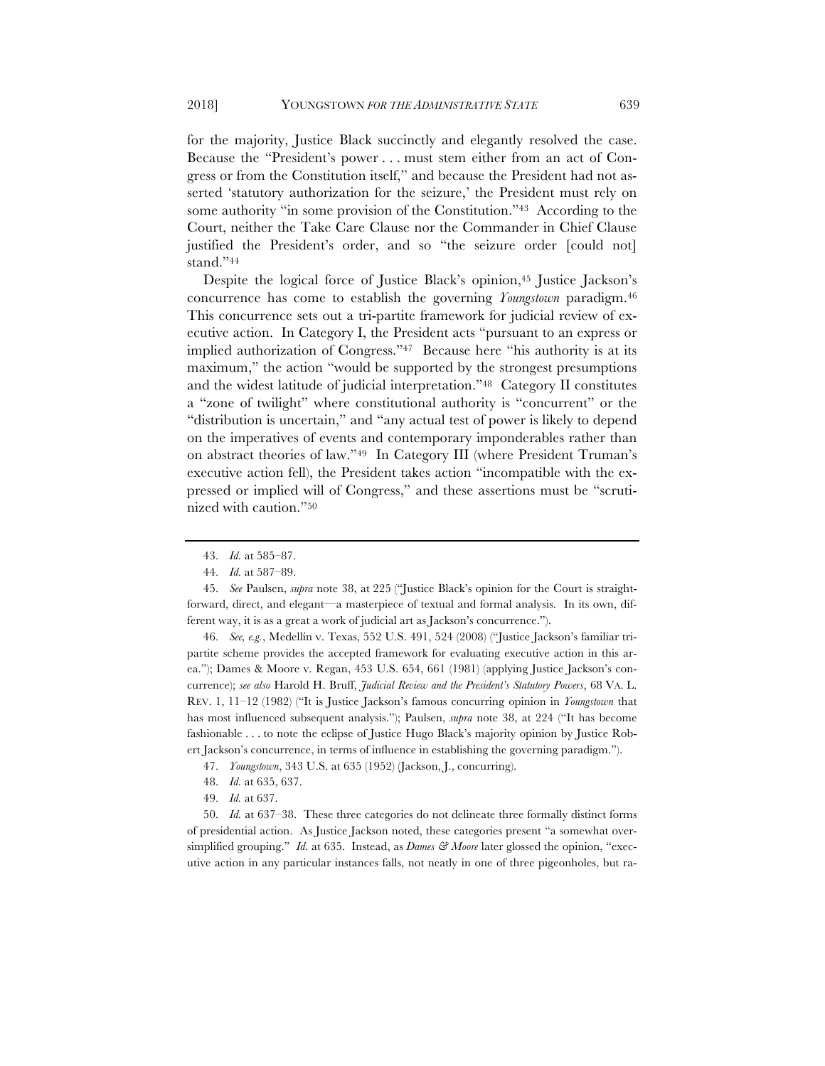for the majority, Justice Black succinctly and elegantly resolved the case. Because the "President's power . . . must stem either from an act of Congress or from the Constitution itself," and because the President had not asserted 'statutory authorization for the seizure,' the President must rely on some authority "in some provision of the Constitution."[43] According to the Court, neither the Take Care Clause nor the Commander in Chief Clause justified the President's order, and so "the seizure order [could not] stand."[44]

Despite the logical force of Justice Black's opinion,[45] Justice Jackson's concurrence has come to establish the governing *Youngstown* paradigm.[46] This concurrence sets out a tri-partite framework for judicial review of executive action. In Category I, the President acts "pursuant to an express or implied authorization of Congress."[47] Because here "his authority is at its maximum," the action "would be supported by the strongest presumptions and the widest latitude of judicial interpretation."[48] Category II constitutes a "zone of twilight" where constitutional authority is "concurrent" or the "distribution is uncertain," and "any actual test of power is likely to depend on the imperatives of events and contemporary imponderables rather than on abstract theories of law."[49] In Category III (where President Truman's executive action fell), the President takes action "incompatible with the expressed or implied will of Congress," and these assertions must be "scrutinized with caution."[50]

---

43. *Id.* at 585–87.

44. *Id.* at 587–89.

45. *See* Paulsen, *supra* note 38, at 225 ("Justice Black's opinion for the Court is straightforward, direct, and elegant—a masterpiece of textual and formal analysis. In its own, different way, it is as a great a work of judicial art as Jackson's concurrence.").

46. *See, e.g.*, Medellín v. Texas, 552 U.S. 491, 524 (2008) ("Justice Jackson's familiar tripartite scheme provides the accepted framework for evaluating executive action in this area."); Dames & Moore v. Regan, 453 U.S. 654, 661 (1981) (applying Justice Jackson's concurrence); *see also* Harold H. Bruff, *Judicial Review and the President's Statutory Powers*, 68 VA. L. REV. 1, 11–12 (1982) ("It is Justice Jackson's famous concurring opinion in *Youngstown* that has most influenced subsequent analysis."); Paulsen, *supra* note 38, at 224 ("It has become fashionable . . . to note the eclipse of Justice Hugo Black's majority opinion by Justice Robert Jackson's concurrence, in terms of influence in establishing the governing paradigm.").

47. *Youngstown*, 343 U.S. at 635 (1952) (Jackson, J., concurring).

48. *Id.* at 635, 637.

49. *Id.* at 637.

50. *Id.* at 637–38. These three categories do not delineate three formally distinct forms of presidential action. As Justice Jackson noted, these categories present "a somewhat oversimplified grouping." *Id.* at 635. Instead, as *Dames & Moore* later glossed the opinion, "executive action in any particular instances falls, not neatly in one of three pigeonholes, but ra-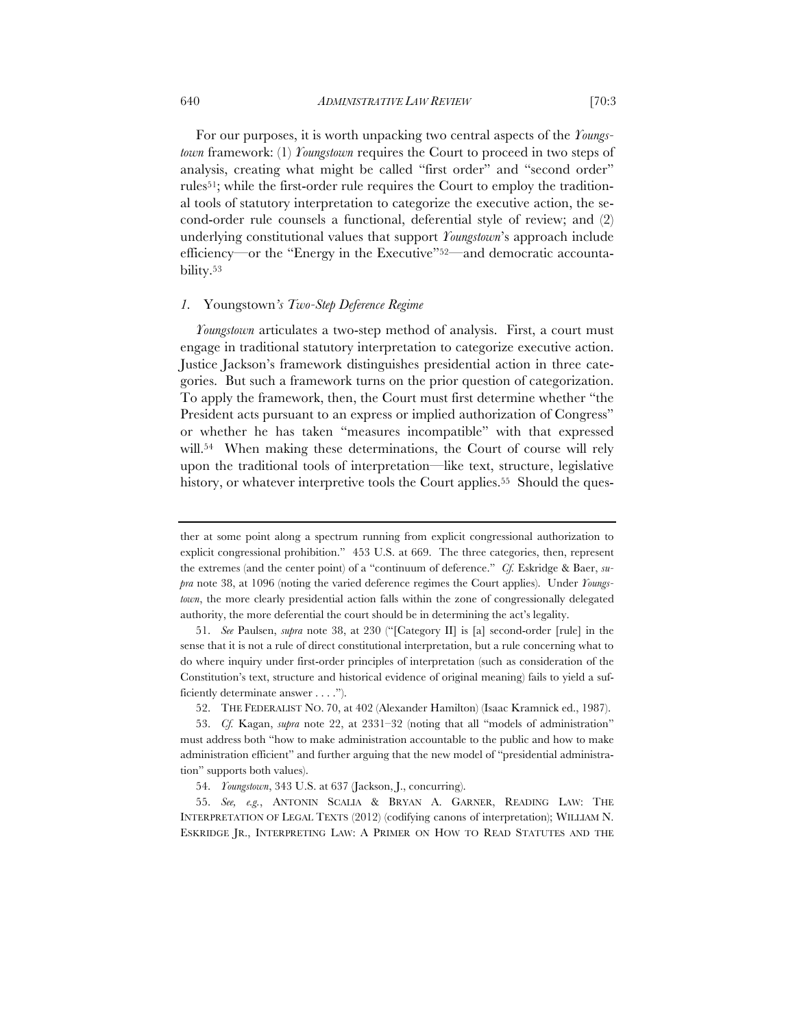For our purposes, it is worth unpacking two central aspects of the *Youngstown* framework: (1) *Youngstown* requires the Court to proceed in two steps of analysis, creating what might be called "first order" and "second order" rules[51]; while the first-order rule requires the Court to employ the traditional tools of statutory interpretation to categorize the executive action, the second-order rule counsels a functional, deferential style of review; and (2) underlying constitutional values that support *Youngstown*'s approach include efficiency—or the "Energy in the Executive"[52]—and democratic accountability.[53]

### *1.* Youngstown*'s Two-Step Deference Regime*

*Youngstown* articulates a two-step method of analysis. First, a court must engage in traditional statutory interpretation to categorize executive action. Justice Jackson's framework distinguishes presidential action in three categories. But such a framework turns on the prior question of categorization. To apply the framework, then, the Court must first determine whether "the President acts pursuant to an express or implied authorization of Congress" or whether he has taken "measures incompatible" with that expressed will.[54] When making these determinations, the Court of course will rely upon the traditional tools of interpretation—like text, structure, legislative history, or whatever interpretive tools the Court applies.[55] Should the ques-

---

ther at some point along a spectrum running from explicit congressional authorization to explicit congressional prohibition." 453 U.S. at 669. The three categories, then, represent the extremes (and the center point) of a "continuum of deference." *Cf.* Eskridge & Baer, *supra* note 38, at 1096 (noting the varied deference regimes the Court applies). Under *Youngstown*, the more clearly presidential action falls within the zone of congressionally delegated authority, the more deferential the court should be in determining the act's legality.

51. *See* Paulsen, *supra* note 38, at 230 ("[Category II] is [a] second-order [rule] in the sense that it is not a rule of direct constitutional interpretation, but a rule concerning what to do where inquiry under first-order principles of interpretation (such as consideration of the Constitution's text, structure and historical evidence of original meaning) fails to yield a sufficiently determinate answer . . . .").

52. THE FEDERALIST NO. 70, at 402 (Alexander Hamilton) (Isaac Kramnick ed., 1987).

53. *Cf.* Kagan, *supra* note 22, at 2331–32 (noting that all "models of administration" must address both "how to make administration accountable to the public and how to make administration efficient" and further arguing that the new model of "presidential administration" supports both values).

54. *Youngstown*, 343 U.S. at 637 (Jackson, J., concurring).

55. *See, e.g.*, ANTONIN SCALIA & BRYAN A. GARNER, READING LAW: THE INTERPRETATION OF LEGAL TEXTS (2012) (codifying canons of interpretation); WILLIAM N. ESKRIDGE JR., INTERPRETING LAW: A PRIMER ON HOW TO READ STATUTES AND THE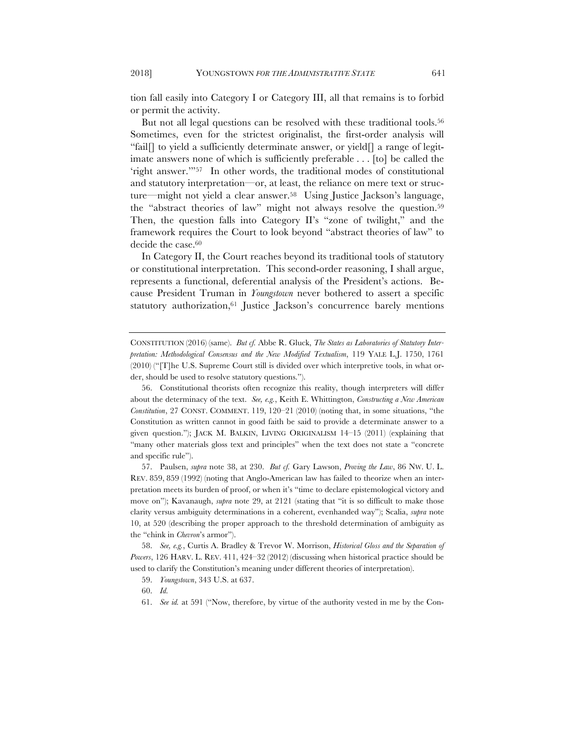tion fall easily into Category I or Category III, all that remains is to forbid or permit the activity.

But not all legal questions can be resolved with these traditional tools.[56] Sometimes, even for the strictest originalist, the first-order analysis will "fail[] to yield a sufficiently determinate answer, or yield[] a range of legitimate answers none of which is sufficiently preferable . . . [to] be called the 'right answer.'"[57] In other words, the traditional modes of constitutional and statutory interpretation—or, at least, the reliance on mere text or structure—might not yield a clear answer.[58] Using Justice Jackson's language, the "abstract theories of law" might not always resolve the question.[59] Then, the question falls into Category II's "zone of twilight," and the framework requires the Court to look beyond "abstract theories of law" to decide the case.[60]

In Category II, the Court reaches beyond its traditional tools of statutory or constitutional interpretation. This second-order reasoning, I shall argue, represents a functional, deferential analysis of the President's actions. Because President Truman in *Youngstown* never bothered to assert a specific statutory authorization,[61] Justice Jackson's concurrence barely mentions

---

CONSTITUTION (2016) (same). *But cf.* Abbe R. Gluck, *The States as Laboratories of Statutory Interpretation: Methodological Consensus and the New Modified Textualism*, 119 YALE L.J. 1750, 1761 (2010) ("[T]he U.S. Supreme Court still is divided over which interpretive tools, in what order, should be used to resolve statutory questions.").

56. Constitutional theorists often recognize this reality, though interpreters will differ about the determinacy of the text. *See, e.g.*, Keith E. Whittington, *Constructing a New American Constitution*, 27 CONST. COMMENT. 119, 120–21 (2010) (noting that, in some situations, "the Constitution as written cannot in good faith be said to provide a determinate answer to a given question."); JACK M. BALKIN, LIVING ORIGINALISM 14–15 (2011) (explaining that "many other materials gloss text and principles" when the text does not state a "concrete and specific rule").

57. Paulsen, *supra* note 38, at 230. *But cf.* Gary Lawson, *Proving the Law*, 86 NW. U. L. REV. 859, 859 (1992) (noting that Anglo-American law has failed to theorize when an interpretation meets its burden of proof, or when it's "time to declare epistemological victory and move on"); Kavanaugh, *supra* note 29, at 2121 (stating that "it is so difficult to make those clarity versus ambiguity determinations in a coherent, evenhanded way"); Scalia, *supra* note 10, at 520 (describing the proper approach to the threshold determination of ambiguity as the "chink in *Chevron*'s armor").

58. *See, e.g.*, Curtis A. Bradley & Trevor W. Morrison, *Historical Gloss and the Separation of Powers*, 126 HARV. L. REV. 411, 424–32 (2012) (discussing when historical practice should be used to clarify the Constitution's meaning under different theories of interpretation).

59. *Youngstown*, 343 U.S. at 637.

60. *Id.*

61. *See id.* at 591 ("Now, therefore, by virtue of the authority vested in me by the Con-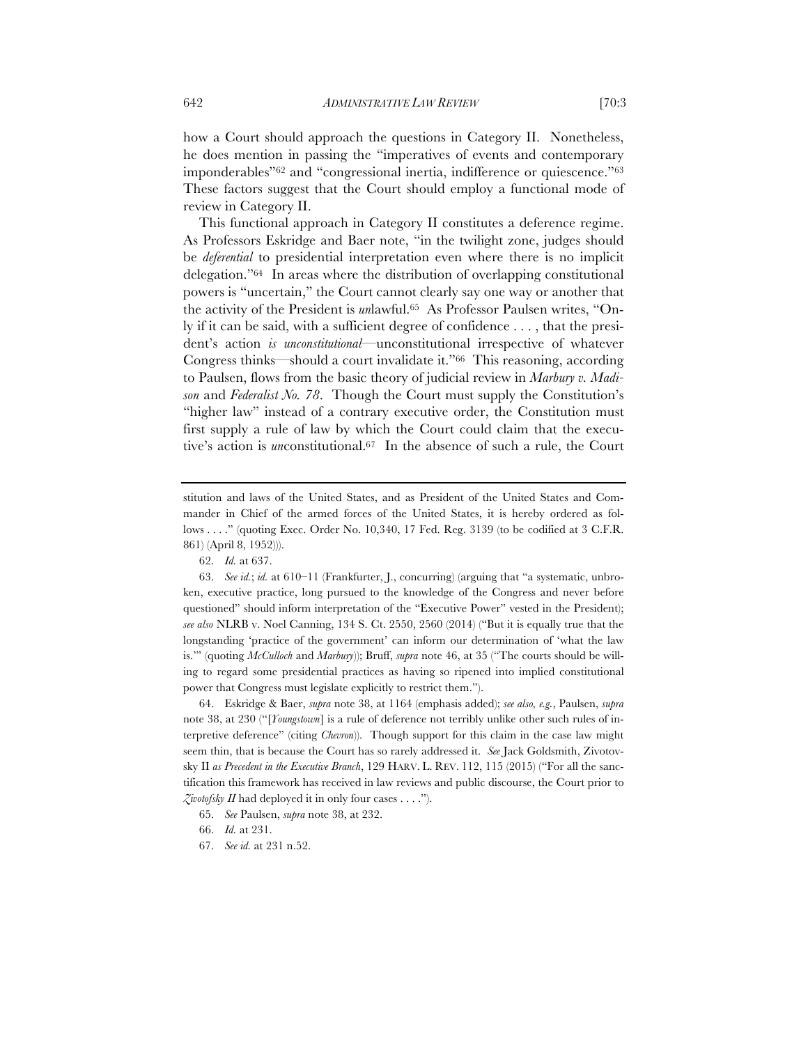how a Court should approach the questions in Category II. Nonetheless, he does mention in passing the "imperatives of events and contemporary imponderables"[62] and "congressional inertia, indifference or quiescence."[63] These factors suggest that the Court should employ a functional mode of review in Category II.

This functional approach in Category II constitutes a deference regime. As Professors Eskridge and Baer note, "in the twilight zone, judges should be *deferential* to presidential interpretation even where there is no implicit delegation."[64] In areas where the distribution of overlapping constitutional powers is "uncertain," the Court cannot clearly say one way or another that the activity of the President is *un*lawful.[65] As Professor Paulsen writes, "Only if it can be said, with a sufficient degree of confidence . . . , that the president's action *is unconstitutional*—unconstitutional irrespective of whatever Congress thinks—should a court invalidate it."[66] This reasoning, according to Paulsen, flows from the basic theory of judicial review in *Marbury v. Madison* and *Federalist No. 78*. Though the Court must supply the Constitution's "higher law" instead of a contrary executive order, the Constitution must first supply a rule of law by which the Court could claim that the executive's action is *un*constitutional.[67] In the absence of such a rule, the Court

---

stitution and laws of the United States, and as President of the United States and Commander in Chief of the armed forces of the United States, it is hereby ordered as follows . . . ." (quoting Exec. Order No. 10,340, 17 Fed. Reg. 3139 (to be codified at 3 C.F.R. 861) (April 8, 1952))).

62. *Id.* at 637.

63. *See id.*; *id.* at 610–11 (Frankfurter, J., concurring) (arguing that "a systematic, unbroken, executive practice, long pursued to the knowledge of the Congress and never before questioned" should inform interpretation of the "Executive Power" vested in the President); *see also* NLRB v. Noel Canning, 134 S. Ct. 2550, 2560 (2014) ("But it is equally true that the longstanding 'practice of the government' can inform our determination of 'what the law is.'" (quoting *McCulloch* and *Marbury*)); Bruff, *supra* note 46, at 35 ("The courts should be willing to regard some presidential practices as having so ripened into implied constitutional power that Congress must legislate explicitly to restrict them.").

64. Eskridge & Baer, *supra* note 38, at 1164 (emphasis added); *see also, e.g.*, Paulsen, *supra* note 38, at 230 ("[*Youngstown*] is a rule of deference not terribly unlike other such rules of interpretive deference" (citing *Chevron*)). Though support for this claim in the case law might seem thin, that is because the Court has so rarely addressed it. *See* Jack Goldsmith, Zivotofsky II *as Precedent in the Executive Branch*, 129 HARV. L. REV. 112, 115 (2015) ("For all the sanctification this framework has received in law reviews and public discourse, the Court prior to *Zivotofsky II* had deployed it in only four cases . . . .").

65. *See* Paulsen, *supra* note 38, at 232.

66. *Id.* at 231.

67. *See id.* at 231 n.52.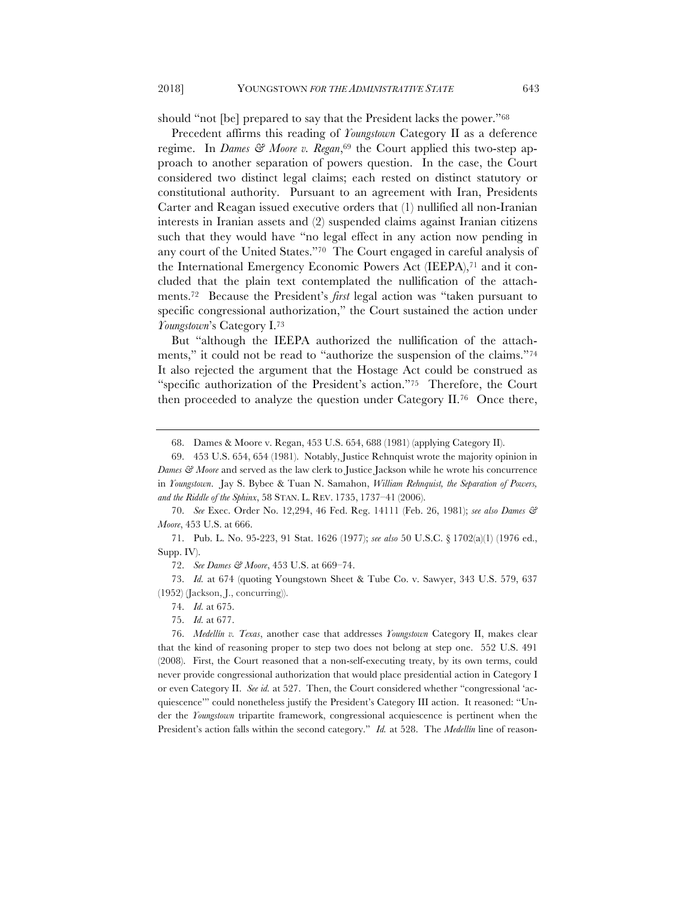should "not [be] prepared to say that the President lacks the power."[68]

Precedent affirms this reading of *Youngstown* Category II as a deference regime. In *Dames & Moore v. Regan*,[69] the Court applied this two-step approach to another separation of powers question. In the case, the Court considered two distinct legal claims; each rested on distinct statutory or constitutional authority. Pursuant to an agreement with Iran, Presidents Carter and Reagan issued executive orders that (1) nullified all non-Iranian interests in Iranian assets and (2) suspended claims against Iranian citizens such that they would have "no legal effect in any action now pending in any court of the United States."[70] The Court engaged in careful analysis of the International Emergency Economic Powers Act (IEEPA),[71] and it concluded that the plain text contemplated the nullification of the attachments.[72] Because the President's *first* legal action was "taken pursuant to specific congressional authorization," the Court sustained the action under *Youngstown*'s Category I.[73]

But "although the IEEPA authorized the nullification of the attachments," it could not be read to "authorize the suspension of the claims."[74] It also rejected the argument that the Hostage Act could be construed as "specific authorization of the President's action."[75] Therefore, the Court then proceeded to analyze the question under Category II.[76] Once there,

---

68. Dames & Moore v. Regan, 453 U.S. 654, 688 (1981) (applying Category II).

69. 453 U.S. 654, 654 (1981). Notably, Justice Rehnquist wrote the majority opinion in *Dames & Moore* and served as the law clerk to Justice Jackson while he wrote his concurrence in *Youngstown*. Jay S. Bybee & Tuan N. Samahon, *William Rehnquist, the Separation of Powers, and the Riddle of the Sphinx*, 58 STAN. L. REV. 1735, 1737–41 (2006).

70. *See* Exec. Order No. 12,294, 46 Fed. Reg. 14111 (Feb. 26, 1981); *see also Dames & Moore*, 453 U.S. at 666.

71. Pub. L. No. 95-223, 91 Stat. 1626 (1977); *see also* 50 U.S.C. § 1702(a)(1) (1976 ed., Supp. IV).

72. *See Dames & Moore*, 453 U.S. at 669–74.

73. *Id.* at 674 (quoting Youngstown Sheet & Tube Co. v. Sawyer, 343 U.S. 579, 637 (1952) (Jackson, J., concurring)).

74. *Id.* at 675.

75. *Id.* at 677.

76. *Medellín v. Texas*, another case that addresses *Youngstown* Category II, makes clear that the kind of reasoning proper to step two does not belong at step one. 552 U.S. 491 (2008). First, the Court reasoned that a non-self-executing treaty, by its own terms, could never provide congressional authorization that would place presidential action in Category I or even Category II. *See id.* at 527. Then, the Court considered whether "congressional 'acquiescence'" could nonetheless justify the President's Category III action. It reasoned: "Under the *Youngstown* tripartite framework, congressional acquiescence is pertinent when the President's action falls within the second category." *Id.* at 528. The *Medellín* line of reason-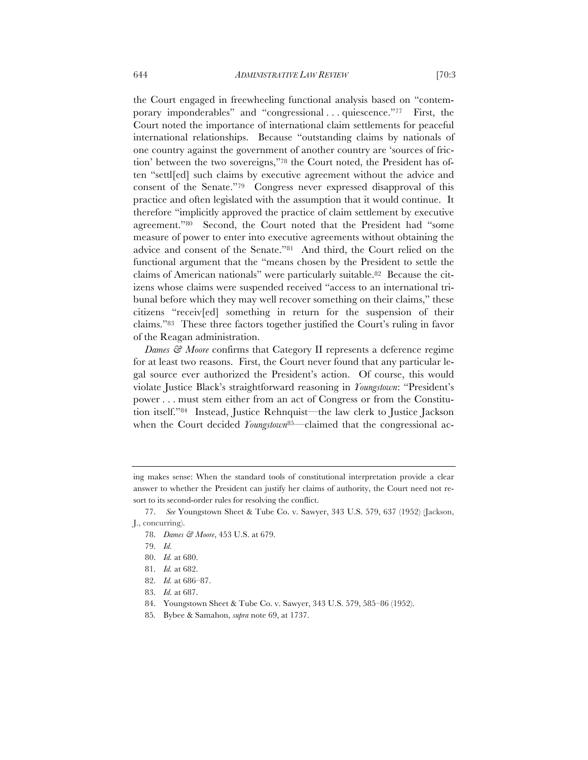the Court engaged in freewheeling functional analysis based on "contemporary imponderables" and "congressional . . . quiescence."[77] First, the Court noted the importance of international claim settlements for peaceful international relationships. Because "outstanding claims by nationals of one country against the government of another country are 'sources of friction' between the two sovereigns,"[78] the Court noted, the President has often "settl[ed] such claims by executive agreement without the advice and consent of the Senate."[79] Congress never expressed disapproval of this practice and often legislated with the assumption that it would continue. It therefore "implicitly approved the practice of claim settlement by executive agreement."[80] Second, the Court noted that the President had "some measure of power to enter into executive agreements without obtaining the advice and consent of the Senate."[81] And third, the Court relied on the functional argument that the "means chosen by the President to settle the claims of American nationals" were particularly suitable.[82] Because the citizens whose claims were suspended received "access to an international tribunal before which they may well recover something on their claims," these citizens "receiv[ed] something in return for the suspension of their claims."[83] These three factors together justified the Court's ruling in favor of the Reagan administration.

*Dames & Moore* confirms that Category II represents a deference regime for at least two reasons. First, the Court never found that any particular legal source ever authorized the President's action. Of course, this would violate Justice Black's straightforward reasoning in *Youngstown*: "President's power . . . must stem either from an act of Congress or from the Constitution itself."[84] Instead, Justice Rehnquist—the law clerk to Justice Jackson when the Court decided *Youngstown*[85]—claimed that the congressional ac-

---

ing makes sense: When the standard tools of constitutional interpretation provide a clear answer to whether the President can justify her claims of authority, the Court need not resort to its second-order rules for resolving the conflict.

77. *See* Youngstown Sheet & Tube Co. v. Sawyer, 343 U.S. 579, 637 (1952) (Jackson, J., concurring).

78. *Dames & Moore*, 453 U.S. at 679.

79. *Id.*

80. *Id.* at 680.

81. *Id.* at 682.

82. *Id.* at 686–87.

83. *Id.* at 687.

84. Youngstown Sheet & Tube Co. v. Sawyer, 343 U.S. 579, 585–86 (1952).

85. Bybee & Samahon, *supra* note 69, at 1737.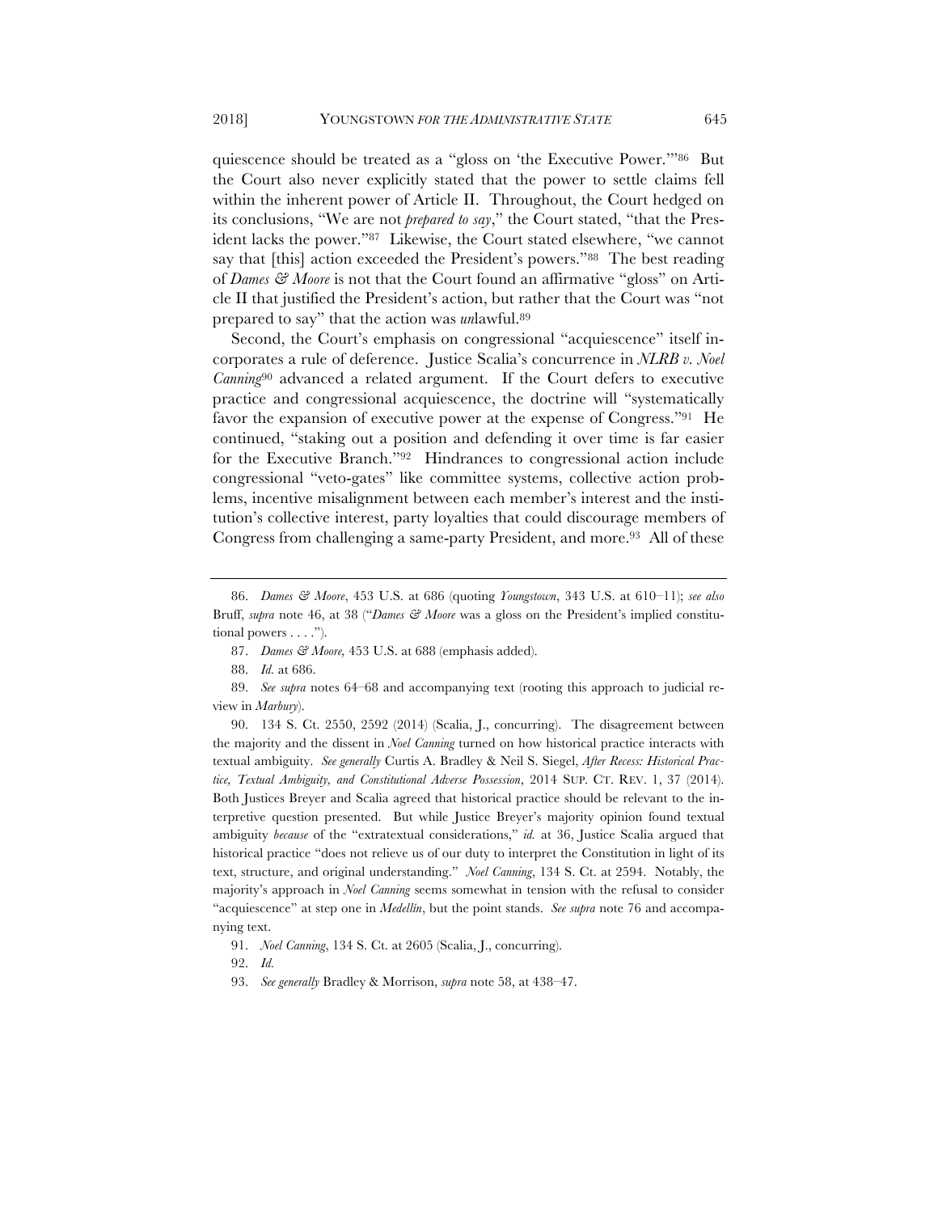quiescence should be treated as a "gloss on 'the Executive Power.'"[86] But the Court also never explicitly stated that the power to settle claims fell within the inherent power of Article II. Throughout, the Court hedged on its conclusions, "We are not *prepared to say*," the Court stated, "that the President lacks the power."[87] Likewise, the Court stated elsewhere, "we cannot say that [this] action exceeded the President's powers."[88] The best reading of *Dames & Moore* is not that the Court found an affirmative "gloss" on Article II that justified the President's action, but rather that the Court was "not prepared to say" that the action was *un*lawful.[89]

Second, the Court's emphasis on congressional "acquiescence" itself incorporates a rule of deference. Justice Scalia's concurrence in *NLRB v. Noel Canning*[90] advanced a related argument. If the Court defers to executive practice and congressional acquiescence, the doctrine will "systematically favor the expansion of executive power at the expense of Congress."[91] He continued, "staking out a position and defending it over time is far easier for the Executive Branch."[92] Hindrances to congressional action include congressional "veto-gates" like committee systems, collective action problems, incentive misalignment between each member's interest and the institution's collective interest, party loyalties that could discourage members of Congress from challenging a same-party President, and more.[93] All of these

---

86. *Dames & Moore*, 453 U.S. at 686 (quoting *Youngstown*, 343 U.S. at 610–11); *see also* Bruff, *supra* note 46, at 38 ("*Dames & Moore* was a gloss on the President's implied constitutional powers . . . .").

87. *Dames & Moore,* 453 U.S. at 688 (emphasis added).

88. *Id.* at 686.

89. *See supra* notes 64–68 and accompanying text (rooting this approach to judicial review in *Marbury*).

90. 134 S. Ct. 2550, 2592 (2014) (Scalia, J., concurring). The disagreement between the majority and the dissent in *Noel Canning* turned on how historical practice interacts with textual ambiguity. *See generally* Curtis A. Bradley & Neil S. Siegel, *After Recess: Historical Practice, Textual Ambiguity, and Constitutional Adverse Possession*, 2014 SUP. CT. REV. 1, 37 (2014). Both Justices Breyer and Scalia agreed that historical practice should be relevant to the interpretive question presented. But while Justice Breyer's majority opinion found textual ambiguity *because* of the "extratextual considerations," *id.* at 36, Justice Scalia argued that historical practice "does not relieve us of our duty to interpret the Constitution in light of its text, structure, and original understanding." *Noel Canning*, 134 S. Ct. at 2594. Notably, the majority's approach in *Noel Canning* seems somewhat in tension with the refusal to consider "acquiescence" at step one in *Medellín*, but the point stands. *See supra* note 76 and accompanying text.

91. *Noel Canning*, 134 S. Ct. at 2605 (Scalia, J., concurring).

92. *Id.*

93. *See generally* Bradley & Morrison, *supra* note 58, at 438–47.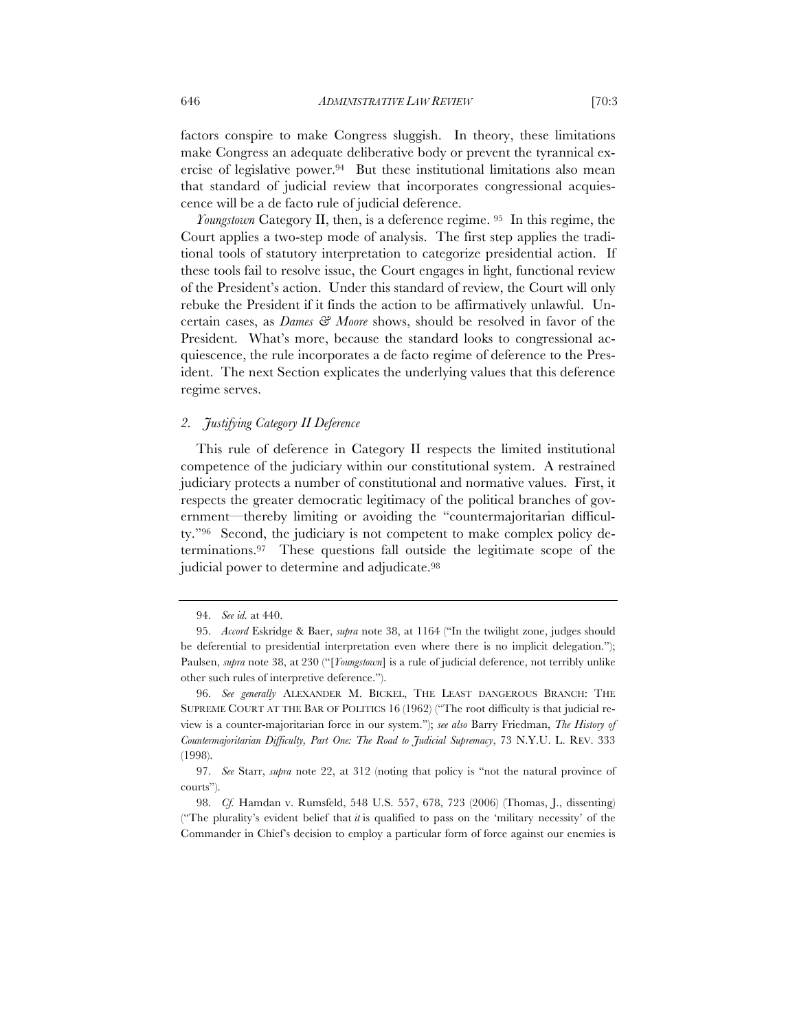factors conspire to make Congress sluggish. In theory, these limitations make Congress an adequate deliberative body or prevent the tyrannical exercise of legislative power.[94] But these institutional limitations also mean that standard of judicial review that incorporates congressional acquiescence will be a de facto rule of judicial deference.

*Youngstown* Category II, then, is a deference regime. [95] In this regime, the Court applies a two-step mode of analysis. The first step applies the traditional tools of statutory interpretation to categorize presidential action. If these tools fail to resolve issue, the Court engages in light, functional review of the President's action. Under this standard of review, the Court will only rebuke the President if it finds the action to be affirmatively unlawful. Uncertain cases, as *Dames & Moore* shows, should be resolved in favor of the President. What's more, because the standard looks to congressional acquiescence, the rule incorporates a de facto regime of deference to the President. The next Section explicates the underlying values that this deference regime serves.

### *2. Justifying Category II Deference*

This rule of deference in Category II respects the limited institutional competence of the judiciary within our constitutional system. A restrained judiciary protects a number of constitutional and normative values. First, it respects the greater democratic legitimacy of the political branches of government—thereby limiting or avoiding the "countermajoritarian difficulty."[96] Second, the judiciary is not competent to make complex policy determinations.[97] These questions fall outside the legitimate scope of the judicial power to determine and adjudicate.[98]

---

94. *See id.* at 440.

95. *Accord* Eskridge & Baer, *supra* note 38, at 1164 ("In the twilight zone, judges should be deferential to presidential interpretation even where there is no implicit delegation."); Paulsen, *supra* note 38, at 230 ("[*Youngstown*] is a rule of judicial deference, not terribly unlike other such rules of interpretive deference.").

96. *See generally* ALEXANDER M. BICKEL, THE LEAST DANGEROUS BRANCH: THE SUPREME COURT AT THE BAR OF POLITICS 16 (1962) ("The root difficulty is that judicial review is a counter-majoritarian force in our system."); *see also* Barry Friedman, *The History of Countermajoritarian Difficulty, Part One: The Road to Judicial Supremacy*, 73 N.Y.U. L. REV. 333 (1998).

97. *See* Starr, *supra* note 22, at 312 (noting that policy is "not the natural province of courts").

98. *Cf.* Hamdan v. Rumsfeld, 548 U.S. 557, 678, 723 (2006) (Thomas, J., dissenting) ("The plurality's evident belief that *it* is qualified to pass on the 'military necessity' of the Commander in Chief's decision to employ a particular form of force against our enemies is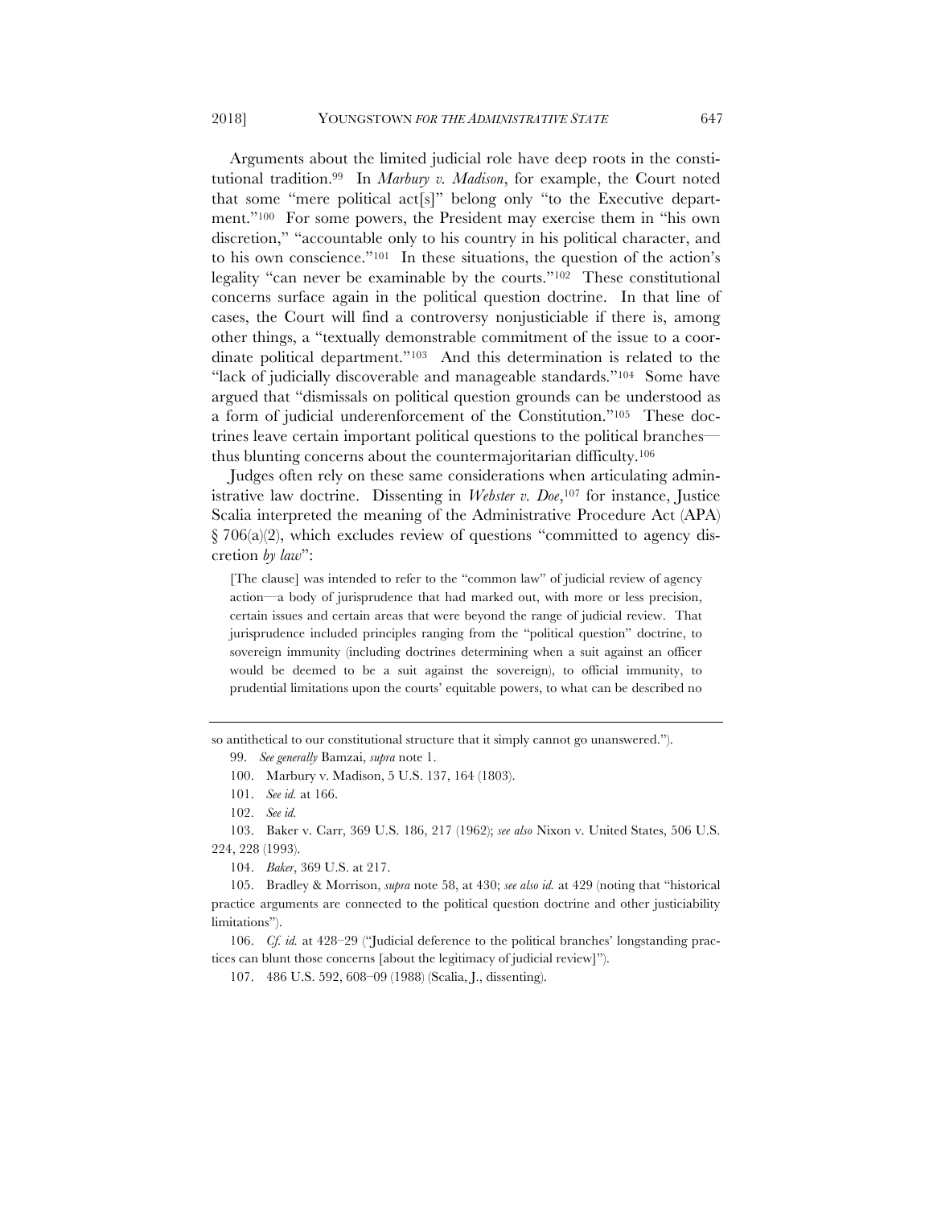Arguments about the limited judicial role have deep roots in the constitutional tradition.[99] In *Marbury v. Madison*, for example, the Court noted that some "mere political act[s]" belong only "to the Executive department."[100] For some powers, the President may exercise them in "his own discretion," "accountable only to his country in his political character, and to his own conscience."[101] In these situations, the question of the action's legality "can never be examinable by the courts."[102] These constitutional concerns surface again in the political question doctrine. In that line of cases, the Court will find a controversy nonjusticiable if there is, among other things, a "textually demonstrable commitment of the issue to a coordinate political department."[103] And this determination is related to the "lack of judicially discoverable and manageable standards."[104] Some have argued that "dismissals on political question grounds can be understood as a form of judicial underenforcement of the Constitution."[105] These doctrines leave certain important political questions to the political branches—thus blunting concerns about the countermajoritarian difficulty.[106]

Judges often rely on these same considerations when articulating administrative law doctrine. Dissenting in *Webster v. Doe*,[107] for instance, Justice Scalia interpreted the meaning of the Administrative Procedure Act (APA) § 706(a)(2), which excludes review of questions "committed to agency discretion *by law*":

> [The clause] was intended to refer to the "common law" of judicial review of agency action—a body of jurisprudence that had marked out, with more or less precision, certain issues and certain areas that were beyond the range of judicial review. That jurisprudence included principles ranging from the "political question" doctrine, to sovereign immunity (including doctrines determining when a suit against an officer would be deemed to be a suit against the sovereign), to official immunity, to prudential limitations upon the courts' equitable powers, to what can be described no

---

so antithetical to our constitutional structure that it simply cannot go unanswered.").

99. *See generally* Bamzai, *supra* note 1.

100. Marbury v. Madison, 5 U.S. 137, 164 (1803).

101. *See id.* at 166.

102. *See id.*

103. Baker v. Carr, 369 U.S. 186, 217 (1962); *see also* Nixon v. United States, 506 U.S. 224, 228 (1993).

104. *Baker*, 369 U.S. at 217.

105. Bradley & Morrison, *supra* note 58, at 430; *see also id.* at 429 (noting that "historical practice arguments are connected to the political question doctrine and other justiciability limitations").

106. *Cf. id.* at 428–29 ("Judicial deference to the political branches' longstanding practices can blunt those concerns [about the legitimacy of judicial review]").

107. 486 U.S. 592, 608–09 (1988) (Scalia, J., dissenting).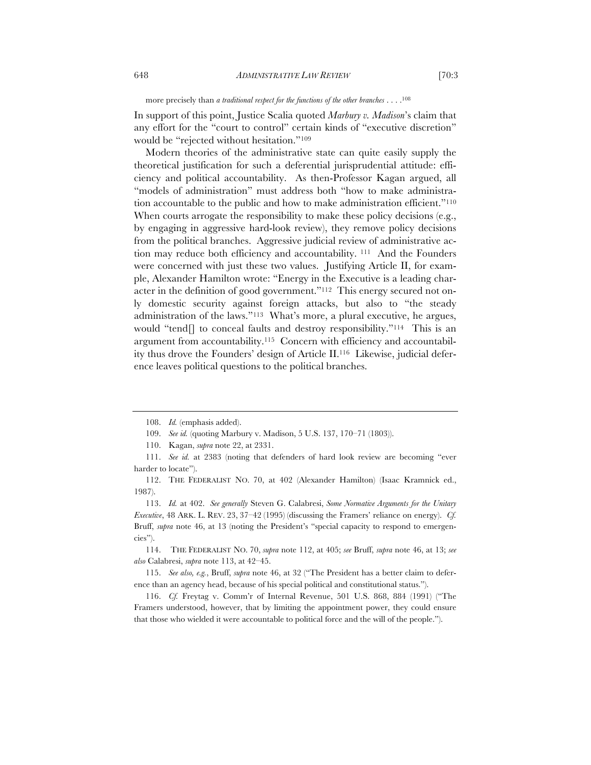more precisely than *a traditional respect for the functions of the other branches* . . . .[108]

In support of this point, Justice Scalia quoted *Marbury v. Madison*'s claim that any effort for the "court to control" certain kinds of "executive discretion" would be "rejected without hesitation."[109]

Modern theories of the administrative state can quite easily supply the theoretical justification for such a deferential jurisprudential attitude: efficiency and political accountability. As then-Professor Kagan argued, all "models of administration" must address both "how to make administration accountable to the public and how to make administration efficient."[110] When courts arrogate the responsibility to make these policy decisions (e.g., by engaging in aggressive hard-look review), they remove policy decisions from the political branches. Aggressive judicial review of administrative action may reduce both efficiency and accountability. [111] And the Founders were concerned with just these two values. Justifying Article II, for example, Alexander Hamilton wrote: "Energy in the Executive is a leading character in the definition of good government."[112] This energy secured not only domestic security against foreign attacks, but also to "the steady administration of the laws."[113] What's more, a plural executive, he argues, would "tend[] to conceal faults and destroy responsibility."[114] This is an argument from accountability.[115] Concern with efficiency and accountability thus drove the Founders' design of Article II.[116] Likewise, judicial deference leaves political questions to the political branches.

---

108. *Id.* (emphasis added).

109. *See id.* (quoting Marbury v. Madison, 5 U.S. 137, 170–71 (1803)).

110. Kagan, *supra* note 22, at 2331.

111. *See id.* at 2383 (noting that defenders of hard look review are becoming "ever harder to locate").

112. THE FEDERALIST NO. 70, at 402 (Alexander Hamilton) (Isaac Kramnick ed., 1987).

113. *Id.* at 402. *See generally* Steven G. Calabresi, *Some Normative Arguments for the Unitary Executive*, 48 ARK. L. REV. 23, 37–42 (1995) (discussing the Framers' reliance on energy). *Cf.* Bruff, *supra* note 46, at 13 (noting the President's "special capacity to respond to emergencies").

114. THE FEDERALIST NO. 70, *supra* note 112, at 405; *see* Bruff, *supra* note 46, at 13; *see also* Calabresi, *supra* note 113, at 42–45.

115. *See also, e.g.*, Bruff, *supra* note 46, at 32 ("The President has a better claim to deference than an agency head, because of his special political and constitutional status.").

116. *Cf.* Freytag v. Comm'r of Internal Revenue, 501 U.S. 868, 884 (1991) ("The Framers understood, however, that by limiting the appointment power, they could ensure that those who wielded it were accountable to political force and the will of the people.").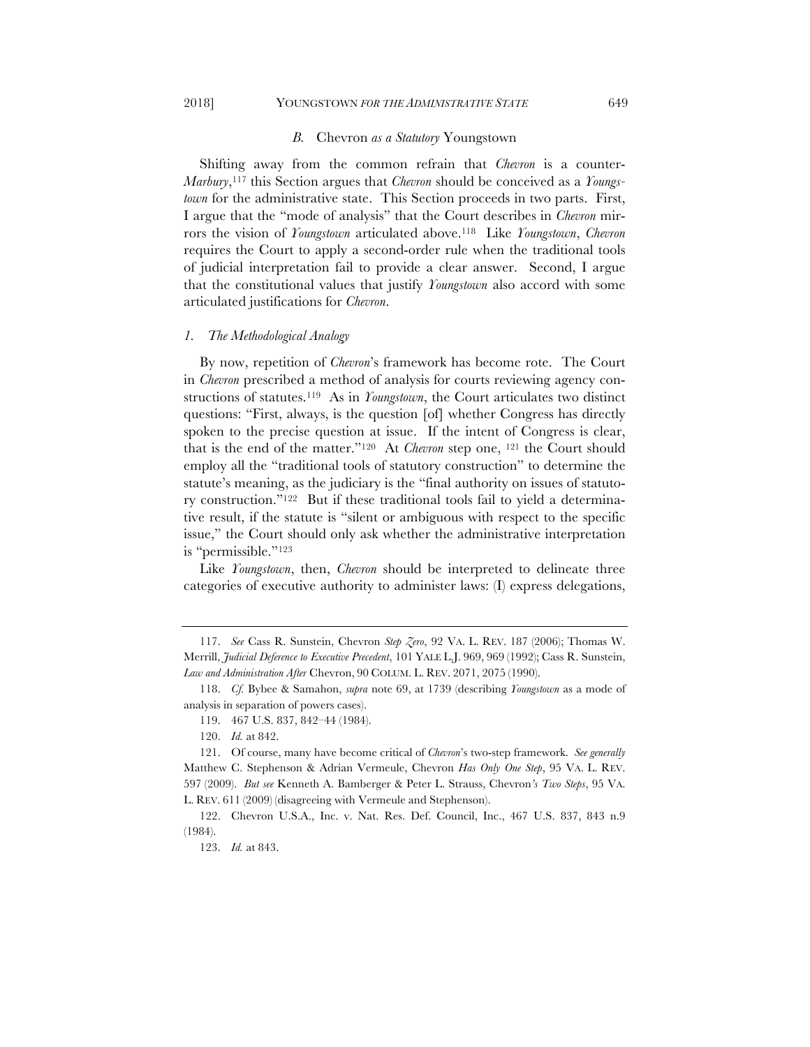### *B. Chevron as a Statutory Youngstown*

Shifting away from the common refrain that *Chevron* is a counter-*Marbury*,[117] this Section argues that *Chevron* should be conceived as a *Youngstown* for the administrative state. This Section proceeds in two parts. First, I argue that the "mode of analysis" that the Court describes in *Chevron* mirrors the vision of *Youngstown* articulated above.[118] Like *Youngstown*, *Chevron* requires the Court to apply a second-order rule when the traditional tools of judicial interpretation fail to provide a clear answer. Second, I argue that the constitutional values that justify *Youngstown* also accord with some articulated justifications for *Chevron*.

#### *1. The Methodological Analogy*

By now, repetition of *Chevron*'s framework has become rote. The Court in *Chevron* prescribed a method of analysis for courts reviewing agency constructions of statutes.[119] As in *Youngstown*, the Court articulates two distinct questions: "First, always, is the question [of] whether Congress has directly spoken to the precise question at issue. If the intent of Congress is clear, that is the end of the matter."[120] At *Chevron* step one, [121] the Court should employ all the "traditional tools of statutory construction" to determine the statute's meaning, as the judiciary is the "final authority on issues of statutory construction."[122] But if these traditional tools fail to yield a determinative result, if the statute is "silent or ambiguous with respect to the specific issue," the Court should only ask whether the administrative interpretation is "permissible."[123]

Like *Youngstown*, then, *Chevron* should be interpreted to delineate three categories of executive authority to administer laws: (I) express delegations,

---

117. *See* Cass R. Sunstein, Chevron *Step Zero*, 92 VA. L. REV. 187 (2006); Thomas W. Merrill, *Judicial Deference to Executive Precedent*, 101 YALE L.J. 969, 969 (1992); Cass R. Sunstein, *Law and Administration After* Chevron, 90 COLUM. L. REV. 2071, 2075 (1990).

118. *Cf.* Bybee & Samahon, *supra* note 69, at 1739 (describing *Youngstown* as a mode of analysis in separation of powers cases).

119. 467 U.S. 837, 842–44 (1984).

120. *Id.* at 842.

121. Of course, many have become critical of *Chevron*'s two-step framework. *See generally* Matthew C. Stephenson & Adrian Vermeule, Chevron *Has Only One Step*, 95 VA. L. REV. 597 (2009). *But see* Kenneth A. Bamberger & Peter L. Strauss, Chevron*'s Two Steps*, 95 VA. L. REV. 611 (2009) (disagreeing with Vermeule and Stephenson).

122. Chevron U.S.A., Inc. v. Nat. Res. Def. Council, Inc., 467 U.S. 837, 843 n.9 (1984).

123. *Id.* at 843.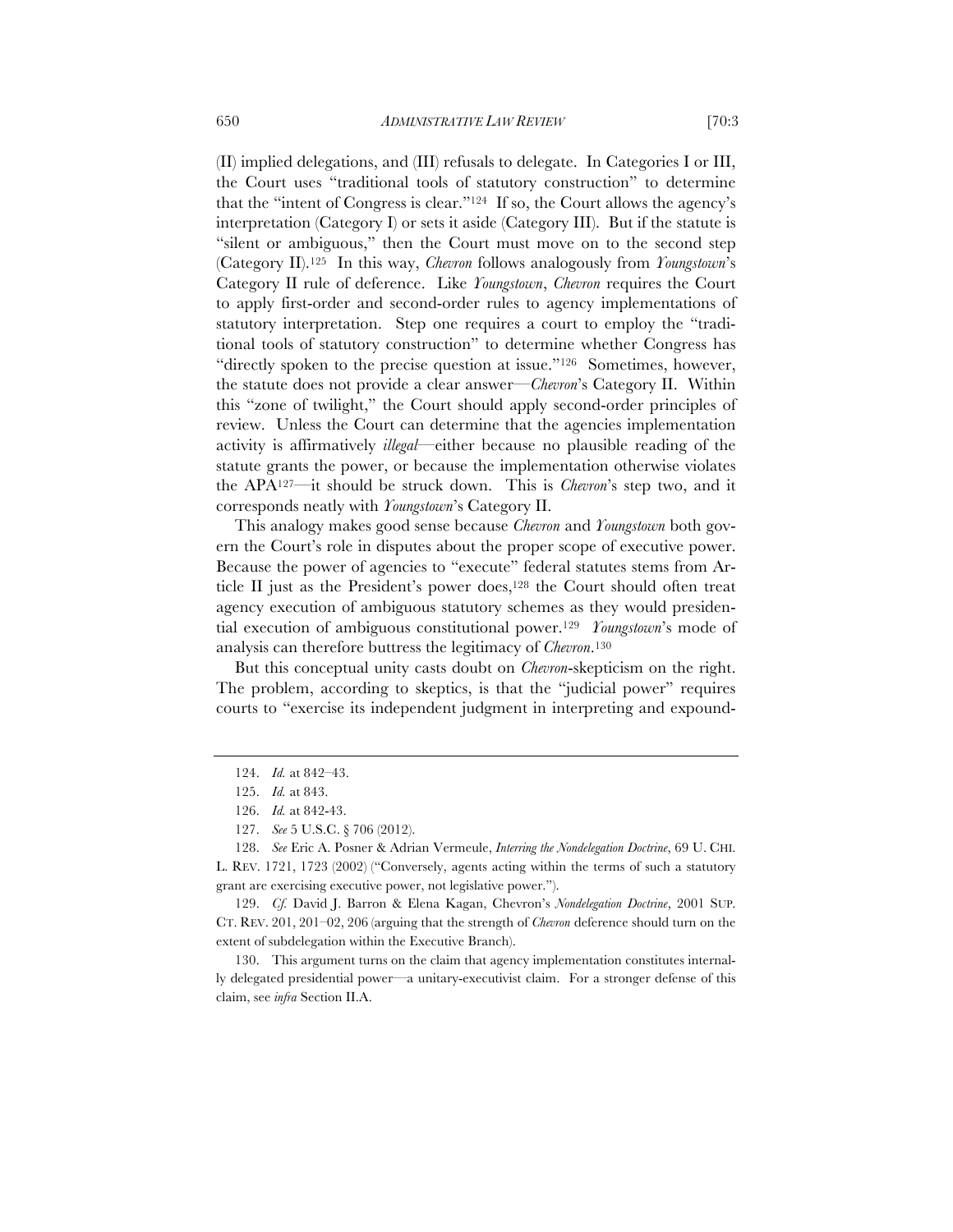(II) implied delegations, and (III) refusals to delegate. In Categories I or III, the Court uses "traditional tools of statutory construction" to determine that the "intent of Congress is clear."[124] If so, the Court allows the agency's interpretation (Category I) or sets it aside (Category III). But if the statute is "silent or ambiguous," then the Court must move on to the second step (Category II).[125] In this way, *Chevron* follows analogously from *Youngstown*'s Category II rule of deference. Like *Youngstown*, *Chevron* requires the Court to apply first-order and second-order rules to agency implementations of statutory interpretation. Step one requires a court to employ the "traditional tools of statutory construction" to determine whether Congress has "directly spoken to the precise question at issue."[126] Sometimes, however, the statute does not provide a clear answer—*Chevron*'s Category II. Within this "zone of twilight," the Court should apply second-order principles of review. Unless the Court can determine that the agencies implementation activity is affirmatively *illegal*—either because no plausible reading of the statute grants the power, or because the implementation otherwise violates the APA[127]—it should be struck down. This is *Chevron*'s step two, and it corresponds neatly with *Youngstown*'s Category II.

This analogy makes good sense because *Chevron* and *Youngstown* both govern the Court's role in disputes about the proper scope of executive power. Because the power of agencies to "execute" federal statutes stems from Article II just as the President's power does,[128] the Court should often treat agency execution of ambiguous statutory schemes as they would presidential execution of ambiguous constitutional power.[129] *Youngstown*'s mode of analysis can therefore buttress the legitimacy of *Chevron*.[130]

But this conceptual unity casts doubt on *Chevron*-skepticism on the right. The problem, according to skeptics, is that the "judicial power" requires courts to "exercise its independent judgment in interpreting and expound-

---

124. *Id.* at 842–43.

125. *Id.* at 843.

126. *Id.* at 842-43.

127. *See* 5 U.S.C. § 706 (2012).

128. *See* Eric A. Posner & Adrian Vermeule, *Interring the Nondelegation Doctrine*, 69 U. CHI. L. REV. 1721, 1723 (2002) ("Conversely, agents acting within the terms of such a statutory grant are exercising executive power, not legislative power.").

129. *Cf.* David J. Barron & Elena Kagan, Chevron's *Nondelegation Doctrine*, 2001 SUP. CT. REV. 201, 201–02, 206 (arguing that the strength of *Chevron* deference should turn on the extent of subdelegation within the Executive Branch).

130. This argument turns on the claim that agency implementation constitutes internally delegated presidential power—a unitary-executivist claim. For a stronger defense of this claim, see *infra* Section II.A.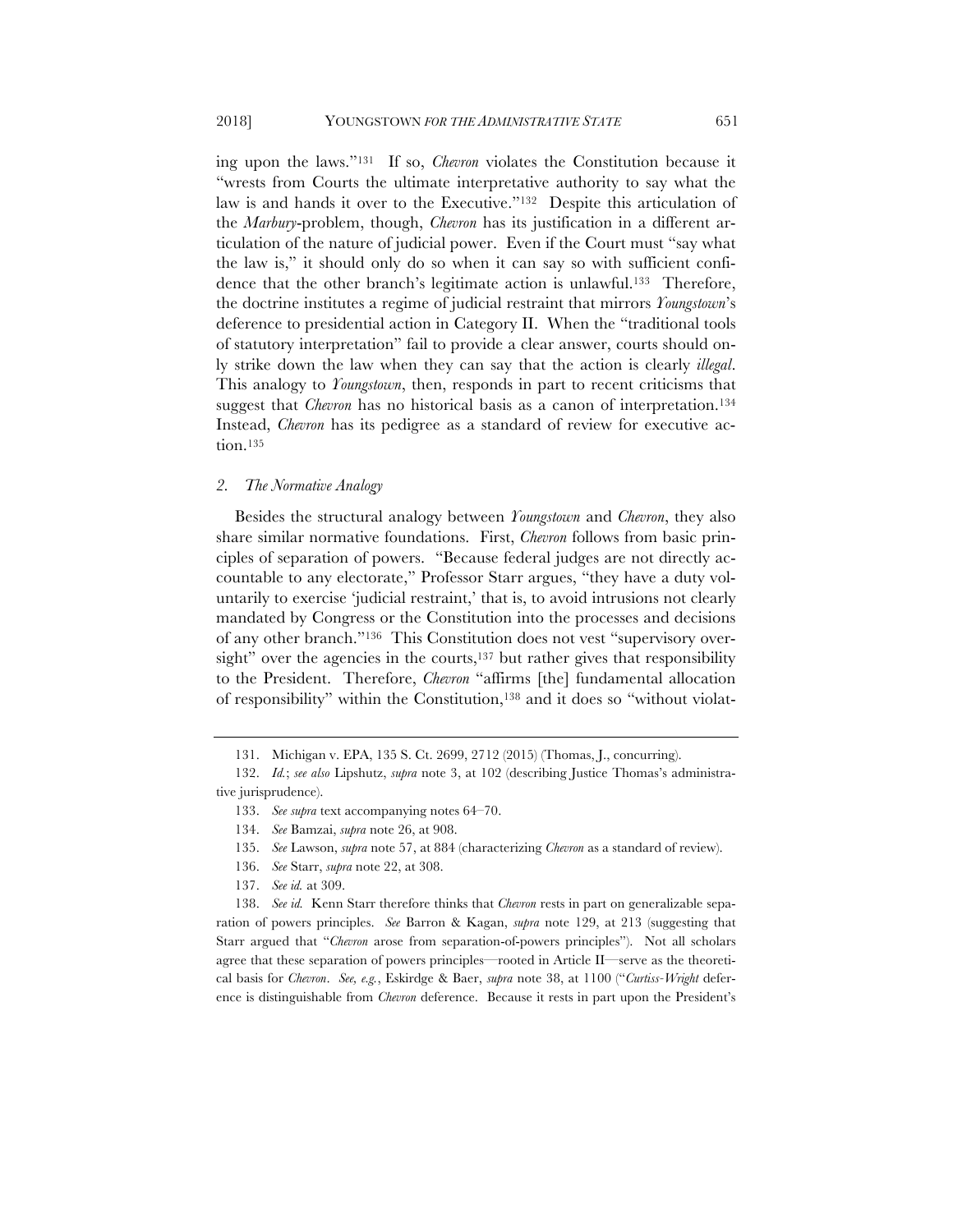ing upon the laws."[131] If so, *Chevron* violates the Constitution because it "wrests from Courts the ultimate interpretative authority to say what the law is and hands it over to the Executive."[132] Despite this articulation of the *Marbury*-problem, though, *Chevron* has its justification in a different articulation of the nature of judicial power. Even if the Court must "say what the law is," it should only do so when it can say so with sufficient confidence that the other branch's legitimate action is unlawful.[133] Therefore, the doctrine institutes a regime of judicial restraint that mirrors *Youngstown*'s deference to presidential action in Category II. When the "traditional tools of statutory interpretation" fail to provide a clear answer, courts should only strike down the law when they can say that the action is clearly *illegal*. This analogy to *Youngstown*, then, responds in part to recent criticisms that suggest that *Chevron* has no historical basis as a canon of interpretation.[134] Instead, *Chevron* has its pedigree as a standard of review for executive action.[135]

### 2. *The Normative Analogy*

Besides the structural analogy between *Youngstown* and *Chevron*, they also share similar normative foundations. First, *Chevron* follows from basic principles of separation of powers. "Because federal judges are not directly accountable to any electorate," Professor Starr argues, "they have a duty voluntarily to exercise 'judicial restraint,' that is, to avoid intrusions not clearly mandated by Congress or the Constitution into the processes and decisions of any other branch."[136] This Constitution does not vest "supervisory oversight" over the agencies in the courts,[137] but rather gives that responsibility to the President. Therefore, *Chevron* "affirms [the] fundamental allocation of responsibility" within the Constitution,[138] and it does so "without violat-

---

131. Michigan v. EPA, 135 S. Ct. 2699, 2712 (2015) (Thomas, J., concurring).

132. *Id.*; *see also* Lipshutz, *supra* note 3, at 102 (describing Justice Thomas's administrative jurisprudence).

133. *See supra* text accompanying notes 64–70.

134. *See* Bamzai, *supra* note 26, at 908.

135. *See* Lawson, *supra* note 57, at 884 (characterizing *Chevron* as a standard of review).

136. *See* Starr, *supra* note 22, at 308.

137. *See id.* at 309.

138. *See id.* Kenn Starr therefore thinks that *Chevron* rests in part on generalizable separation of powers principles. *See* Barron & Kagan, *supra* note 129, at 213 (suggesting that Starr argued that "*Chevron* arose from separation-of-powers principles"). Not all scholars agree that these separation of powers principles—rooted in Article II—serve as the theoretical basis for *Chevron*. *See, e.g.*, Eskirdge & Baer, *supra* note 38, at 1100 ("*Curtiss-Wright* deference is distinguishable from *Chevron* deference. Because it rests in part upon the President's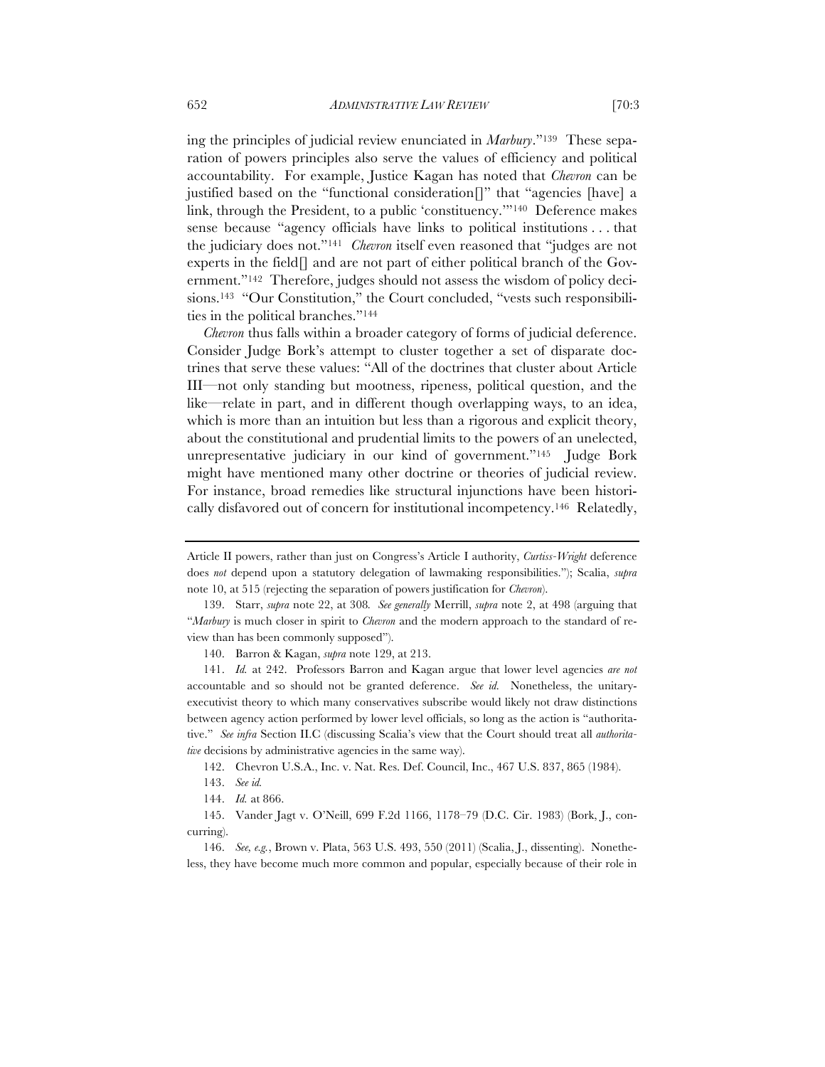ing the principles of judicial review enunciated in *Marbury*."[139] These separation of powers principles also serve the values of efficiency and political accountability. For example, Justice Kagan has noted that *Chevron* can be justified based on the "functional consideration[]" that "agencies [have] a link, through the President, to a public 'constituency.'"[140] Deference makes sense because "agency officials have links to political institutions . . . that the judiciary does not."[141] *Chevron* itself even reasoned that "judges are not experts in the field[] and are not part of either political branch of the Government."[142] Therefore, judges should not assess the wisdom of policy decisions.[143] "Our Constitution," the Court concluded, "vests such responsibilities in the political branches."[144]

*Chevron* thus falls within a broader category of forms of judicial deference. Consider Judge Bork's attempt to cluster together a set of disparate doctrines that serve these values: "All of the doctrines that cluster about Article III—not only standing but mootness, ripeness, political question, and the like—relate in part, and in different though overlapping ways, to an idea, which is more than an intuition but less than a rigorous and explicit theory, about the constitutional and prudential limits to the powers of an unelected, unrepresentative judiciary in our kind of government."[145] Judge Bork might have mentioned many other doctrine or theories of judicial review. For instance, broad remedies like structural injunctions have been historically disfavored out of concern for institutional incompetency.[146] Relatedly,

---

Article II powers, rather than just on Congress's Article I authority, *Curtiss-Wright* deference does *not* depend upon a statutory delegation of lawmaking responsibilities."); Scalia, *supra* note 10, at 515 (rejecting the separation of powers justification for *Chevron*).

139. Starr, *supra* note 22, at 308. *See generally* Merrill, *supra* note 2, at 498 (arguing that "*Marbury* is much closer in spirit to *Chevron* and the modern approach to the standard of review than has been commonly supposed").

140. Barron & Kagan, *supra* note 129, at 213.

141. *Id.* at 242. Professors Barron and Kagan argue that lower level agencies *are not* accountable and so should not be granted deference. *See id.* Nonetheless, the unitary-executivist theory to which many conservatives subscribe would likely not draw distinctions between agency action performed by lower level officials, so long as the action is "authoritative." *See infra* Section II.C (discussing Scalia's view that the Court should treat all *authoritative* decisions by administrative agencies in the same way).

142. Chevron U.S.A., Inc. v. Nat. Res. Def. Council, Inc., 467 U.S. 837, 865 (1984).

143. *See id.*

144. *Id.* at 866.

145. Vander Jagt v. O'Neill, 699 F.2d 1166, 1178–79 (D.C. Cir. 1983) (Bork, J., concurring).

146. *See, e.g.*, Brown v. Plata, 563 U.S. 493, 550 (2011) (Scalia, J., dissenting). Nonetheless, they have become much more common and popular, especially because of their role in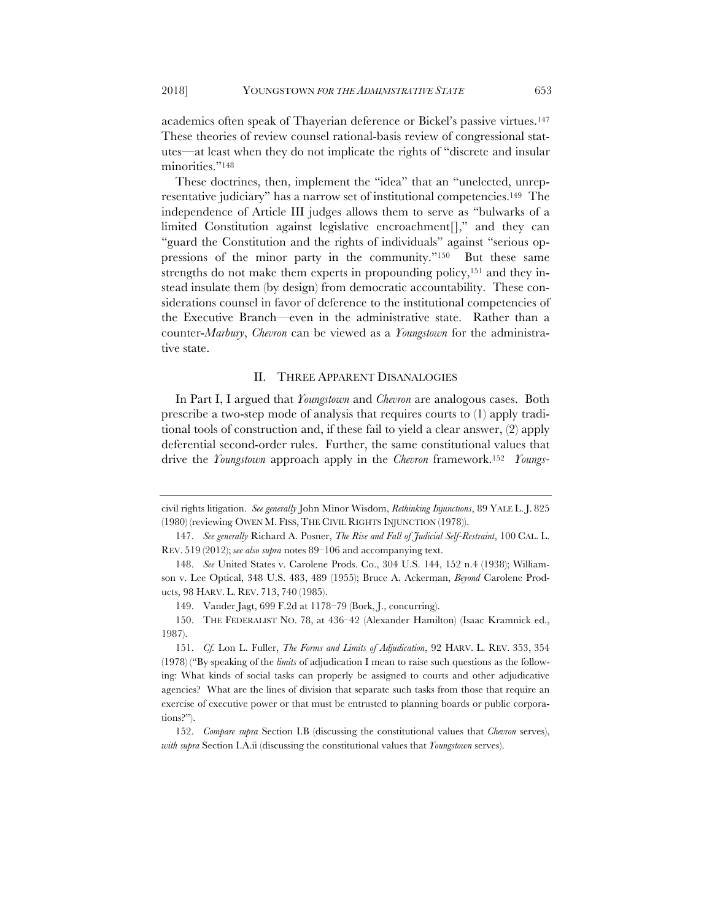academics often speak of Thayerian deference or Bickel's passive virtues.[147] These theories of review counsel rational-basis review of congressional statutes—at least when they do not implicate the rights of "discrete and insular minorities."[148]

These doctrines, then, implement the "idea" that an "unelected, unrepresentative judiciary" has a narrow set of institutional competencies.[149] The independence of Article III judges allows them to serve as "bulwarks of a limited Constitution against legislative encroachment[]," and they can "guard the Constitution and the rights of individuals" against "serious oppressions of the minor party in the community."[150] But these same strengths do not make them experts in propounding policy,[151] and they instead insulate them (by design) from democratic accountability. These considerations counsel in favor of deference to the institutional competencies of the Executive Branch—even in the administrative state. Rather than a counter-*Marbury*, *Chevron* can be viewed as a *Youngstown* for the administrative state.

## II. THREE APPARENT DISANALOGIES

In Part I, I argued that *Youngstown* and *Chevron* are analogous cases. Both prescribe a two-step mode of analysis that requires courts to (1) apply traditional tools of construction and, if these fail to yield a clear answer, (2) apply deferential second-order rules. Further, the same constitutional values that drive the *Youngstown* approach apply in the *Chevron* framework.[152] *Youngs-*

---

civil rights litigation. *See generally* John Minor Wisdom, *Rethinking Injunctions*, 89 YALE L. J. 825 (1980) (reviewing OWEN M. FISS, THE CIVIL RIGHTS INJUNCTION (1978)).

147. *See generally* Richard A. Posner, *The Rise and Fall of Judicial Self-Restraint*, 100 CAL. L. REV. 519 (2012); *see also supra* notes 89–106 and accompanying text.

148. *See* United States v. Carolene Prods. Co., 304 U.S. 144, 152 n.4 (1938); Williamson v. Lee Optical, 348 U.S. 483, 489 (1955); Bruce A. Ackerman, *Beyond* Carolene Products, 98 HARV. L. REV. 713, 740 (1985).

149. Vander Jagt, 699 F.2d at 1178–79 (Bork, J., concurring).

150. THE FEDERALIST NO. 78, at 436–42 (Alexander Hamilton) (Isaac Kramnick ed., 1987).

151. *Cf.* Lon L. Fuller, *The Forms and Limits of Adjudication*, 92 HARV. L. REV. 353, 354 (1978) ("By speaking of the *limits* of adjudication I mean to raise such questions as the following: What kinds of social tasks can properly be assigned to courts and other adjudicative agencies? What are the lines of division that separate such tasks from those that require an exercise of executive power or that must be entrusted to planning boards or public corporations?").

152. *Compare supra* Section I.B (discussing the constitutional values that *Chevron* serves), *with supra* Section I.A.ii (discussing the constitutional values that *Youngstown* serves).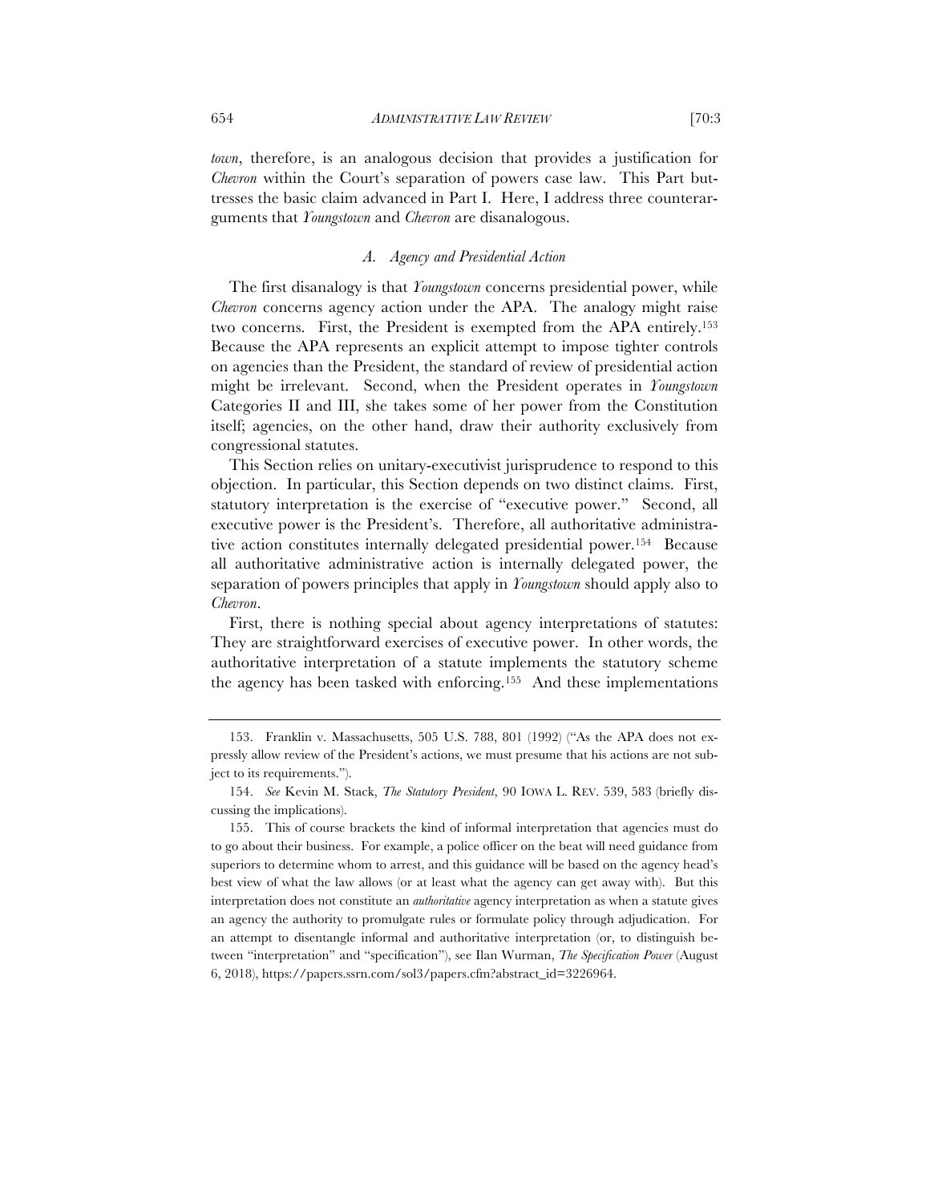*town*, therefore, is an analogous decision that provides a justification for *Chevron* within the Court's separation of powers case law. This Part buttresses the basic claim advanced in Part I. Here, I address three counterarguments that *Youngstown* and *Chevron* are disanalogous.

### *A. Agency and Presidential Action*

The first disanalogy is that *Youngstown* concerns presidential power, while *Chevron* concerns agency action under the APA. The analogy might raise two concerns. First, the President is exempted from the APA entirely.[153] Because the APA represents an explicit attempt to impose tighter controls on agencies than the President, the standard of review of presidential action might be irrelevant. Second, when the President operates in *Youngstown* Categories II and III, she takes some of her power from the Constitution itself; agencies, on the other hand, draw their authority exclusively from congressional statutes.

This Section relies on unitary-executivist jurisprudence to respond to this objection. In particular, this Section depends on two distinct claims. First, statutory interpretation is the exercise of "executive power." Second, all executive power is the President's. Therefore, all authoritative administrative action constitutes internally delegated presidential power.[154] Because all authoritative administrative action is internally delegated power, the separation of powers principles that apply in *Youngstown* should apply also to *Chevron*.

First, there is nothing special about agency interpretations of statutes: They are straightforward exercises of executive power. In other words, the authoritative interpretation of a statute implements the statutory scheme the agency has been tasked with enforcing.[155] And these implementations

---

153. Franklin v. Massachusetts, 505 U.S. 788, 801 (1992) ("As the APA does not expressly allow review of the President's actions, we must presume that his actions are not subject to its requirements.").

154. *See* Kevin M. Stack, *The Statutory President*, 90 IOWA L. REV. 539, 583 (briefly discussing the implications).

155. This of course brackets the kind of informal interpretation that agencies must do to go about their business. For example, a police officer on the beat will need guidance from superiors to determine whom to arrest, and this guidance will be based on the agency head's best view of what the law allows (or at least what the agency can get away with). But this interpretation does not constitute an *authoritative* agency interpretation as when a statute gives an agency the authority to promulgate rules or formulate policy through adjudication. For an attempt to disentangle informal and authoritative interpretation (or, to distinguish between "interpretation" and "specification"), see Ilan Wurman, *The Specification Power* (August 6, 2018), https://papers.ssrn.com/sol3/papers.cfm?abstract_id=3226964.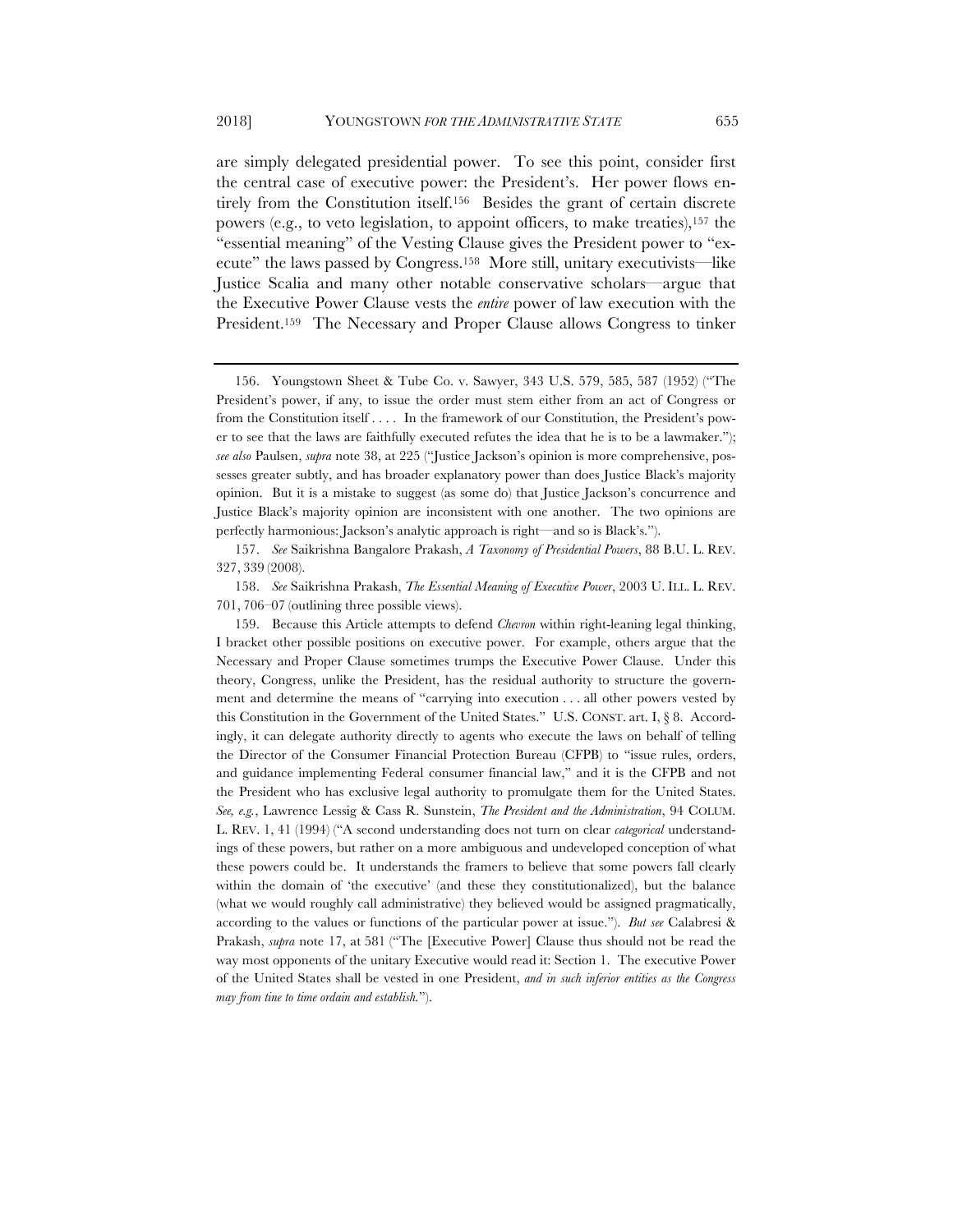are simply delegated presidential power. To see this point, consider first the central case of executive power: the President's. Her power flows entirely from the Constitution itself.[156] Besides the grant of certain discrete powers (e.g., to veto legislation, to appoint officers, to make treaties),[157] the "essential meaning" of the Vesting Clause gives the President power to "execute" the laws passed by Congress.[158] More still, unitary executivists—like Justice Scalia and many other notable conservative scholars—argue that the Executive Power Clause vests the *entire* power of law execution with the President.[159] The Necessary and Proper Clause allows Congress to tinker

---

156. Youngstown Sheet & Tube Co. v. Sawyer, 343 U.S. 579, 585, 587 (1952) ("The President's power, if any, to issue the order must stem either from an act of Congress or from the Constitution itself . . . . In the framework of our Constitution, the President's power to see that the laws are faithfully executed refutes the idea that he is to be a lawmaker."); *see also* Paulsen, *supra* note 38, at 225 ("Justice Jackson's opinion is more comprehensive, possesses greater subtly, and has broader explanatory power than does Justice Black's majority opinion. But it is a mistake to suggest (as some do) that Justice Jackson's concurrence and Justice Black's majority opinion are inconsistent with one another. The two opinions are perfectly harmonious: Jackson's analytic approach is right—and so is Black's.").

157. *See* Saikrishna Bangalore Prakash, *A Taxonomy of Presidential Powers*, 88 B.U. L. REV. 327, 339 (2008).

158. *See* Saikrishna Prakash, *The Essential Meaning of Executive Power*, 2003 U. ILL. L. REV. 701, 706–07 (outlining three possible views).

159. Because this Article attempts to defend *Chevron* within right-leaning legal thinking, I bracket other possible positions on executive power. For example, others argue that the Necessary and Proper Clause sometimes trumps the Executive Power Clause. Under this theory, Congress, unlike the President, has the residual authority to structure the government and determine the means of "carrying into execution . . . all other powers vested by this Constitution in the Government of the United States." U.S. CONST. art. I, § 8. Accordingly, it can delegate authority directly to agents who execute the laws on behalf of telling the Director of the Consumer Financial Protection Bureau (CFPB) to "issue rules, orders, and guidance implementing Federal consumer financial law," and it is the CFPB and not the President who has exclusive legal authority to promulgate them for the United States. *See, e.g.*, Lawrence Lessig & Cass R. Sunstein, *The President and the Administration*, 94 COLUM. L. REV. 1, 41 (1994) ("A second understanding does not turn on clear *categorical* understandings of these powers, but rather on a more ambiguous and undeveloped conception of what these powers could be. It understands the framers to believe that some powers fall clearly within the domain of 'the executive' (and these they constitutionalized), but the balance (what we would roughly call administrative) they believed would be assigned pragmatically, according to the values or functions of the particular power at issue."). *But see* Calabresi & Prakash, *supra* note 17, at 581 ("The [Executive Power] Clause thus should not be read the way most opponents of the unitary Executive would read it: Section 1. The executive Power of the United States shall be vested in one President, *and in such inferior entities as the Congress may from tine to time ordain and establish.*").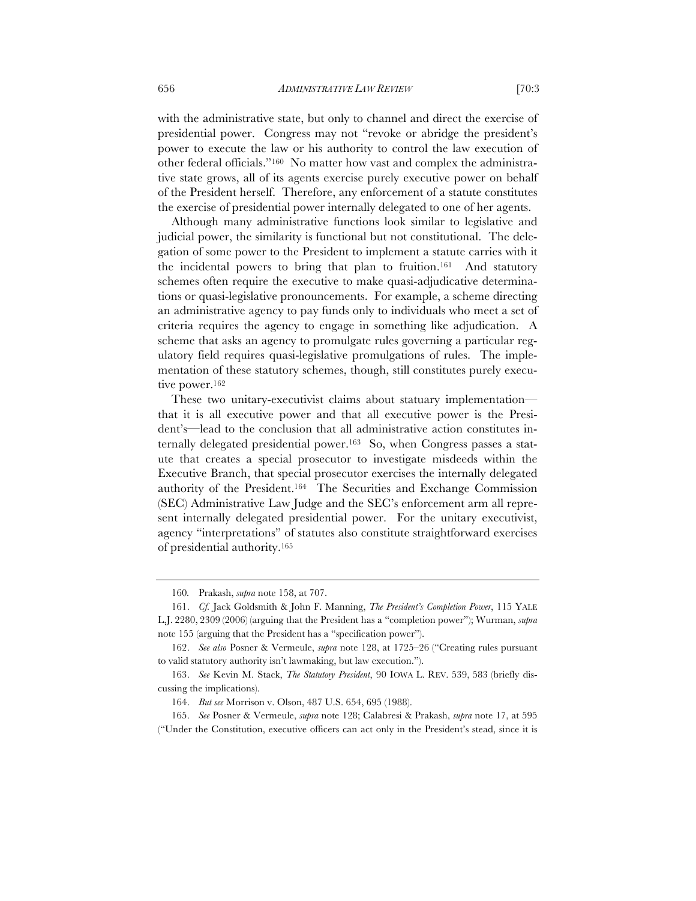with the administrative state, but only to channel and direct the exercise of presidential power. Congress may not "revoke or abridge the president's power to execute the law or his authority to control the law execution of other federal officials."[160] No matter how vast and complex the administrative state grows, all of its agents exercise purely executive power on behalf of the President herself. Therefore, any enforcement of a statute constitutes the exercise of presidential power internally delegated to one of her agents.

Although many administrative functions look similar to legislative and judicial power, the similarity is functional but not constitutional. The delegation of some power to the President to implement a statute carries with it the incidental powers to bring that plan to fruition.[161] And statutory schemes often require the executive to make quasi-adjudicative determinations or quasi-legislative pronouncements. For example, a scheme directing an administrative agency to pay funds only to individuals who meet a set of criteria requires the agency to engage in something like adjudication. A scheme that asks an agency to promulgate rules governing a particular regulatory field requires quasi-legislative promulgations of rules. The implementation of these statutory schemes, though, still constitutes purely executive power.[162]

These two unitary-executivist claims about statuary implementation—that it is all executive power and that all executive power is the President's—lead to the conclusion that all administrative action constitutes internally delegated presidential power.[163] So, when Congress passes a statute that creates a special prosecutor to investigate misdeeds within the Executive Branch, that special prosecutor exercises the internally delegated authority of the President.[164] The Securities and Exchange Commission (SEC) Administrative Law Judge and the SEC's enforcement arm all represent internally delegated presidential power. For the unitary executivist, agency "interpretations" of statutes also constitute straightforward exercises of presidential authority.[165]

---

160. Prakash, *supra* note 158, at 707.

161. *Cf.* Jack Goldsmith & John F. Manning, *The President's Completion Power*, 115 YALE L.J. 2280, 2309 (2006) (arguing that the President has a "completion power"); Wurman, *supra* note 155 (arguing that the President has a "specification power").

162. *See also* Posner & Vermeule, *supra* note 128, at 1725–26 ("Creating rules pursuant to valid statutory authority isn't lawmaking, but law execution.").

163. *See* Kevin M. Stack, *The Statutory President*, 90 IOWA L. REV. 539, 583 (briefly discussing the implications).

164. *But see* Morrison v. Olson, 487 U.S. 654, 695 (1988).

165. *See* Posner & Vermeule, *supra* note 128; Calabresi & Prakash, *supra* note 17, at 595 ("Under the Constitution, executive officers can act only in the President's stead, since it is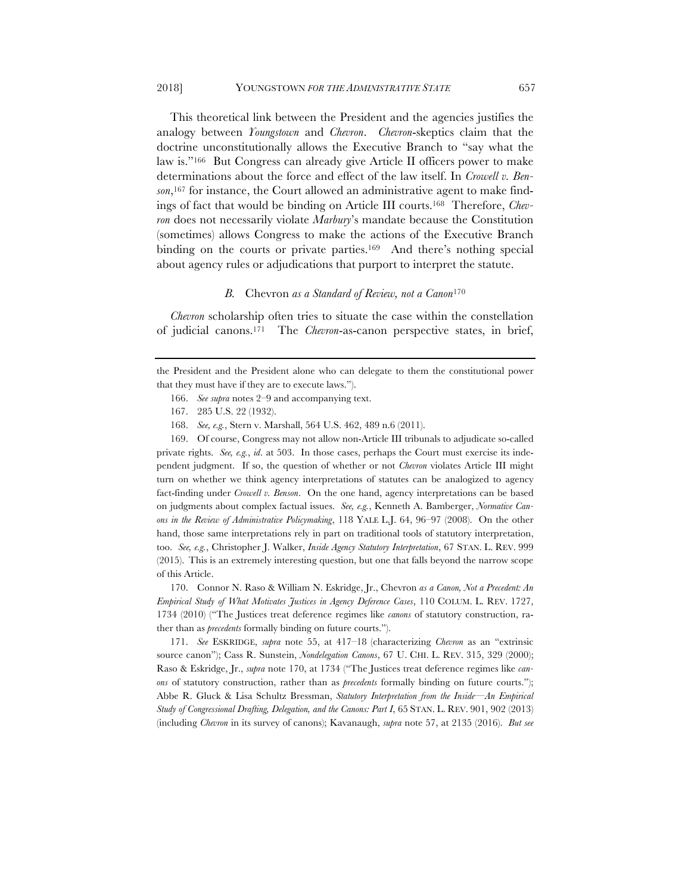This theoretical link between the President and the agencies justifies the analogy between *Youngstown* and *Chevron*. *Chevron*-skeptics claim that the doctrine unconstitutionally allows the Executive Branch to "say what the law is."[166] But Congress can already give Article II officers power to make determinations about the force and effect of the law itself. In *Crowell v. Benson*,[167] for instance, the Court allowed an administrative agent to make findings of fact that would be binding on Article III courts.[168] Therefore, *Chevron* does not necessarily violate *Marbury*'s mandate because the Constitution (sometimes) allows Congress to make the actions of the Executive Branch binding on the courts or private parties.[169] And there's nothing special about agency rules or adjudications that purport to interpret the statute.

### *B.* Chevron *as a Standard of Review, not a Canon*[170]

*Chevron* scholarship often tries to situate the case within the constellation of judicial canons.[171] The *Chevron*-as-canon perspective states, in brief,

---

the President and the President alone who can delegate to them the constitutional power that they must have if they are to execute laws.").

166. *See supra* notes 2–9 and accompanying text.

167. 285 U.S. 22 (1932).

168. *See, e.g.*, Stern v. Marshall, 564 U.S. 462, 489 n.6 (2011).

169. Of course, Congress may not allow non-Article III tribunals to adjudicate so-called private rights. *See, e.g.*, *id*. at 503. In those cases, perhaps the Court must exercise its independent judgment. If so, the question of whether or not *Chevron* violates Article III might turn on whether we think agency interpretations of statutes can be analogized to agency fact-finding under *Crowell v. Benson*. On the one hand, agency interpretations can be based on judgments about complex factual issues. *See, e.g.*, Kenneth A. Bamberger, *Normative Canons in the Review of Administrative Policymaking*, 118 YALE L.J. 64, 96–97 (2008). On the other hand, those same interpretations rely in part on traditional tools of statutory interpretation, too. *See, e.g.*, Christopher J. Walker, *Inside Agency Statutory Interpretation*, 67 STAN. L. REV. 999 (2015). This is an extremely interesting question, but one that falls beyond the narrow scope of this Article.

170. Connor N. Raso & William N. Eskridge, Jr., Chevron *as a Canon, Not a Precedent: An Empirical Study of What Motivates Justices in Agency Deference Cases*, 110 COLUM. L. REV. 1727, 1734 (2010) ("The Justices treat deference regimes like *canons* of statutory construction, rather than as *precedents* formally binding on future courts.").

171. *See* ESKRIDGE, *supra* note 55, at 417–18 (characterizing *Chevron* as an "extrinsic source canon"); Cass R. Sunstein, *Nondelegation Canons*, 67 U. CHI. L. REV. 315, 329 (2000); Raso & Eskridge, Jr., *supra* note 170, at 1734 ("The Justices treat deference regimes like *canons* of statutory construction, rather than as *precedents* formally binding on future courts."); Abbe R. Gluck & Lisa Schultz Bressman, *Statutory Interpretation from the Inside—An Empirical Study of Congressional Drafting, Delegation, and the Canons: Part I*, 65 STAN. L. REV. 901, 902 (2013) (including *Chevron* in its survey of canons); Kavanaugh, *supra* note 57, at 2135 (2016). *But see*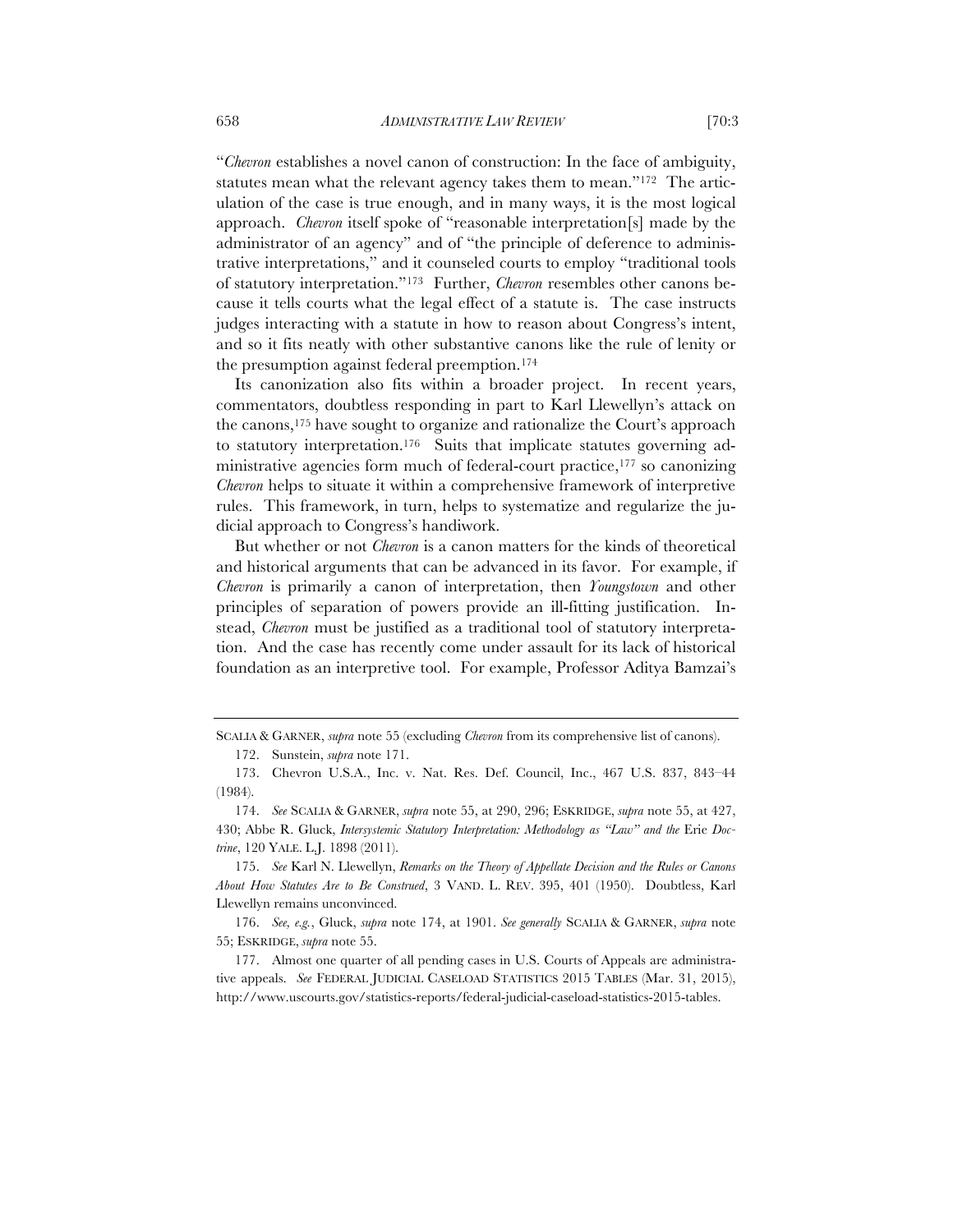"*Chevron* establishes a novel canon of construction: In the face of ambiguity, statutes mean what the relevant agency takes them to mean."[172] The articulation of the case is true enough, and in many ways, it is the most logical approach. *Chevron* itself spoke of "reasonable interpretation[s] made by the administrator of an agency" and of "the principle of deference to administrative interpretations," and it counseled courts to employ "traditional tools of statutory interpretation."[173] Further, *Chevron* resembles other canons because it tells courts what the legal effect of a statute is. The case instructs judges interacting with a statute in how to reason about Congress's intent, and so it fits neatly with other substantive canons like the rule of lenity or the presumption against federal preemption.[174]

Its canonization also fits within a broader project. In recent years, commentators, doubtless responding in part to Karl Llewellyn's attack on the canons,[175] have sought to organize and rationalize the Court's approach to statutory interpretation.[176] Suits that implicate statutes governing administrative agencies form much of federal-court practice,[177] so canonizing *Chevron* helps to situate it within a comprehensive framework of interpretive rules. This framework, in turn, helps to systematize and regularize the judicial approach to Congress's handiwork.

But whether or not *Chevron* is a canon matters for the kinds of theoretical and historical arguments that can be advanced in its favor. For example, if *Chevron* is primarily a canon of interpretation, then *Youngstown* and other principles of separation of powers provide an ill-fitting justification. Instead, *Chevron* must be justified as a traditional tool of statutory interpretation. And the case has recently come under assault for its lack of historical foundation as an interpretive tool. For example, Professor Aditya Bamzai's

---

SCALIA & GARNER, *supra* note 55 (excluding *Chevron* from its comprehensive list of canons).

172. Sunstein, *supra* note 171.

173. Chevron U.S.A., Inc. v. Nat. Res. Def. Council, Inc., 467 U.S. 837, 843–44 (1984).

174. *See* SCALIA & GARNER, *supra* note 55, at 290, 296; ESKRIDGE, *supra* note 55, at 427, 430; Abbe R. Gluck, *Intersystemic Statutory Interpretation: Methodology as "Law" and the* Erie *Doctrine*, 120 YALE. L.J. 1898 (2011).

175. *See* Karl N. Llewellyn, *Remarks on the Theory of Appellate Decision and the Rules or Canons About How Statutes Are to Be Construed*, 3 VAND. L. REV. 395, 401 (1950). Doubtless, Karl Llewellyn remains unconvinced.

176. *See, e.g.*, Gluck, *supra* note 174, at 1901. *See generally* SCALIA & GARNER, *supra* note 55; ESKRIDGE, *supra* note 55.

177. Almost one quarter of all pending cases in U.S. Courts of Appeals are administrative appeals. *See* FEDERAL JUDICIAL CASELOAD STATISTICS 2015 TABLES (Mar. 31, 2015), http://www.uscourts.gov/statistics-reports/federal-judicial-caseload-statistics-2015-tables.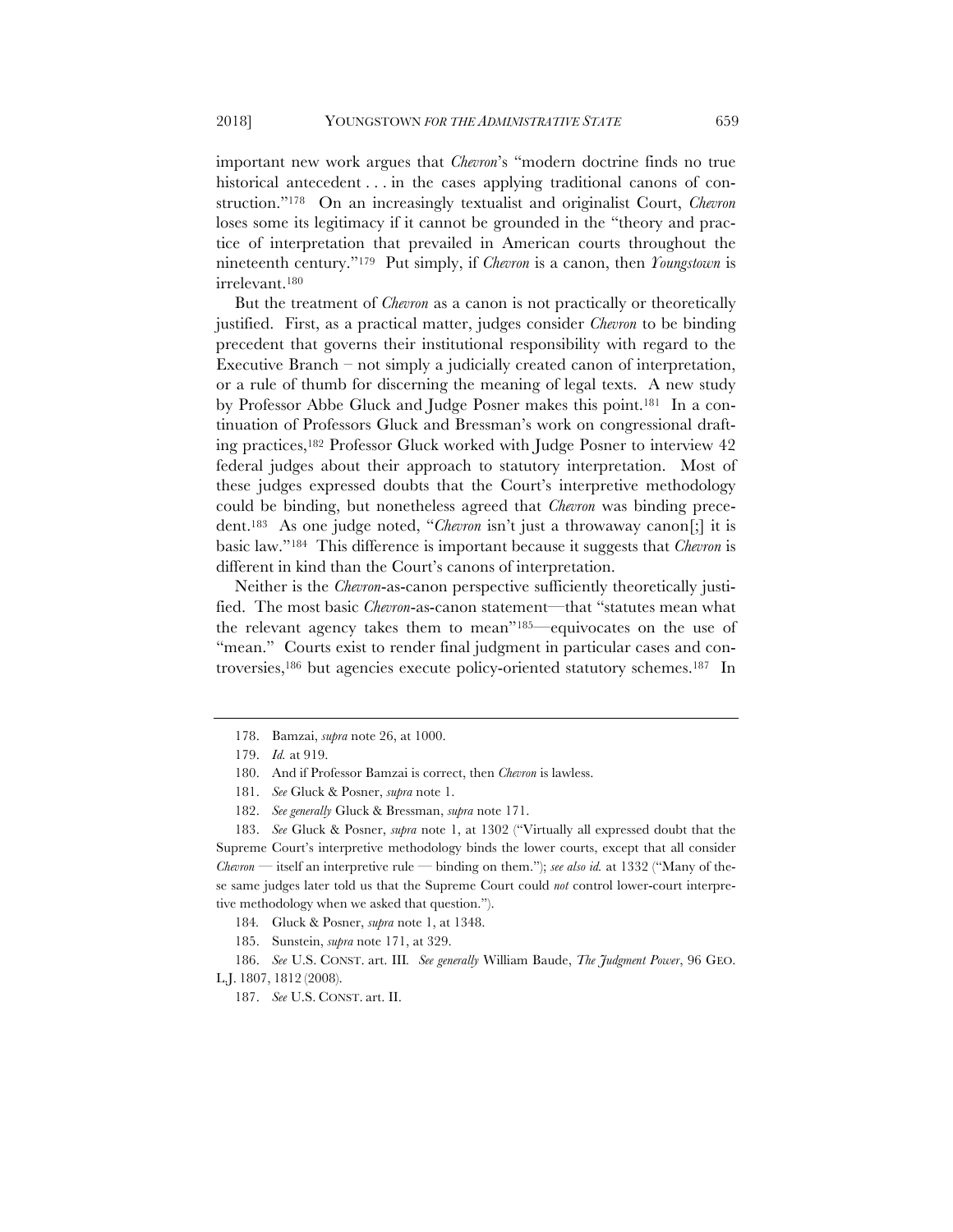important new work argues that *Chevron*'s "modern doctrine finds no true historical antecedent . . . in the cases applying traditional canons of construction."[178] On an increasingly textualist and originalist Court, *Chevron* loses some its legitimacy if it cannot be grounded in the "theory and practice of interpretation that prevailed in American courts throughout the nineteenth century."[179] Put simply, if *Chevron* is a canon, then *Youngstown* is irrelevant.[180]

But the treatment of *Chevron* as a canon is not practically or theoretically justified. First, as a practical matter, judges consider *Chevron* to be binding precedent that governs their institutional responsibility with regard to the Executive Branch – not simply a judicially created canon of interpretation, or a rule of thumb for discerning the meaning of legal texts. A new study by Professor Abbe Gluck and Judge Posner makes this point.[181] In a continuation of Professors Gluck and Bressman's work on congressional drafting practices,[182] Professor Gluck worked with Judge Posner to interview 42 federal judges about their approach to statutory interpretation. Most of these judges expressed doubts that the Court's interpretive methodology could be binding, but nonetheless agreed that *Chevron* was binding precedent.[183] As one judge noted, "*Chevron* isn't just a throwaway canon[;] it is basic law."[184] This difference is important because it suggests that *Chevron* is different in kind than the Court's canons of interpretation.

Neither is the *Chevron*-as-canon perspective sufficiently theoretically justified. The most basic *Chevron*-as-canon statement—that "statutes mean what the relevant agency takes them to mean"[185]—equivocates on the use of "mean." Courts exist to render final judgment in particular cases and controversies,[186] but agencies execute policy-oriented statutory schemes.[187] In

---

178. Bamzai, *supra* note 26, at 1000.

179. *Id.* at 919.

180. And if Professor Bamzai is correct, then *Chevron* is lawless.

181. *See* Gluck & Posner, *supra* note 1.

182. *See generally* Gluck & Bressman, *supra* note 171.

183. *See* Gluck & Posner, *supra* note 1, at 1302 ("Virtually all expressed doubt that the Supreme Court's interpretive methodology binds the lower courts, except that all consider *Chevron* — itself an interpretive rule — binding on them."); *see also id.* at 1332 ("Many of these same judges later told us that the Supreme Court could *not* control lower-court interpretive methodology when we asked that question.").

184. Gluck & Posner, *supra* note 1, at 1348.

185. Sunstein, *supra* note 171, at 329.

186. *See* U.S. CONST. art. III. *See generally* William Baude, *The Judgment Power*, 96 GEO. L.J. 1807, 1812 (2008).

187. *See* U.S. CONST. art. II.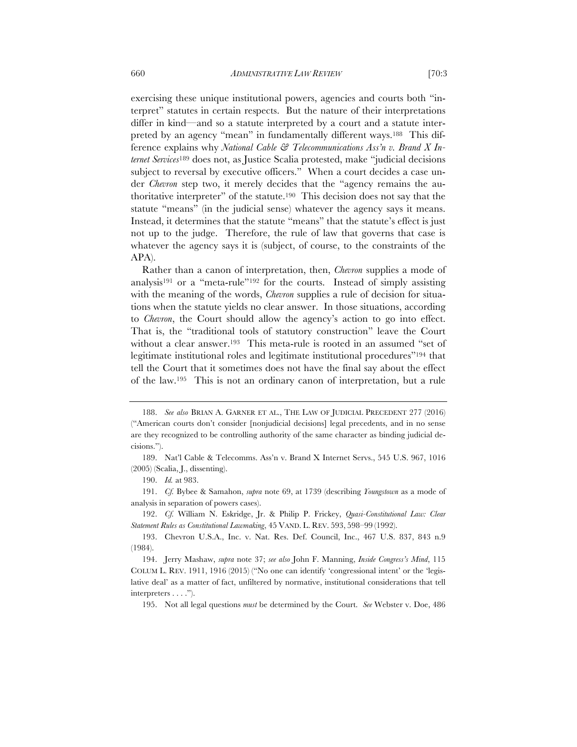exercising these unique institutional powers, agencies and courts both "interpret" statutes in certain respects. But the nature of their interpretations differ in kind—and so a statute interpreted by a court and a statute interpreted by an agency "mean" in fundamentally different ways.[188] This difference explains why *National Cable & Telecommunications Ass'n v. Brand X Internet Services*[189] does not, as Justice Scalia protested, make "judicial decisions subject to reversal by executive officers." When a court decides a case under *Chevron* step two, it merely decides that the "agency remains the authoritative interpreter" of the statute.[190] This decision does not say that the statute "means" (in the judicial sense) whatever the agency says it means. Instead, it determines that the statute "means" that the statute's effect is just not up to the judge. Therefore, the rule of law that governs that case is whatever the agency says it is (subject, of course, to the constraints of the APA).

Rather than a canon of interpretation, then, *Chevron* supplies a mode of analysis[191] or a "meta-rule"[192] for the courts. Instead of simply assisting with the meaning of the words, *Chevron* supplies a rule of decision for situations when the statute yields no clear answer. In those situations, according to *Chevron*, the Court should allow the agency's action to go into effect. That is, the "traditional tools of statutory construction" leave the Court without a clear answer.[193] This meta-rule is rooted in an assumed "set of legitimate institutional roles and legitimate institutional procedures"[194] that tell the Court that it sometimes does not have the final say about the effect of the law.[195] This is not an ordinary canon of interpretation, but a rule

---

188. *See also* BRIAN A. GARNER ET AL., THE LAW OF JUDICIAL PRECEDENT 277 (2016) ("American courts don't consider [nonjudicial decisions] legal precedents, and in no sense are they recognized to be controlling authority of the same character as binding judicial decisions.").

189. Nat'l Cable & Telecomms. Ass'n v. Brand X Internet Servs., 545 U.S. 967, 1016 (2005) (Scalia, J., dissenting).

190. *Id.* at 983.

191. *Cf.* Bybee & Samahon, *supra* note 69, at 1739 (describing *Youngstown* as a mode of analysis in separation of powers cases).

192. *Cf.* William N. Eskridge, Jr. & Philip P. Frickey, *Quasi-Constitutional Law: Clear Statement Rules as Constitutional Lawmaking*, 45 VAND. L. REV. 593, 598–99 (1992).

193. Chevron U.S.A., Inc. v. Nat. Res. Def. Council, Inc., 467 U.S. 837, 843 n.9 (1984).

194. Jerry Mashaw, *supra* note 37; *see also* John F. Manning, *Inside Congress's Mind*, 115 COLUM L. REV. 1911, 1916 (2015) ("No one can identify 'congressional intent' or the 'legislative deal' as a matter of fact, unfiltered by normative, institutional considerations that tell interpreters . . . .").

195. Not all legal questions *must* be determined by the Court. *See* Webster v. Doe, 486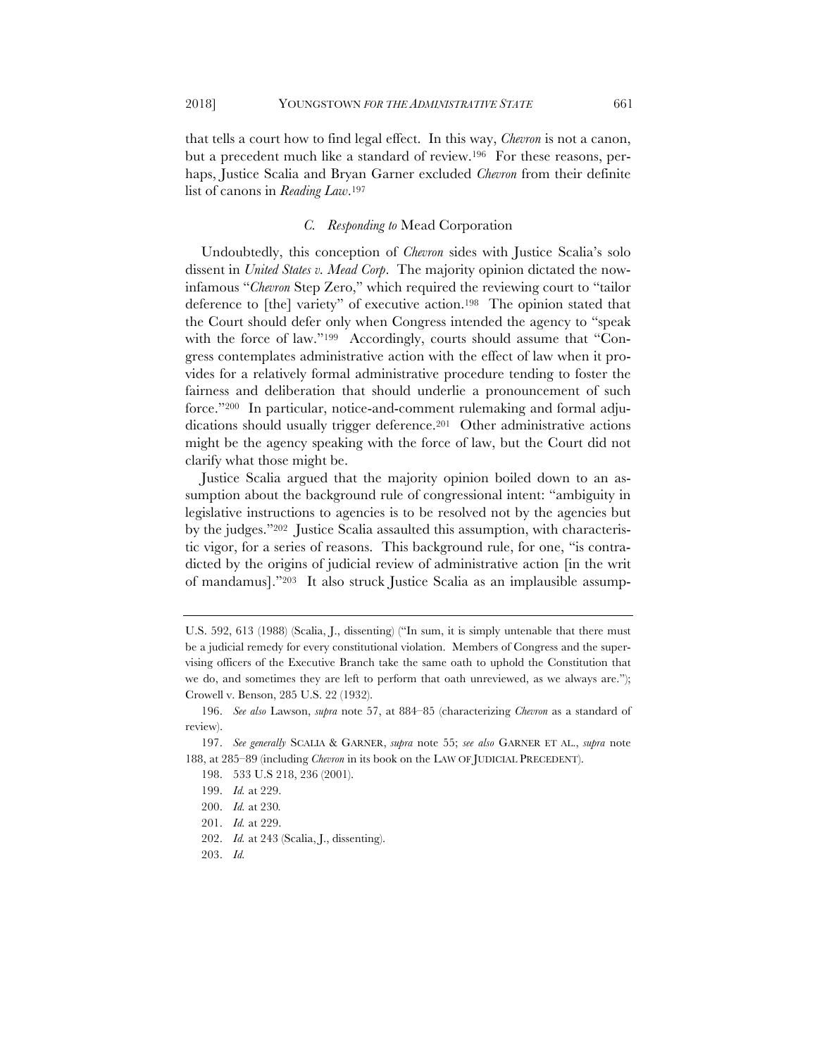that tells a court how to find legal effect. In this way, *Chevron* is not a canon, but a precedent much like a standard of review.[196] For these reasons, perhaps, Justice Scalia and Bryan Garner excluded *Chevron* from their definite list of canons in *Reading Law*.[197]

### *C. Responding to* Mead Corporation

Undoubtedly, this conception of *Chevron* sides with Justice Scalia's solo dissent in *United States v. Mead Corp*. The majority opinion dictated the now-infamous "*Chevron* Step Zero," which required the reviewing court to "tailor deference to [the] variety" of executive action.[198] The opinion stated that the Court should defer only when Congress intended the agency to "speak with the force of law."[199] Accordingly, courts should assume that "Congress contemplates administrative action with the effect of law when it provides for a relatively formal administrative procedure tending to foster the fairness and deliberation that should underlie a pronouncement of such force."[200] In particular, notice-and-comment rulemaking and formal adjudications should usually trigger deference.[201] Other administrative actions might be the agency speaking with the force of law, but the Court did not clarify what those might be.

Justice Scalia argued that the majority opinion boiled down to an assumption about the background rule of congressional intent: "ambiguity in legislative instructions to agencies is to be resolved not by the agencies but by the judges."[202] Justice Scalia assaulted this assumption, with characteristic vigor, for a series of reasons. This background rule, for one, "is contradicted by the origins of judicial review of administrative action [in the writ of mandamus]."[203] It also struck Justice Scalia as an implausible assump-

---

U.S. 592, 613 (1988) (Scalia, J., dissenting) ("In sum, it is simply untenable that there must be a judicial remedy for every constitutional violation. Members of Congress and the supervising officers of the Executive Branch take the same oath to uphold the Constitution that we do, and sometimes they are left to perform that oath unreviewed, as we always are."); Crowell v. Benson, 285 U.S. 22 (1932).

196. *See also* Lawson, *supra* note 57, at 884–85 (characterizing *Chevron* as a standard of review).

197. *See generally* SCALIA & GARNER, *supra* note 55; *see also* GARNER ET AL., *supra* note 188, at 285–89 (including *Chevron* in its book on the LAW OF JUDICIAL PRECEDENT).

198. 533 U.S 218, 236 (2001).

199. *Id.* at 229.

200. *Id.* at 230.

201. *Id.* at 229.

202. *Id.* at 243 (Scalia, J., dissenting).

203. *Id.*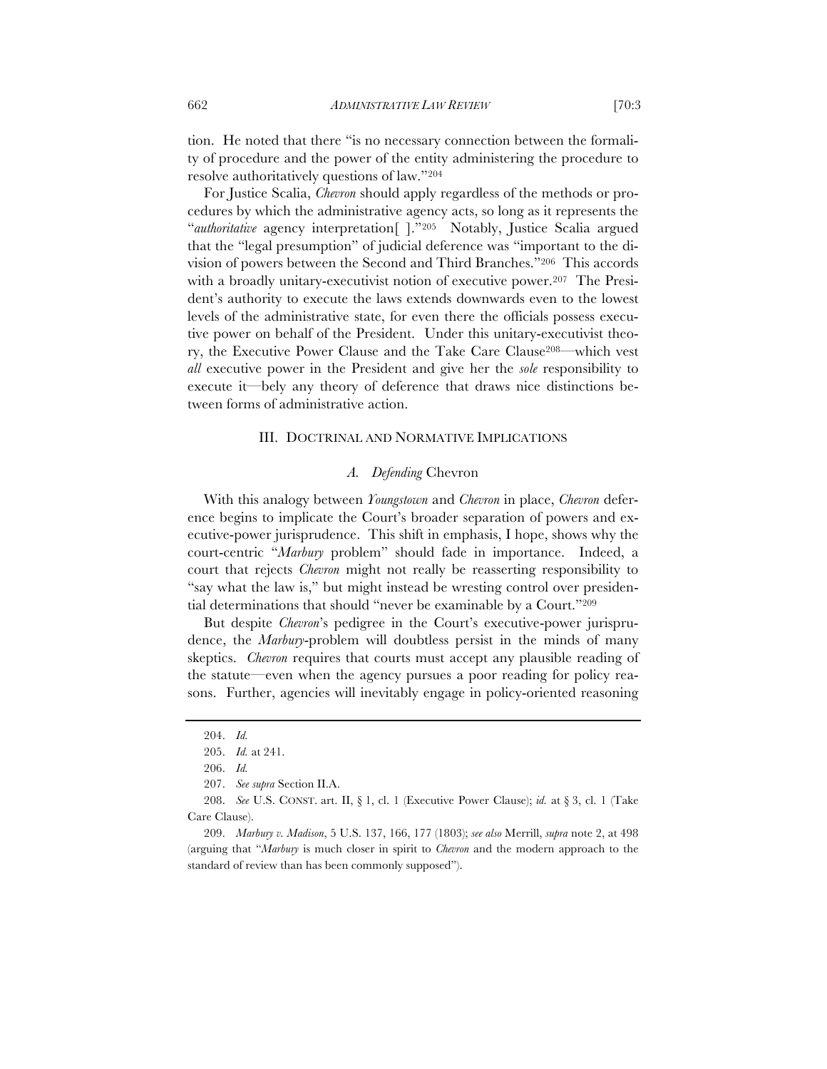tion. He noted that there "is no necessary connection between the formality of procedure and the power of the entity administering the procedure to resolve authoritatively questions of law."[204]

For Justice Scalia, *Chevron* should apply regardless of the methods or procedures by which the administrative agency acts, so long as it represents the "*authoritative* agency interpretation[ ]."[205] Notably, Justice Scalia argued that the "legal presumption" of judicial deference was "important to the division of powers between the Second and Third Branches."[206] This accords with a broadly unitary-executivist notion of executive power.[207] The President's authority to execute the laws extends downwards even to the lowest levels of the administrative state, for even there the officials possess executive power on behalf of the President. Under this unitary-executivist theory, the Executive Power Clause and the Take Care Clause[208]—which vest *all* executive power in the President and give her the *sole* responsibility to execute it—bely any theory of deference that draws nice distinctions between forms of administrative action.

## III. DOCTRINAL AND NORMATIVE IMPLICATIONS

### *A. Defending* Chevron

With this analogy between *Youngstown* and *Chevron* in place, *Chevron* deference begins to implicate the Court's broader separation of powers and executive-power jurisprudence. This shift in emphasis, I hope, shows why the court-centric "*Marbury* problem" should fade in importance. Indeed, a court that rejects *Chevron* might not really be reasserting responsibility to "say what the law is," but might instead be wresting control over presidential determinations that should "never be examinable by a Court."[209]

But despite *Chevron*'s pedigree in the Court's executive-power jurisprudence, the *Marbury*-problem will doubtless persist in the minds of many skeptics. *Chevron* requires that courts must accept any plausible reading of the statute—even when the agency pursues a poor reading for policy reasons. Further, agencies will inevitably engage in policy-oriented reasoning

---

204. *Id.*

205. *Id.* at 241.

206. *Id.*

207. *See supra* Section II.A.

208. *See* U.S. CONST. art. II, § 1, cl. 1 (Executive Power Clause); *id.* at § 3, cl. 1 (Take Care Clause).

209. *Marbury v. Madison*, 5 U.S. 137, 166, 177 (1803); *see also* Merrill, *supra* note 2, at 498 (arguing that "*Marbury* is much closer in spirit to *Chevron* and the modern approach to the standard of review than has been commonly supposed").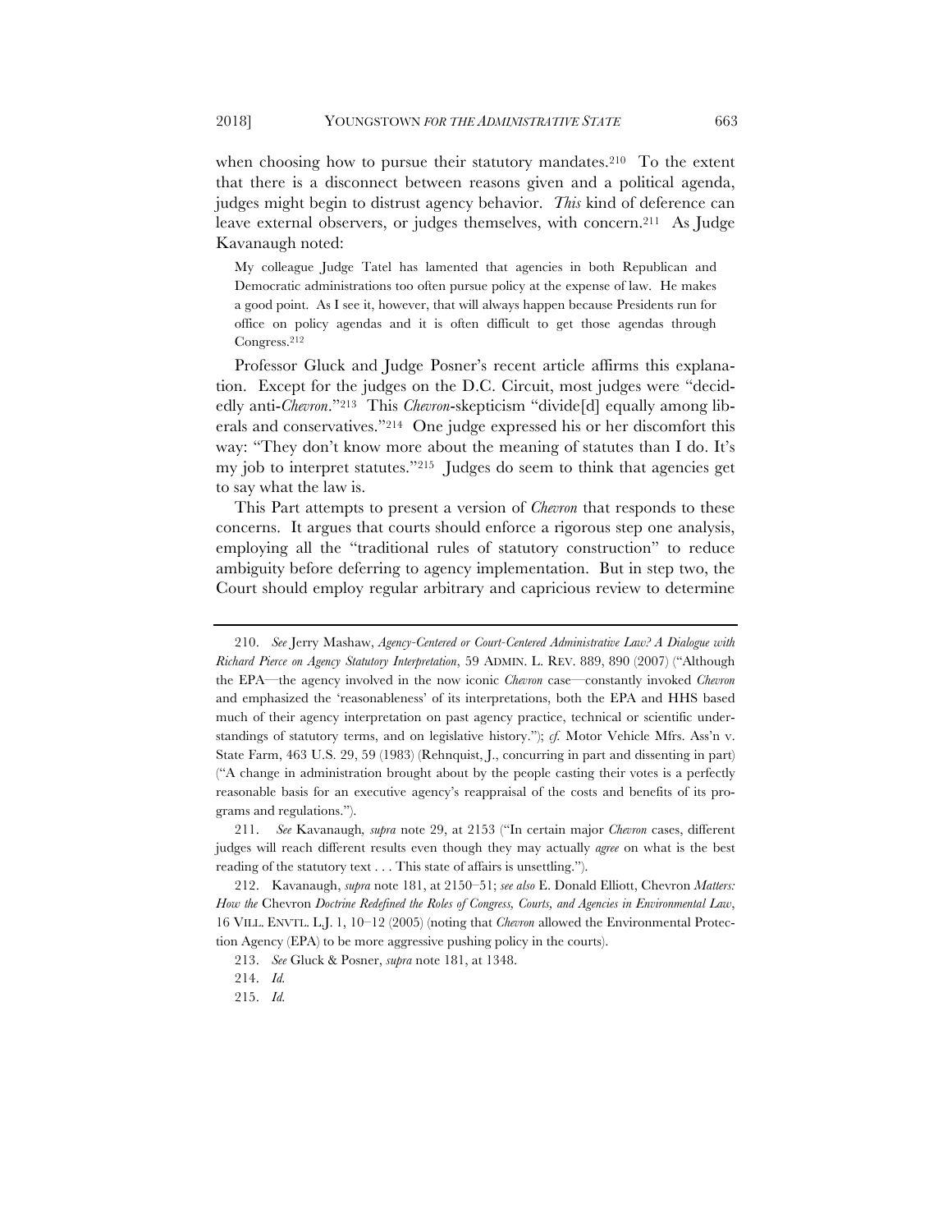when choosing how to pursue their statutory mandates.[210] To the extent that there is a disconnect between reasons given and a political agenda, judges might begin to distrust agency behavior. *This* kind of deference can leave external observers, or judges themselves, with concern.[211] As Judge Kavanaugh noted:

> My colleague Judge Tatel has lamented that agencies in both Republican and Democratic administrations too often pursue policy at the expense of law. He makes a good point. As I see it, however, that will always happen because Presidents run for office on policy agendas and it is often difficult to get those agendas through Congress.[212]

Professor Gluck and Judge Posner's recent article affirms this explanation. Except for the judges on the D.C. Circuit, most judges were "decidedly anti-*Chevron*."[213] This *Chevron*-skepticism "divide[d] equally among liberals and conservatives."[214] One judge expressed his or her discomfort this way: "They don't know more about the meaning of statutes than I do. It's my job to interpret statutes."[215] Judges do seem to think that agencies get to say what the law is.

This Part attempts to present a version of *Chevron* that responds to these concerns. It argues that courts should enforce a rigorous step one analysis, employing all the "traditional rules of statutory construction" to reduce ambiguity before deferring to agency implementation. But in step two, the Court should employ regular arbitrary and capricious review to determine

---

210. *See* Jerry Mashaw, *Agency-Centered or Court-Centered Administrative Law? A Dialogue with Richard Pierce on Agency Statutory Interpretation*, 59 ADMIN. L. REV. 889, 890 (2007) ("Although the EPA—the agency involved in the now iconic *Chevron* case—constantly invoked *Chevron* and emphasized the 'reasonableness' of its interpretations, both the EPA and HHS based much of their agency interpretation on past agency practice, technical or scientific understandings of statutory terms, and on legislative history."); *cf.* Motor Vehicle Mfrs. Ass'n v. State Farm, 463 U.S. 29, 59 (1983) (Rehnquist, J., concurring in part and dissenting in part) ("A change in administration brought about by the people casting their votes is a perfectly reasonable basis for an executive agency's reappraisal of the costs and benefits of its programs and regulations.").

211. *See* Kavanaugh*, supra* note 29, at 2153 ("In certain major *Chevron* cases, different judges will reach different results even though they may actually *agree* on what is the best reading of the statutory text . . . This state of affairs is unsettling.").

212. Kavanaugh, *supra* note 181, at 2150–51; *see also* E. Donald Elliott, Chevron *Matters: How the* Chevron *Doctrine Redefined the Roles of Congress, Courts, and Agencies in Environmental Law*, 16 VILL. ENVTL. L.J. 1, 10–12 (2005) (noting that *Chevron* allowed the Environmental Protection Agency (EPA) to be more aggressive pushing policy in the courts).

213. *See* Gluck & Posner, *supra* note 181, at 1348.

214. *Id.*

215. *Id.*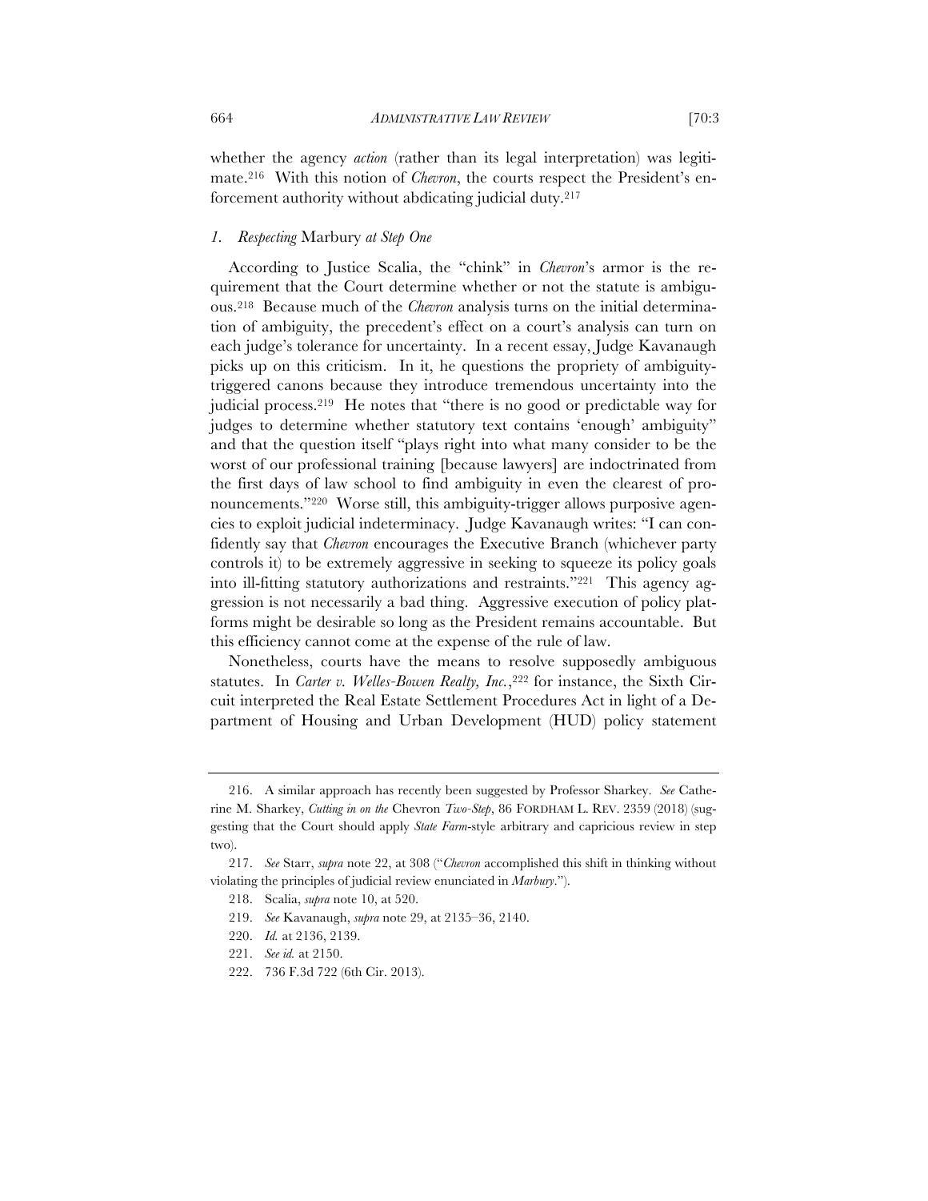whether the agency *action* (rather than its legal interpretation) was legitimate.[216] With this notion of *Chevron*, the courts respect the President's enforcement authority without abdicating judicial duty.[217]

### *1. Respecting* Marbury *at Step One*

According to Justice Scalia, the "chink" in *Chevron*'s armor is the requirement that the Court determine whether or not the statute is ambiguous.[218] Because much of the *Chevron* analysis turns on the initial determination of ambiguity, the precedent's effect on a court's analysis can turn on each judge's tolerance for uncertainty. In a recent essay, Judge Kavanaugh picks up on this criticism. In it, he questions the propriety of ambiguity-triggered canons because they introduce tremendous uncertainty into the judicial process.[219] He notes that "there is no good or predictable way for judges to determine whether statutory text contains 'enough' ambiguity" and that the question itself "plays right into what many consider to be the worst of our professional training [because lawyers] are indoctrinated from the first days of law school to find ambiguity in even the clearest of pronouncements."[220] Worse still, this ambiguity-trigger allows purposive agencies to exploit judicial indeterminacy. Judge Kavanaugh writes: "I can confidently say that *Chevron* encourages the Executive Branch (whichever party controls it) to be extremely aggressive in seeking to squeeze its policy goals into ill-fitting statutory authorizations and restraints."[221] This agency aggression is not necessarily a bad thing. Aggressive execution of policy platforms might be desirable so long as the President remains accountable. But this efficiency cannot come at the expense of the rule of law.

Nonetheless, courts have the means to resolve supposedly ambiguous statutes. In *Carter v. Welles-Bowen Realty, Inc.*,[222] for instance, the Sixth Circuit interpreted the Real Estate Settlement Procedures Act in light of a Department of Housing and Urban Development (HUD) policy statement

---

216. A similar approach has recently been suggested by Professor Sharkey. *See* Catherine M. Sharkey, *Cutting in on the* Chevron *Two-Step*, 86 FORDHAM L. REV. 2359 (2018) (suggesting that the Court should apply *State Farm*-style arbitrary and capricious review in step two).

217. *See* Starr, *supra* note 22, at 308 ("*Chevron* accomplished this shift in thinking without violating the principles of judicial review enunciated in *Marbury*.").

218. Scalia, *supra* note 10, at 520.

219. *See* Kavanaugh, *supra* note 29, at 2135–36, 2140.

220. *Id.* at 2136, 2139.

221. *See id.* at 2150.

222. 736 F.3d 722 (6th Cir. 2013).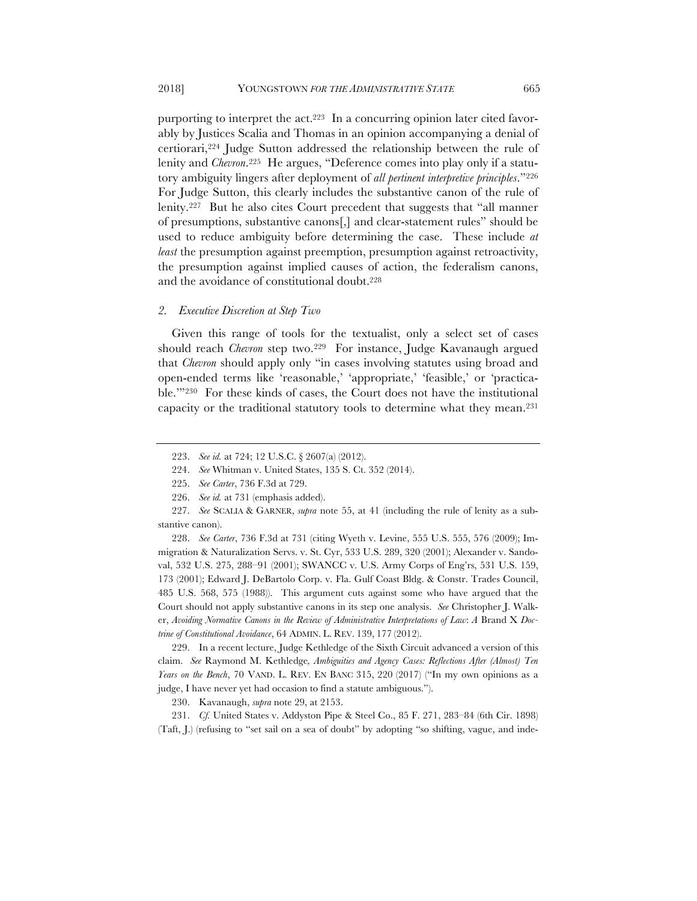purporting to interpret the act.[223] In a concurring opinion later cited favorably by Justices Scalia and Thomas in an opinion accompanying a denial of certiorari,[224] Judge Sutton addressed the relationship between the rule of lenity and *Chevron*.[225] He argues, "Deference comes into play only if a statutory ambiguity lingers after deployment of *all pertinent interpretive principles*."[226] For Judge Sutton, this clearly includes the substantive canon of the rule of lenity.[227] But he also cites Court precedent that suggests that "all manner of presumptions, substantive canons[,] and clear-statement rules" should be used to reduce ambiguity before determining the case. These include *at least* the presumption against preemption, presumption against retroactivity, the presumption against implied causes of action, the federalism canons, and the avoidance of constitutional doubt.[228]

### *2. Executive Discretion at Step Two*

Given this range of tools for the textualist, only a select set of cases should reach *Chevron* step two.[229] For instance, Judge Kavanaugh argued that *Chevron* should apply only "in cases involving statutes using broad and open-ended terms like 'reasonable,' 'appropriate,' 'feasible,' or 'practicable.'"[230] For these kinds of cases, the Court does not have the institutional capacity or the traditional statutory tools to determine what they mean.[231]

---

223. *See id.* at 724; 12 U.S.C. § 2607(a) (2012).

224. *See* Whitman v. United States, 135 S. Ct. 352 (2014).

225. *See Carter*, 736 F.3d at 729.

226. *See id.* at 731 (emphasis added).

227. *See* SCALIA & GARNER, *supra* note 55, at 41 (including the rule of lenity as a substantive canon).

228. *See Carter*, 736 F.3d at 731 (citing Wyeth v. Levine, 555 U.S. 555, 576 (2009); Immigration & Naturalization Servs. v. St. Cyr, 533 U.S. 289, 320 (2001); Alexander v. Sandoval, 532 U.S. 275, 288–91 (2001); SWANCC v. U.S. Army Corps of Eng'rs, 531 U.S. 159, 173 (2001); Edward J. DeBartolo Corp. v. Fla. Gulf Coast Bldg. & Constr. Trades Council, 485 U.S. 568, 575 (1988)). This argument cuts against some who have argued that the Court should not apply substantive canons in its step one analysis. *See* Christopher J. Walker, *Avoiding Normative Canons in the Review of Administrative Interpretations of Law*: *A* Brand X *Doctrine of Constitutional Avoidance*, 64 ADMIN. L. REV. 139, 177 (2012).

229. In a recent lecture, Judge Kethledge of the Sixth Circuit advanced a version of this claim. *See* Raymond M. Kethledge, *Ambiguities and Agency Cases: Reflections After (Almost) Ten Years on the Bench*, 70 VAND. L. REV. EN BANC 315, 220 (2017) ("In my own opinions as a judge, I have never yet had occasion to find a statute ambiguous.").

230. Kavanaugh, *supra* note 29, at 2153.

231. *Cf.* United States v. Addyston Pipe & Steel Co., 85 F. 271, 283–84 (6th Cir. 1898) (Taft, J.) (refusing to "set sail on a sea of doubt" by adopting "so shifting, vague, and inde-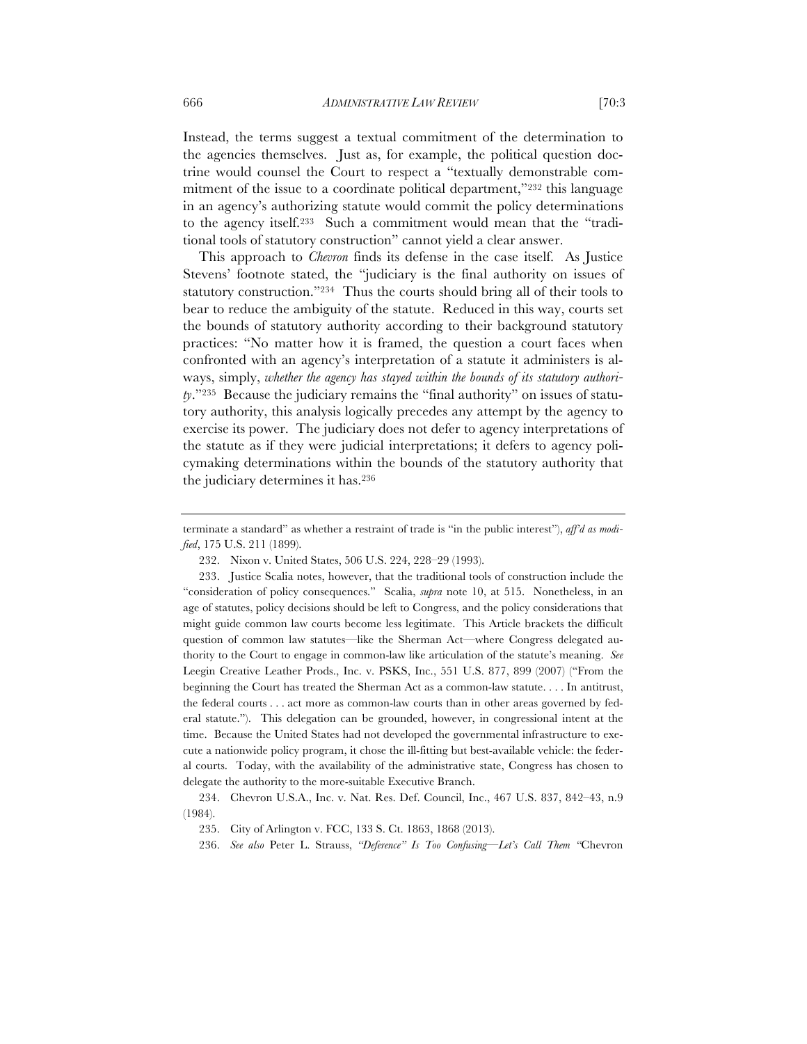Instead, the terms suggest a textual commitment of the determination to the agencies themselves. Just as, for example, the political question doctrine would counsel the Court to respect a "textually demonstrable commitment of the issue to a coordinate political department,"[232] this language in an agency's authorizing statute would commit the policy determinations to the agency itself.[233] Such a commitment would mean that the "traditional tools of statutory construction" cannot yield a clear answer.

This approach to *Chevron* finds its defense in the case itself. As Justice Stevens' footnote stated, the "judiciary is the final authority on issues of statutory construction."[234] Thus the courts should bring all of their tools to bear to reduce the ambiguity of the statute. Reduced in this way, courts set the bounds of statutory authority according to their background statutory practices: "No matter how it is framed, the question a court faces when confronted with an agency's interpretation of a statute it administers is always, simply, *whether the agency has stayed within the bounds of its statutory authority*."[235] Because the judiciary remains the "final authority" on issues of statutory authority, this analysis logically precedes any attempt by the agency to exercise its power. The judiciary does not defer to agency interpretations of the statute as if they were judicial interpretations; it defers to agency policymaking determinations within the bounds of the statutory authority that the judiciary determines it has.[236]

---

terminate a standard" as whether a restraint of trade is "in the public interest"), *aff'd as modified*, 175 U.S. 211 (1899).

232. Nixon v. United States, 506 U.S. 224, 228–29 (1993).

233. Justice Scalia notes, however, that the traditional tools of construction include the "consideration of policy consequences." Scalia, *supra* note 10, at 515. Nonetheless, in an age of statutes, policy decisions should be left to Congress, and the policy considerations that might guide common law courts become less legitimate. This Article brackets the difficult question of common law statutes—like the Sherman Act—where Congress delegated authority to the Court to engage in common-law like articulation of the statute's meaning. *See* Leegin Creative Leather Prods., Inc. v. PSKS, Inc., 551 U.S. 877, 899 (2007) ("From the beginning the Court has treated the Sherman Act as a common-law statute. . . . In antitrust, the federal courts . . . act more as common-law courts than in other areas governed by federal statute."). This delegation can be grounded, however, in congressional intent at the time. Because the United States had not developed the governmental infrastructure to execute a nationwide policy program, it chose the ill-fitting but best-available vehicle: the federal courts. Today, with the availability of the administrative state, Congress has chosen to delegate the authority to the more-suitable Executive Branch.

234. Chevron U.S.A., Inc. v. Nat. Res. Def. Council, Inc., 467 U.S. 837, 842–43, n.9 (1984).

235. City of Arlington v. FCC, 133 S. Ct. 1863, 1868 (2013).

236. *See also* Peter L. Strauss, *"Deference" Is Too Confusing—Let's Call Them "*Chevron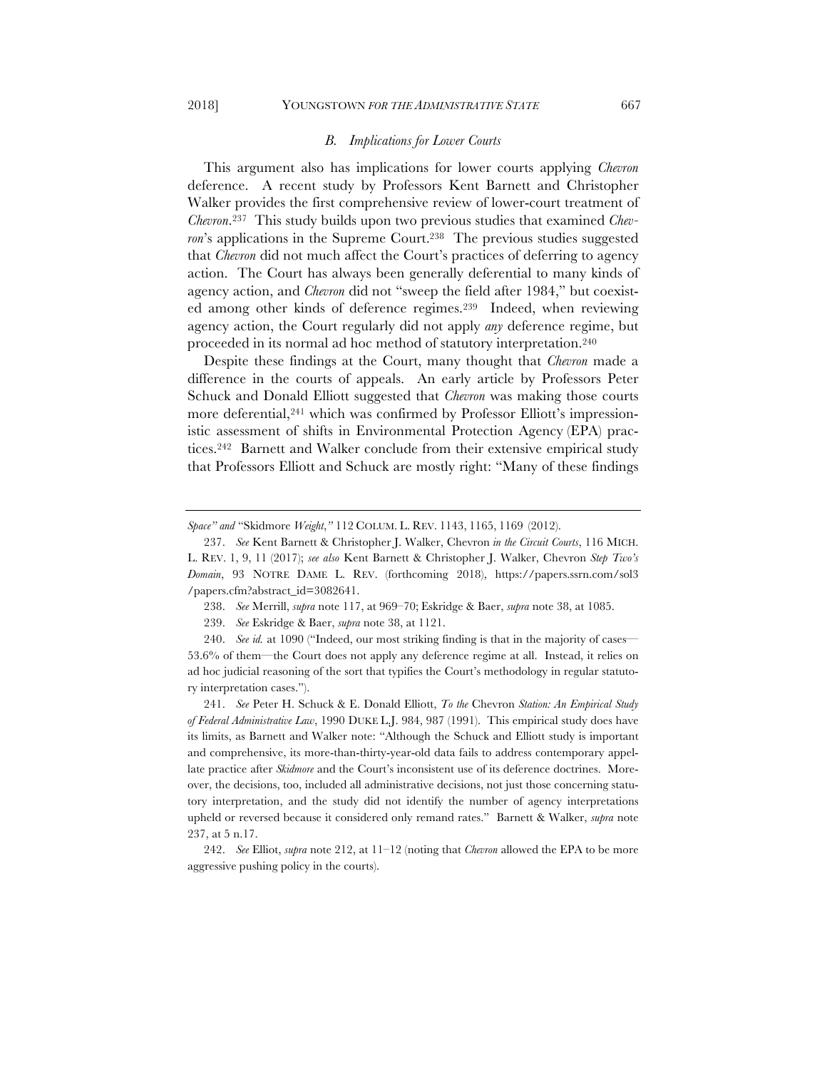### B. *Implications for Lower Courts*

This argument also has implications for lower courts applying *Chevron* deference. A recent study by Professors Kent Barnett and Christopher Walker provides the first comprehensive review of lower-court treatment of *Chevron*.[237] This study builds upon two previous studies that examined *Chevron*'s applications in the Supreme Court.[238] The previous studies suggested that *Chevron* did not much affect the Court's practices of deferring to agency action. The Court has always been generally deferential to many kinds of agency action, and *Chevron* did not "sweep the field after 1984," but coexisted among other kinds of deference regimes.[239] Indeed, when reviewing agency action, the Court regularly did not apply *any* deference regime, but proceeded in its normal ad hoc method of statutory interpretation.[240]

Despite these findings at the Court, many thought that *Chevron* made a difference in the courts of appeals. An early article by Professors Peter Schuck and Donald Elliott suggested that *Chevron* was making those courts more deferential,[241] which was confirmed by Professor Elliott's impressionistic assessment of shifts in Environmental Protection Agency (EPA) practices.[242] Barnett and Walker conclude from their extensive empirical study that Professors Elliott and Schuck are mostly right: "Many of these findings

---

*Space" and* "Skidmore *Weight*," 112 COLUM. L. REV. 1143, 1165, 1169 (2012).

237. *See* Kent Barnett & Christopher J. Walker, Chevron *in the Circuit Courts*, 116 MICH. L. REV. 1, 9, 11 (2017); *see also* Kent Barnett & Christopher J. Walker, Chevron *Step Two's Domain*, 93 NOTRE DAME L. REV. (forthcoming 2018), https://papers.ssrn.com/sol3/papers.cfm?abstract_id=3082641.

238. *See* Merrill, *supra* note 117, at 969–70; Eskridge & Baer, *supra* note 38, at 1085.

239. *See* Eskridge & Baer, *supra* note 38, at 1121.

240. *See id.* at 1090 ("Indeed, our most striking finding is that in the majority of cases—53.6% of them—the Court does not apply any deference regime at all. Instead, it relies on ad hoc judicial reasoning of the sort that typifies the Court's methodology in regular statutory interpretation cases.").

241. *See* Peter H. Schuck & E. Donald Elliott, *To the* Chevron *Station: An Empirical Study of Federal Administrative Law*, 1990 DUKE L.J. 984, 987 (1991). This empirical study does have its limits, as Barnett and Walker note: "Although the Schuck and Elliott study is important and comprehensive, its more-than-thirty-year-old data fails to address contemporary appellate practice after *Skidmore* and the Court's inconsistent use of its deference doctrines. Moreover, the decisions, too, included all administrative decisions, not just those concerning statutory interpretation, and the study did not identify the number of agency interpretations upheld or reversed because it considered only remand rates." Barnett & Walker, *supra* note 237, at 5 n.17.

242. *See* Elliot, *supra* note 212, at 11–12 (noting that *Chevron* allowed the EPA to be more aggressive pushing policy in the courts).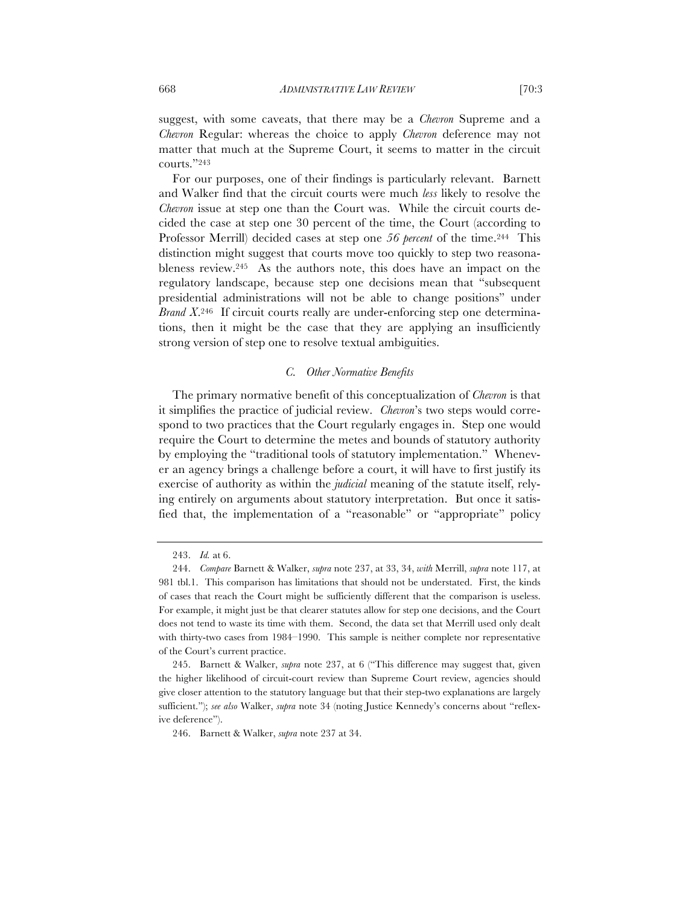suggest, with some caveats, that there may be a *Chevron* Supreme and a *Chevron* Regular: whereas the choice to apply *Chevron* deference may not matter that much at the Supreme Court, it seems to matter in the circuit courts."[243]

For our purposes, one of their findings is particularly relevant. Barnett and Walker find that the circuit courts were much *less* likely to resolve the *Chevron* issue at step one than the Court was. While the circuit courts decided the case at step one 30 percent of the time, the Court (according to Professor Merrill) decided cases at step one *56 percent* of the time.[244] This distinction might suggest that courts move too quickly to step two reasonableness review.[245] As the authors note, this does have an impact on the regulatory landscape, because step one decisions mean that "subsequent presidential administrations will not be able to change positions" under *Brand X*.[246] If circuit courts really are under-enforcing step one determinations, then it might be the case that they are applying an insufficiently strong version of step one to resolve textual ambiguities.

### *C. Other Normative Benefits*

The primary normative benefit of this conceptualization of *Chevron* is that it simplifies the practice of judicial review. *Chevron*'s two steps would correspond to two practices that the Court regularly engages in. Step one would require the Court to determine the metes and bounds of statutory authority by employing the "traditional tools of statutory implementation." Whenever an agency brings a challenge before a court, it will have to first justify its exercise of authority as within the *judicial* meaning of the statute itself, relying entirely on arguments about statutory interpretation. But once it satisfied that, the implementation of a "reasonable" or "appropriate" policy

---

243. *Id.* at 6.

244. *Compare* Barnett & Walker, *supra* note 237, at 33, 34, *with* Merrill, *supra* note 117, at 981 tbl.1. This comparison has limitations that should not be understated. First, the kinds of cases that reach the Court might be sufficiently different that the comparison is useless. For example, it might just be that clearer statutes allow for step one decisions, and the Court does not tend to waste its time with them. Second, the data set that Merrill used only dealt with thirty-two cases from 1984–1990. This sample is neither complete nor representative of the Court's current practice.

245. Barnett & Walker, *supra* note 237, at 6 ("This difference may suggest that, given the higher likelihood of circuit-court review than Supreme Court review, agencies should give closer attention to the statutory language but that their step-two explanations are largely sufficient."); *see also* Walker, *supra* note 34 (noting Justice Kennedy's concerns about "reflexive deference").

246. Barnett & Walker, *supra* note 237 at 34.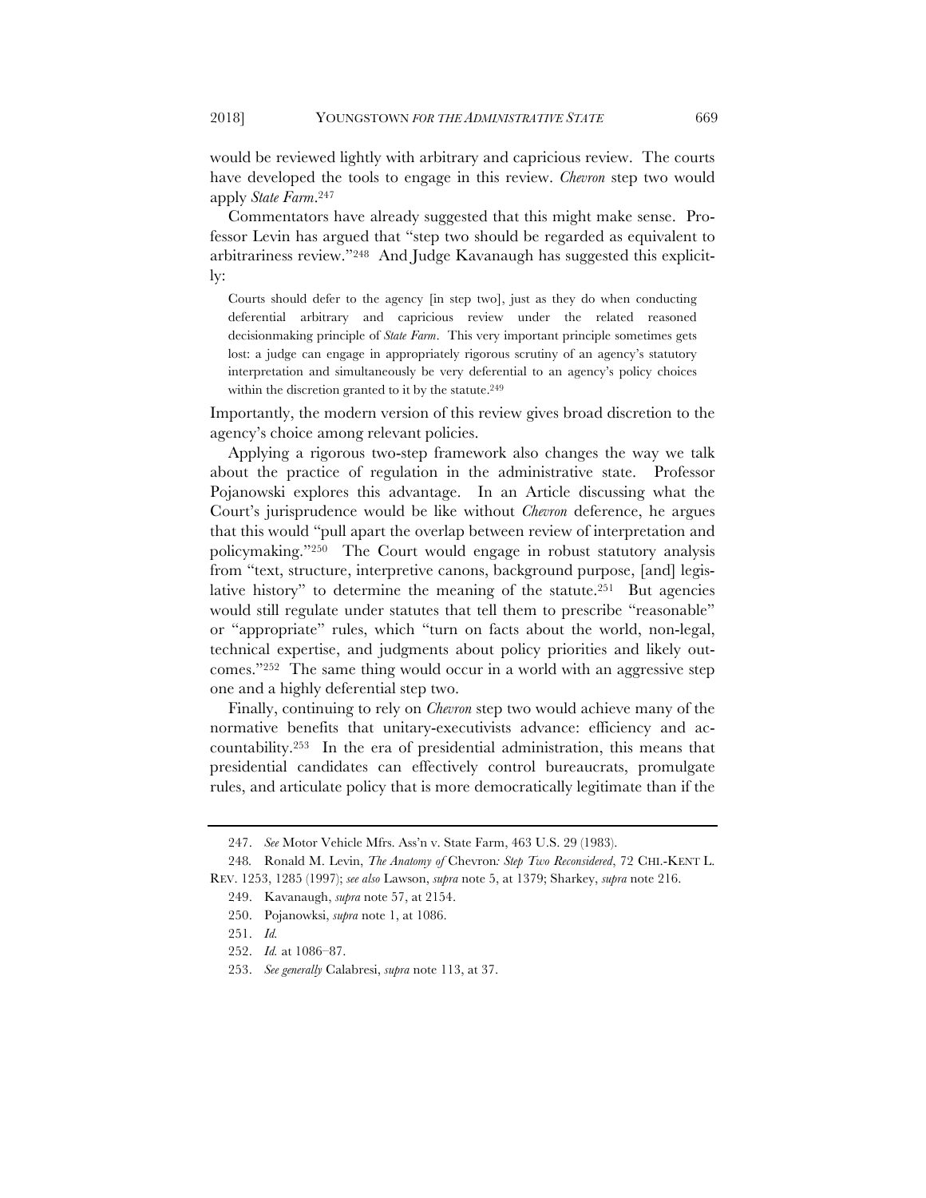would be reviewed lightly with arbitrary and capricious review. The courts have developed the tools to engage in this review. *Chevron* step two would apply *State Farm*.[247]

Commentators have already suggested that this might make sense. Professor Levin has argued that "step two should be regarded as equivalent to arbitrariness review."[248] And Judge Kavanaugh has suggested this explicitly:

> Courts should defer to the agency [in step two], just as they do when conducting deferential arbitrary and capricious review under the related reasoned decisionmaking principle of *State Farm*. This very important principle sometimes gets lost: a judge can engage in appropriately rigorous scrutiny of an agency's statutory interpretation and simultaneously be very deferential to an agency's policy choices within the discretion granted to it by the statute.[249]

Importantly, the modern version of this review gives broad discretion to the agency's choice among relevant policies.

Applying a rigorous two-step framework also changes the way we talk about the practice of regulation in the administrative state. Professor Pojanowski explores this advantage. In an Article discussing what the Court's jurisprudence would be like without *Chevron* deference, he argues that this would "pull apart the overlap between review of interpretation and policymaking."[250] The Court would engage in robust statutory analysis from "text, structure, interpretive canons, background purpose, [and] legislative history" to determine the meaning of the statute.[251] But agencies would still regulate under statutes that tell them to prescribe "reasonable" or "appropriate" rules, which "turn on facts about the world, non-legal, technical expertise, and judgments about policy priorities and likely outcomes."[252] The same thing would occur in a world with an aggressive step one and a highly deferential step two.

Finally, continuing to rely on *Chevron* step two would achieve many of the normative benefits that unitary-executivists advance: efficiency and accountability.[253] In the era of presidential administration, this means that presidential candidates can effectively control bureaucrats, promulgate rules, and articulate policy that is more democratically legitimate than if the

---

247. *See* Motor Vehicle Mfrs. Ass'n v. State Farm, 463 U.S. 29 (1983).

248. Ronald M. Levin, *The Anatomy of* Chevron*: Step Two Reconsidered*, 72 CHI.-KENT L. REV. 1253, 1285 (1997); *see also* Lawson, *supra* note 5, at 1379; Sharkey, *supra* note 216.

249. Kavanaugh, *supra* note 57, at 2154.

250. Pojanowksi, *supra* note 1, at 1086.

251. *Id.*

252. *Id.* at 1086–87.

253. *See generally* Calabresi, *supra* note 113, at 37.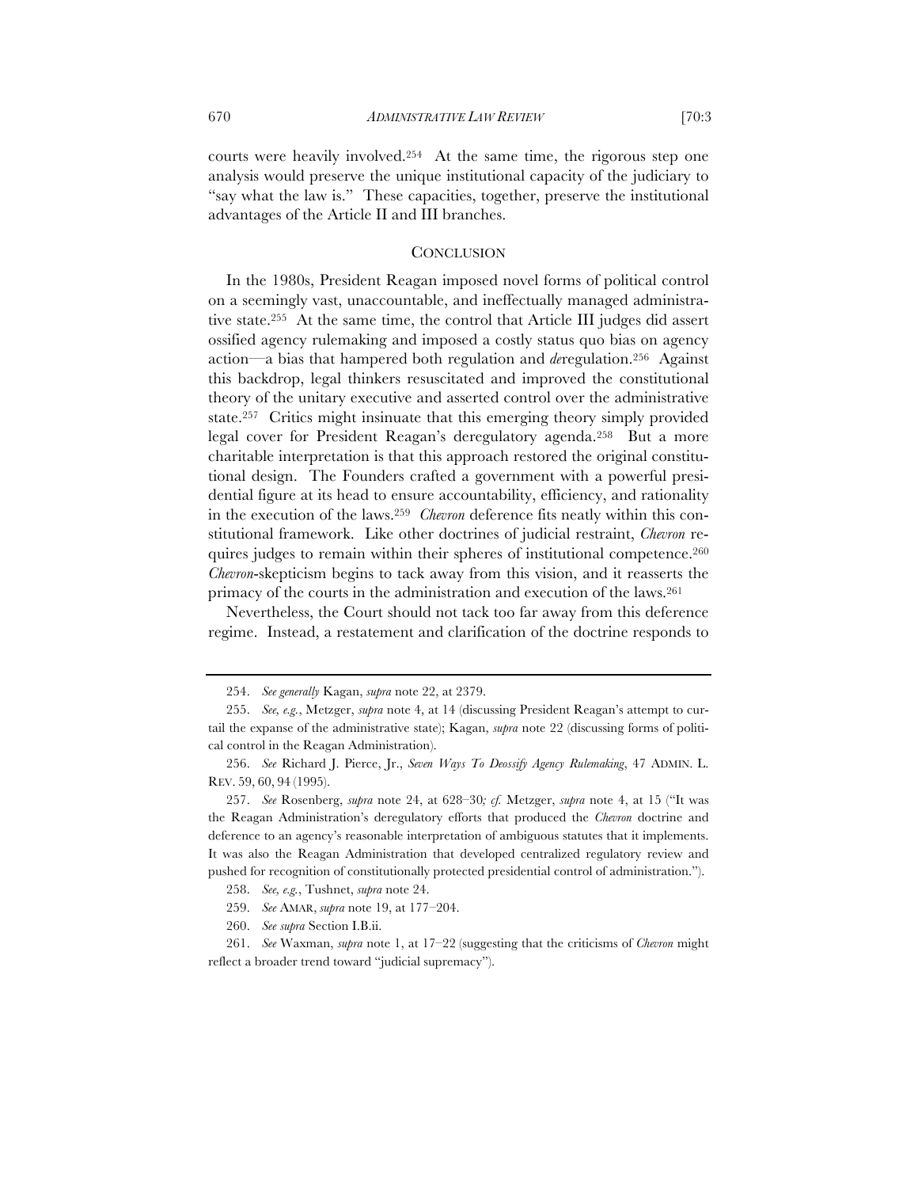courts were heavily involved.[254] At the same time, the rigorous step one analysis would preserve the unique institutional capacity of the judiciary to "say what the law is." These capacities, together, preserve the institutional advantages of the Article II and III branches.

## CONCLUSION

In the 1980s, President Reagan imposed novel forms of political control on a seemingly vast, unaccountable, and ineffectually managed administrative state.[255] At the same time, the control that Article III judges did assert ossified agency rulemaking and imposed a costly status quo bias on agency action—a bias that hampered both regulation and *de*regulation.[256] Against this backdrop, legal thinkers resuscitated and improved the constitutional theory of the unitary executive and asserted control over the administrative state.[257] Critics might insinuate that this emerging theory simply provided legal cover for President Reagan's deregulatory agenda.[258] But a more charitable interpretation is that this approach restored the original constitutional design. The Founders crafted a government with a powerful presidential figure at its head to ensure accountability, efficiency, and rationality in the execution of the laws.[259] *Chevron* deference fits neatly within this constitutional framework. Like other doctrines of judicial restraint, *Chevron* requires judges to remain within their spheres of institutional competence.[260] *Chevron*-skepticism begins to tack away from this vision, and it reasserts the primacy of the courts in the administration and execution of the laws.[261]

Nevertheless, the Court should not tack too far away from this deference regime. Instead, a restatement and clarification of the doctrine responds to

---

254. *See generally* Kagan, *supra* note 22, at 2379.

255. *See, e.g.*, Metzger, *supra* note 4, at 14 (discussing President Reagan's attempt to curtail the expanse of the administrative state); Kagan, *supra* note 22 (discussing forms of political control in the Reagan Administration).

256. *See* Richard J. Pierce, Jr., *Seven Ways To Deossify Agency Rulemaking*, 47 ADMIN. L. REV. 59, 60, 94 (1995).

257. *See* Rosenberg, *supra* note 24, at 628–30*; cf.* Metzger, *supra* note 4, at 15 ("It was the Reagan Administration's deregulatory efforts that produced the *Chevron* doctrine and deference to an agency's reasonable interpretation of ambiguous statutes that it implements. It was also the Reagan Administration that developed centralized regulatory review and pushed for recognition of constitutionally protected presidential control of administration.").

258. *See, e.g.*, Tushnet, *supra* note 24.

259. *See* AMAR, *supra* note 19, at 177–204.

260. *See supra* Section I.B.ii.

261. *See* Waxman, *supra* note 1, at 17–22 (suggesting that the criticisms of *Chevron* might reflect a broader trend toward "judicial supremacy").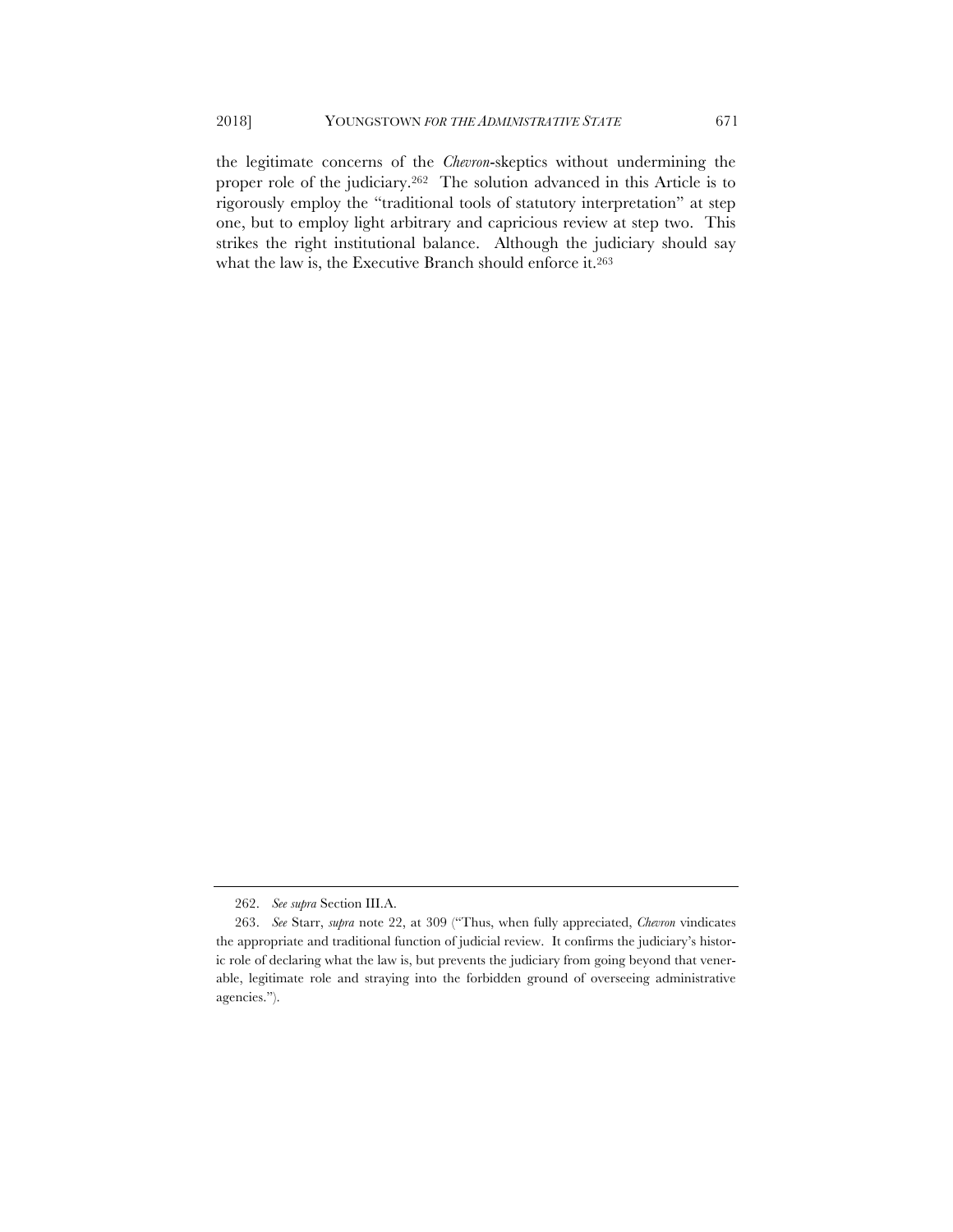the legitimate concerns of the *Chevron*-skeptics without undermining the proper role of the judiciary.[262] The solution advanced in this Article is to rigorously employ the "traditional tools of statutory interpretation" at step one, but to employ light arbitrary and capricious review at step two. This strikes the right institutional balance. Although the judiciary should say what the law is, the Executive Branch should enforce it.[263]

---

262. *See supra* Section III.A.

263. *See* Starr, *supra* note 22, at 309 ("Thus, when fully appreciated, *Chevron* vindicates the appropriate and traditional function of judicial review. It confirms the judiciary's historic role of declaring what the law is, but prevents the judiciary from going beyond that venerable, legitimate role and straying into the forbidden ground of overseeing administrative agencies.").